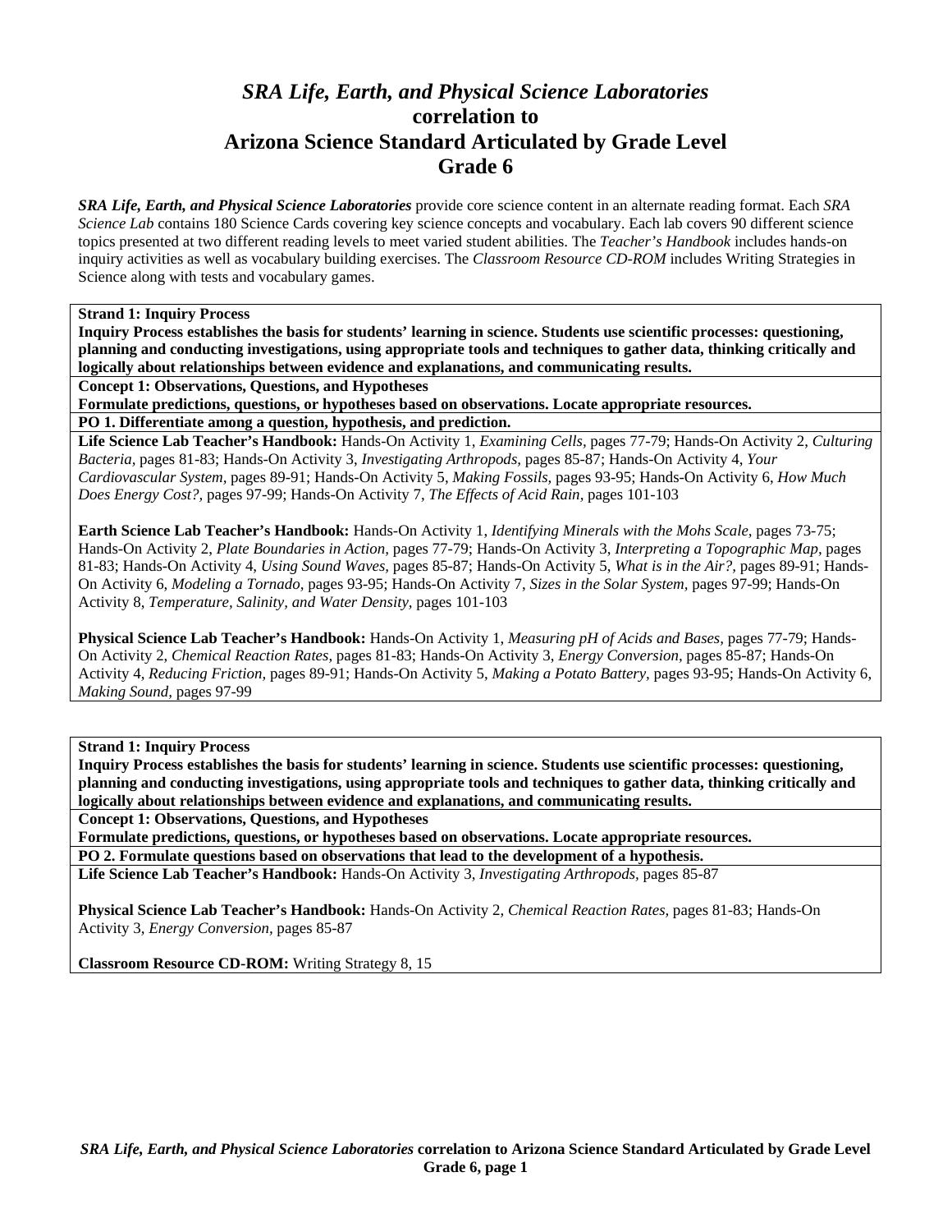# *SRA Life, Earth, and Physical Science Laboratories*
# correlation to
# Arizona Science Standard Articulated by Grade Level
# Grade 6

***SRA Life, Earth, and Physical Science Laboratories*** provide core science content in an alternate reading format. Each *SRA Science Lab* contains 180 Science Cards covering key science concepts and vocabulary. Each lab covers 90 different science topics presented at two different reading levels to meet varied student abilities. The *Teacher's Handbook* includes hands-on inquiry activities as well as vocabulary building exercises. The *Classroom Resource CD-ROM* includes Writing Strategies in Science along with tests and vocabulary games.

**Strand 1: Inquiry Process**
**Inquiry Process establishes the basis for students' learning in science. Students use scientific processes: questioning, planning and conducting investigations, using appropriate tools and techniques to gather data, thinking critically and logically about relationships between evidence and explanations, and communicating results.**

**Concept 1: Observations, Questions, and Hypotheses**
**Formulate predictions, questions, or hypotheses based on observations. Locate appropriate resources.**

**PO 1. Differentiate among a question, hypothesis, and prediction.**

**Life Science Lab Teacher's Handbook:** Hands-On Activity 1, *Examining Cells,* pages 77-79; Hands-On Activity 2, *Culturing Bacteria,* pages 81-83; Hands-On Activity 3, *Investigating Arthropods,* pages 85-87; Hands-On Activity 4, *Your Cardiovascular System,* pages 89-91; Hands-On Activity 5, *Making Fossils,* pages 93-95; Hands-On Activity 6, *How Much Does Energy Cost?,* pages 97-99; Hands-On Activity 7, *The Effects of Acid Rain,* pages 101-103

**Earth Science Lab Teacher's Handbook:** Hands-On Activity 1, *Identifying Minerals with the Mohs Scale,* pages 73-75; Hands-On Activity 2, *Plate Boundaries in Action,* pages 77-79; Hands-On Activity 3, *Interpreting a Topographic Map,* pages 81-83; Hands-On Activity 4, *Using Sound Waves,* pages 85-87; Hands-On Activity 5, *What is in the Air?,* pages 89-91; Hands-On Activity 6, *Modeling a Tornado,* pages 93-95; Hands-On Activity 7, *Sizes in the Solar System,* pages 97-99; Hands-On Activity 8, *Temperature, Salinity, and Water Density,* pages 101-103

**Physical Science Lab Teacher's Handbook:** Hands-On Activity 1, *Measuring pH of Acids and Bases,* pages 77-79; Hands-On Activity 2, *Chemical Reaction Rates,* pages 81-83; Hands-On Activity 3, *Energy Conversion,* pages 85-87; Hands-On Activity 4, *Reducing Friction,* pages 89-91; Hands-On Activity 5, *Making a Potato Battery,* pages 93-95; Hands-On Activity 6, *Making Sound,* pages 97-99

**Strand 1: Inquiry Process**
**Inquiry Process establishes the basis for students' learning in science. Students use scientific processes: questioning, planning and conducting investigations, using appropriate tools and techniques to gather data, thinking critically and logically about relationships between evidence and explanations, and communicating results.**

**Concept 1: Observations, Questions, and Hypotheses**
**Formulate predictions, questions, or hypotheses based on observations. Locate appropriate resources.**

**PO 2. Formulate questions based on observations that lead to the development of a hypothesis.**

**Life Science Lab Teacher's Handbook:** Hands-On Activity 3, *Investigating Arthropods,* pages 85-87

**Physical Science Lab Teacher's Handbook:** Hands-On Activity 2, *Chemical Reaction Rates,* pages 81-83; Hands-On Activity 3, *Energy Conversion,* pages 85-87

**Classroom Resource CD-ROM:** Writing Strategy 8, 15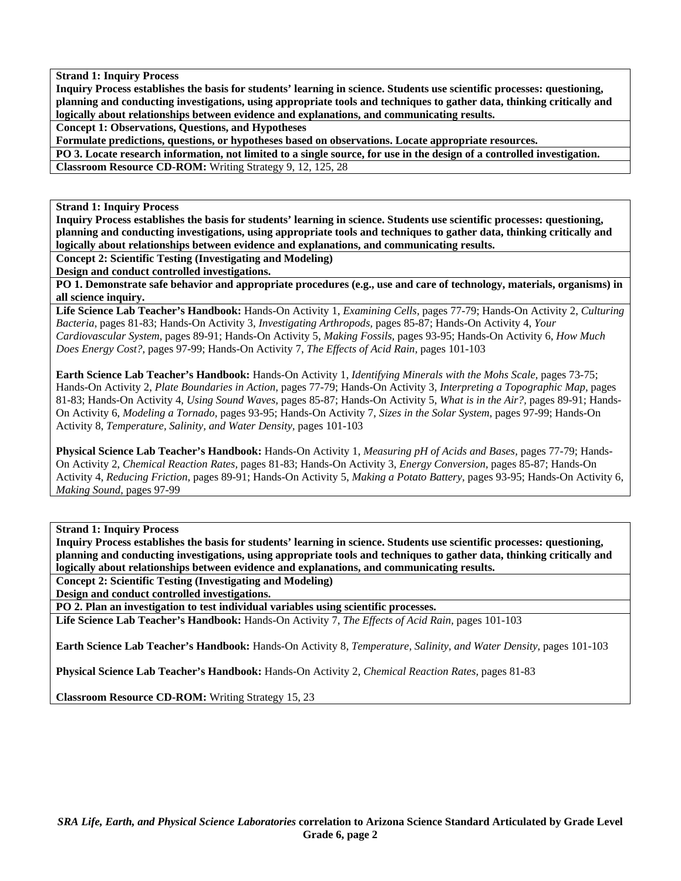**Strand 1: Inquiry Process**

**Inquiry Process establishes the basis for students' learning in science. Students use scientific processes: questioning, planning and conducting investigations, using appropriate tools and techniques to gather data, thinking critically and logically about relationships between evidence and explanations, and communicating results.**

**Concept 1: Observations, Questions, and Hypotheses**

**Formulate predictions, questions, or hypotheses based on observations. Locate appropriate resources.**

**PO 3. Locate research information, not limited to a single source, for use in the design of a controlled investigation.**

**Classroom Resource CD-ROM:** Writing Strategy 9, 12, 125, 28

---

**Strand 1: Inquiry Process**

**Inquiry Process establishes the basis for students' learning in science. Students use scientific processes: questioning, planning and conducting investigations, using appropriate tools and techniques to gather data, thinking critically and logically about relationships between evidence and explanations, and communicating results.**

**Concept 2: Scientific Testing (Investigating and Modeling)**

**Design and conduct controlled investigations.**

**PO 1. Demonstrate safe behavior and appropriate procedures (e.g., use and care of technology, materials, organisms) in all science inquiry.**

**Life Science Lab Teacher's Handbook:** Hands-On Activity 1, *Examining Cells,* pages 77-79; Hands-On Activity 2, *Culturing Bacteria,* pages 81-83; Hands-On Activity 3, *Investigating Arthropods,* pages 85-87; Hands-On Activity 4, *Your Cardiovascular System,* pages 89-91; Hands-On Activity 5, *Making Fossils,* pages 93-95; Hands-On Activity 6, *How Much Does Energy Cost?,* pages 97-99; Hands-On Activity 7, *The Effects of Acid Rain,* pages 101-103

**Earth Science Lab Teacher's Handbook:** Hands-On Activity 1, *Identifying Minerals with the Mohs Scale,* pages 73-75; Hands-On Activity 2, *Plate Boundaries in Action,* pages 77-79; Hands-On Activity 3, *Interpreting a Topographic Map,* pages 81-83; Hands-On Activity 4, *Using Sound Waves,* pages 85-87; Hands-On Activity 5, *What is in the Air?,* pages 89-91; Hands-On Activity 6, *Modeling a Tornado,* pages 93-95; Hands-On Activity 7, *Sizes in the Solar System,* pages 97-99; Hands-On Activity 8, *Temperature, Salinity, and Water Density,* pages 101-103

**Physical Science Lab Teacher's Handbook:** Hands-On Activity 1, *Measuring pH of Acids and Bases,* pages 77-79; Hands-On Activity 2, *Chemical Reaction Rates,* pages 81-83; Hands-On Activity 3, *Energy Conversion,* pages 85-87; Hands-On Activity 4, *Reducing Friction,* pages 89-91; Hands-On Activity 5, *Making a Potato Battery,* pages 93-95; Hands-On Activity 6, *Making Sound,* pages 97-99

---

**Strand 1: Inquiry Process**

**Inquiry Process establishes the basis for students' learning in science. Students use scientific processes: questioning, planning and conducting investigations, using appropriate tools and techniques to gather data, thinking critically and logically about relationships between evidence and explanations, and communicating results.**

**Concept 2: Scientific Testing (Investigating and Modeling)**

**Design and conduct controlled investigations.**

**PO 2. Plan an investigation to test individual variables using scientific processes.**

**Life Science Lab Teacher's Handbook:** Hands-On Activity 7, *The Effects of Acid Rain,* pages 101-103

**Earth Science Lab Teacher's Handbook:** Hands-On Activity 8, *Temperature, Salinity, and Water Density,* pages 101-103

**Physical Science Lab Teacher's Handbook:** Hands-On Activity 2, *Chemical Reaction Rates,* pages 81-83

**Classroom Resource CD-ROM:** Writing Strategy 15, 23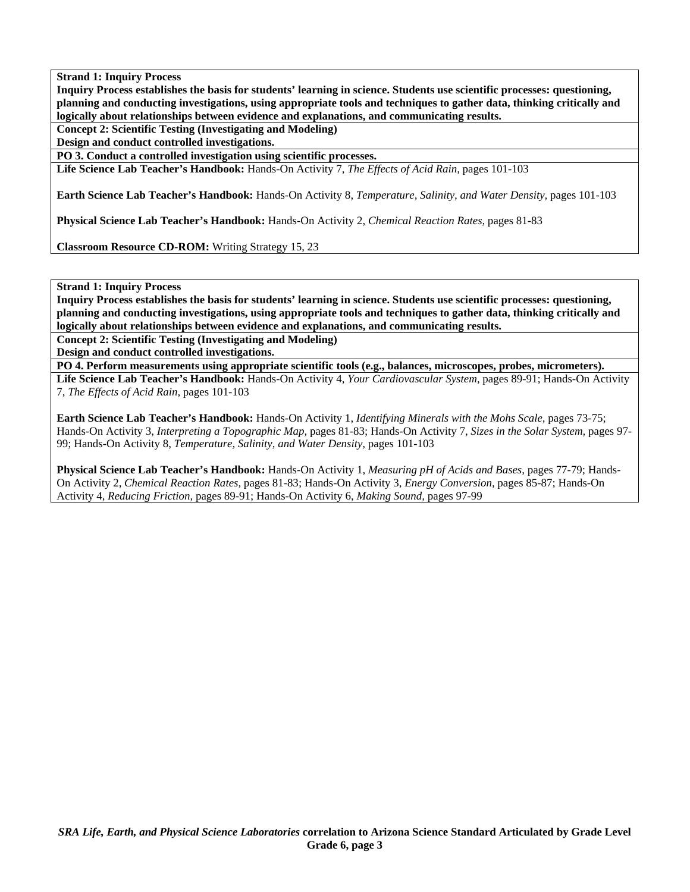**Strand 1: Inquiry Process**

**Inquiry Process establishes the basis for students' learning in science. Students use scientific processes: questioning, planning and conducting investigations, using appropriate tools and techniques to gather data, thinking critically and logically about relationships between evidence and explanations, and communicating results.**

**Concept 2: Scientific Testing (Investigating and Modeling)**

**Design and conduct controlled investigations.**

**PO 3. Conduct a controlled investigation using scientific processes.**

**Life Science Lab Teacher's Handbook:** Hands-On Activity 7, *The Effects of Acid Rain,* pages 101-103

**Earth Science Lab Teacher's Handbook:** Hands-On Activity 8, *Temperature, Salinity, and Water Density,* pages 101-103

**Physical Science Lab Teacher's Handbook:** Hands-On Activity 2, *Chemical Reaction Rates,* pages 81-83

**Classroom Resource CD-ROM:** Writing Strategy 15, 23

---

**Strand 1: Inquiry Process**

**Inquiry Process establishes the basis for students' learning in science. Students use scientific processes: questioning, planning and conducting investigations, using appropriate tools and techniques to gather data, thinking critically and logically about relationships between evidence and explanations, and communicating results.**

**Concept 2: Scientific Testing (Investigating and Modeling)**

**Design and conduct controlled investigations.**

**PO 4. Perform measurements using appropriate scientific tools (e.g., balances, microscopes, probes, micrometers).**

**Life Science Lab Teacher's Handbook:** Hands-On Activity 4, *Your Cardiovascular System,* pages 89-91; Hands-On Activity 7, *The Effects of Acid Rain,* pages 101-103

**Earth Science Lab Teacher's Handbook:** Hands-On Activity 1, *Identifying Minerals with the Mohs Scale,* pages 73-75; Hands-On Activity 3, *Interpreting a Topographic Map,* pages 81-83; Hands-On Activity 7, *Sizes in the Solar System,* pages 97-99; Hands-On Activity 8, *Temperature, Salinity, and Water Density,* pages 101-103

**Physical Science Lab Teacher's Handbook:** Hands-On Activity 1, *Measuring pH of Acids and Bases,* pages 77-79; Hands-On Activity 2, *Chemical Reaction Rates,* pages 81-83; Hands-On Activity 3, *Energy Conversion,* pages 85-87; Hands-On Activity 4, *Reducing Friction,* pages 89-91; Hands-On Activity 6, *Making Sound,* pages 97-99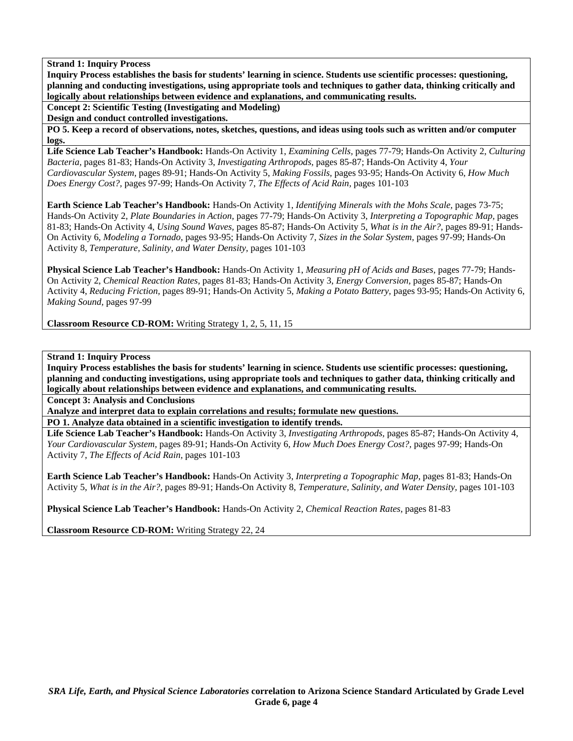**Strand 1: Inquiry Process**

**Inquiry Process establishes the basis for students' learning in science. Students use scientific processes: questioning, planning and conducting investigations, using appropriate tools and techniques to gather data, thinking critically and logically about relationships between evidence and explanations, and communicating results.**

**Concept 2: Scientific Testing (Investigating and Modeling)**

**Design and conduct controlled investigations.**

**PO 5. Keep a record of observations, notes, sketches, questions, and ideas using tools such as written and/or computer logs.**

**Life Science Lab Teacher's Handbook:** Hands-On Activity 1, *Examining Cells,* pages 77-79; Hands-On Activity 2, *Culturing Bacteria,* pages 81-83; Hands-On Activity 3, *Investigating Arthropods,* pages 85-87; Hands-On Activity 4, *Your Cardiovascular System,* pages 89-91; Hands-On Activity 5, *Making Fossils,* pages 93-95; Hands-On Activity 6, *How Much Does Energy Cost?,* pages 97-99; Hands-On Activity 7, *The Effects of Acid Rain,* pages 101-103

**Earth Science Lab Teacher's Handbook:** Hands-On Activity 1, *Identifying Minerals with the Mohs Scale,* pages 73-75; Hands-On Activity 2, *Plate Boundaries in Action,* pages 77-79; Hands-On Activity 3, *Interpreting a Topographic Map,* pages 81-83; Hands-On Activity 4, *Using Sound Waves,* pages 85-87; Hands-On Activity 5, *What is in the Air?,* pages 89-91; Hands-On Activity 6, *Modeling a Tornado,* pages 93-95; Hands-On Activity 7, *Sizes in the Solar System,* pages 97-99; Hands-On Activity 8, *Temperature, Salinity, and Water Density,* pages 101-103

**Physical Science Lab Teacher's Handbook:** Hands-On Activity 1, *Measuring pH of Acids and Bases,* pages 77-79; Hands-On Activity 2, *Chemical Reaction Rates,* pages 81-83; Hands-On Activity 3, *Energy Conversion,* pages 85-87; Hands-On Activity 4, *Reducing Friction,* pages 89-91; Hands-On Activity 5, *Making a Potato Battery,* pages 93-95; Hands-On Activity 6, *Making Sound,* pages 97-99

**Classroom Resource CD-ROM:** Writing Strategy 1, 2, 5, 11, 15

**Strand 1: Inquiry Process**

**Inquiry Process establishes the basis for students' learning in science. Students use scientific processes: questioning, planning and conducting investigations, using appropriate tools and techniques to gather data, thinking critically and logically about relationships between evidence and explanations, and communicating results.**

**Concept 3: Analysis and Conclusions**

**Analyze and interpret data to explain correlations and results; formulate new questions.**

**PO 1. Analyze data obtained in a scientific investigation to identify trends.**

**Life Science Lab Teacher's Handbook:** Hands-On Activity 3, *Investigating Arthropods,* pages 85-87; Hands-On Activity 4, *Your Cardiovascular System,* pages 89-91; Hands-On Activity 6, *How Much Does Energy Cost?,* pages 97-99; Hands-On Activity 7, *The Effects of Acid Rain,* pages 101-103

**Earth Science Lab Teacher's Handbook:** Hands-On Activity 3, *Interpreting a Topographic Map,* pages 81-83; Hands-On Activity 5, *What is in the Air?,* pages 89-91; Hands-On Activity 8, *Temperature, Salinity, and Water Density,* pages 101-103

**Physical Science Lab Teacher's Handbook:** Hands-On Activity 2, *Chemical Reaction Rates,* pages 81-83

**Classroom Resource CD-ROM:** Writing Strategy 22, 24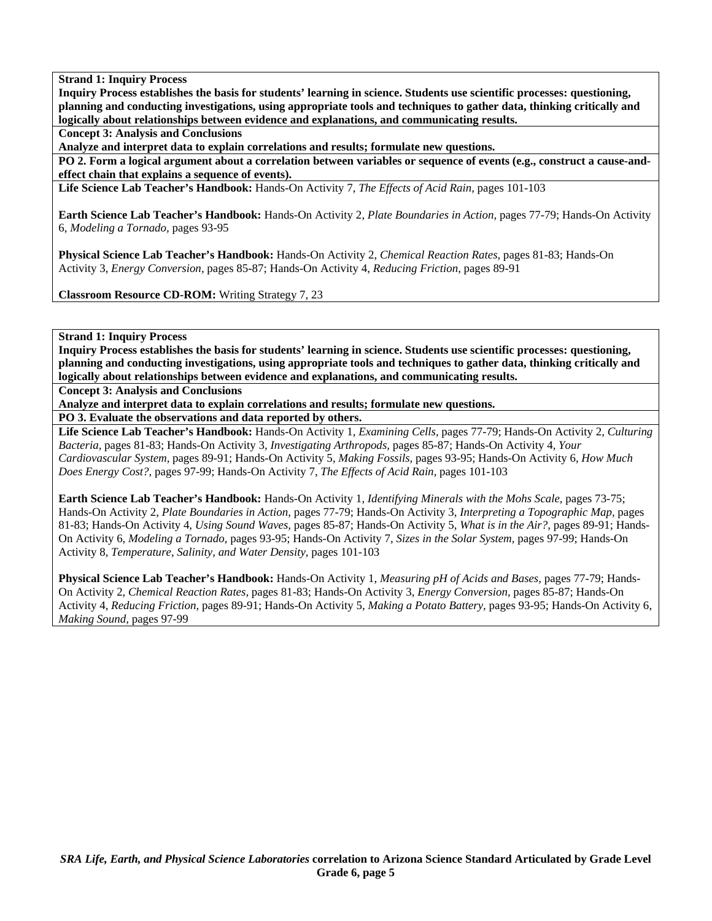**Strand 1: Inquiry Process**

**Inquiry Process establishes the basis for students' learning in science. Students use scientific processes: questioning, planning and conducting investigations, using appropriate tools and techniques to gather data, thinking critically and logically about relationships between evidence and explanations, and communicating results.**

**Concept 3: Analysis and Conclusions**

**Analyze and interpret data to explain correlations and results; formulate new questions.**

**PO 2. Form a logical argument about a correlation between variables or sequence of events (e.g., construct a cause-and-effect chain that explains a sequence of events).**

**Life Science Lab Teacher's Handbook:** Hands-On Activity 7, *The Effects of Acid Rain,* pages 101-103

**Earth Science Lab Teacher's Handbook:** Hands-On Activity 2, *Plate Boundaries in Action,* pages 77-79; Hands-On Activity 6, *Modeling a Tornado,* pages 93-95

**Physical Science Lab Teacher's Handbook:** Hands-On Activity 2, *Chemical Reaction Rates,* pages 81-83; Hands-On Activity 3, *Energy Conversion,* pages 85-87; Hands-On Activity 4, *Reducing Friction,* pages 89-91

**Classroom Resource CD-ROM:** Writing Strategy 7, 23

**Strand 1: Inquiry Process**

**Inquiry Process establishes the basis for students' learning in science. Students use scientific processes: questioning, planning and conducting investigations, using appropriate tools and techniques to gather data, thinking critically and logically about relationships between evidence and explanations, and communicating results.**

**Concept 3: Analysis and Conclusions**

**Analyze and interpret data to explain correlations and results; formulate new questions.**

**PO 3. Evaluate the observations and data reported by others.**

**Life Science Lab Teacher's Handbook:** Hands-On Activity 1, *Examining Cells,* pages 77-79; Hands-On Activity 2, *Culturing Bacteria,* pages 81-83; Hands-On Activity 3, *Investigating Arthropods,* pages 85-87; Hands-On Activity 4, *Your Cardiovascular System,* pages 89-91; Hands-On Activity 5, *Making Fossils,* pages 93-95; Hands-On Activity 6, *How Much Does Energy Cost?,* pages 97-99; Hands-On Activity 7, *The Effects of Acid Rain,* pages 101-103

**Earth Science Lab Teacher's Handbook:** Hands-On Activity 1, *Identifying Minerals with the Mohs Scale,* pages 73-75; Hands-On Activity 2, *Plate Boundaries in Action,* pages 77-79; Hands-On Activity 3, *Interpreting a Topographic Map,* pages 81-83; Hands-On Activity 4, *Using Sound Waves,* pages 85-87; Hands-On Activity 5, *What is in the Air?,* pages 89-91; Hands-On Activity 6, *Modeling a Tornado,* pages 93-95; Hands-On Activity 7, *Sizes in the Solar System,* pages 97-99; Hands-On Activity 8, *Temperature, Salinity, and Water Density,* pages 101-103

**Physical Science Lab Teacher's Handbook:** Hands-On Activity 1, *Measuring pH of Acids and Bases,* pages 77-79; Hands-On Activity 2, *Chemical Reaction Rates,* pages 81-83; Hands-On Activity 3, *Energy Conversion,* pages 85-87; Hands-On Activity 4, *Reducing Friction,* pages 89-91; Hands-On Activity 5, *Making a Potato Battery,* pages 93-95; Hands-On Activity 6, *Making Sound,* pages 97-99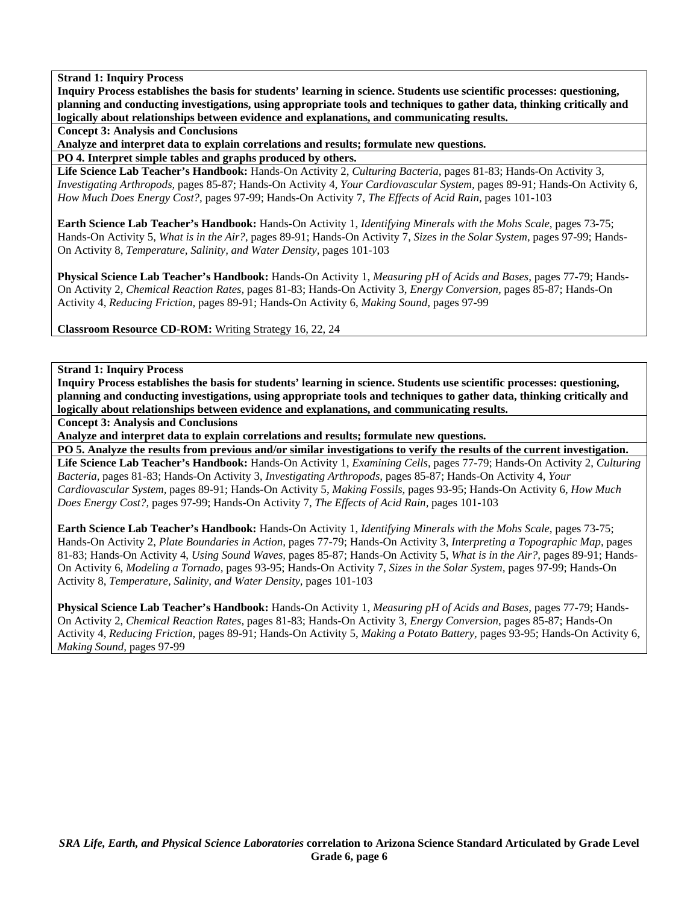**Strand 1: Inquiry Process**

**Inquiry Process establishes the basis for students' learning in science. Students use scientific processes: questioning, planning and conducting investigations, using appropriate tools and techniques to gather data, thinking critically and logically about relationships between evidence and explanations, and communicating results.**

**Concept 3: Analysis and Conclusions**

**Analyze and interpret data to explain correlations and results; formulate new questions.**

**PO 4. Interpret simple tables and graphs produced by others.**

**Life Science Lab Teacher's Handbook:** Hands-On Activity 2, *Culturing Bacteria,* pages 81-83; Hands-On Activity 3, *Investigating Arthropods,* pages 85-87; Hands-On Activity 4, *Your Cardiovascular System,* pages 89-91; Hands-On Activity 6, *How Much Does Energy Cost?,* pages 97-99; Hands-On Activity 7, *The Effects of Acid Rain,* pages 101-103

**Earth Science Lab Teacher's Handbook:** Hands-On Activity 1, *Identifying Minerals with the Mohs Scale,* pages 73-75; Hands-On Activity 5, *What is in the Air?,* pages 89-91; Hands-On Activity 7, *Sizes in the Solar System,* pages 97-99; Hands-On Activity 8, *Temperature, Salinity, and Water Density,* pages 101-103

**Physical Science Lab Teacher's Handbook:** Hands-On Activity 1, *Measuring pH of Acids and Bases,* pages 77-79; Hands-On Activity 2, *Chemical Reaction Rates,* pages 81-83; Hands-On Activity 3, *Energy Conversion,* pages 85-87; Hands-On Activity 4, *Reducing Friction,* pages 89-91; Hands-On Activity 6, *Making Sound,* pages 97-99

**Classroom Resource CD-ROM:** Writing Strategy 16, 22, 24

---

**Strand 1: Inquiry Process**

**Inquiry Process establishes the basis for students' learning in science. Students use scientific processes: questioning, planning and conducting investigations, using appropriate tools and techniques to gather data, thinking critically and logically about relationships between evidence and explanations, and communicating results.**

**Concept 3: Analysis and Conclusions**

**Analyze and interpret data to explain correlations and results; formulate new questions.**

**PO 5. Analyze the results from previous and/or similar investigations to verify the results of the current investigation.**

**Life Science Lab Teacher's Handbook:** Hands-On Activity 1, *Examining Cells,* pages 77-79; Hands-On Activity 2, *Culturing Bacteria,* pages 81-83; Hands-On Activity 3, *Investigating Arthropods,* pages 85-87; Hands-On Activity 4, *Your Cardiovascular System,* pages 89-91; Hands-On Activity 5, *Making Fossils,* pages 93-95; Hands-On Activity 6, *How Much Does Energy Cost?,* pages 97-99; Hands-On Activity 7, *The Effects of Acid Rain,* pages 101-103

**Earth Science Lab Teacher's Handbook:** Hands-On Activity 1, *Identifying Minerals with the Mohs Scale,* pages 73-75; Hands-On Activity 2, *Plate Boundaries in Action,* pages 77-79; Hands-On Activity 3, *Interpreting a Topographic Map,* pages 81-83; Hands-On Activity 4, *Using Sound Waves,* pages 85-87; Hands-On Activity 5, *What is in the Air?,* pages 89-91; Hands-On Activity 6, *Modeling a Tornado,* pages 93-95; Hands-On Activity 7, *Sizes in the Solar System,* pages 97-99; Hands-On Activity 8, *Temperature, Salinity, and Water Density,* pages 101-103

**Physical Science Lab Teacher's Handbook:** Hands-On Activity 1, *Measuring pH of Acids and Bases,* pages 77-79; Hands-On Activity 2, *Chemical Reaction Rates,* pages 81-83; Hands-On Activity 3, *Energy Conversion,* pages 85-87; Hands-On Activity 4, *Reducing Friction,* pages 89-91; Hands-On Activity 5, *Making a Potato Battery,* pages 93-95; Hands-On Activity 6, *Making Sound,* pages 97-99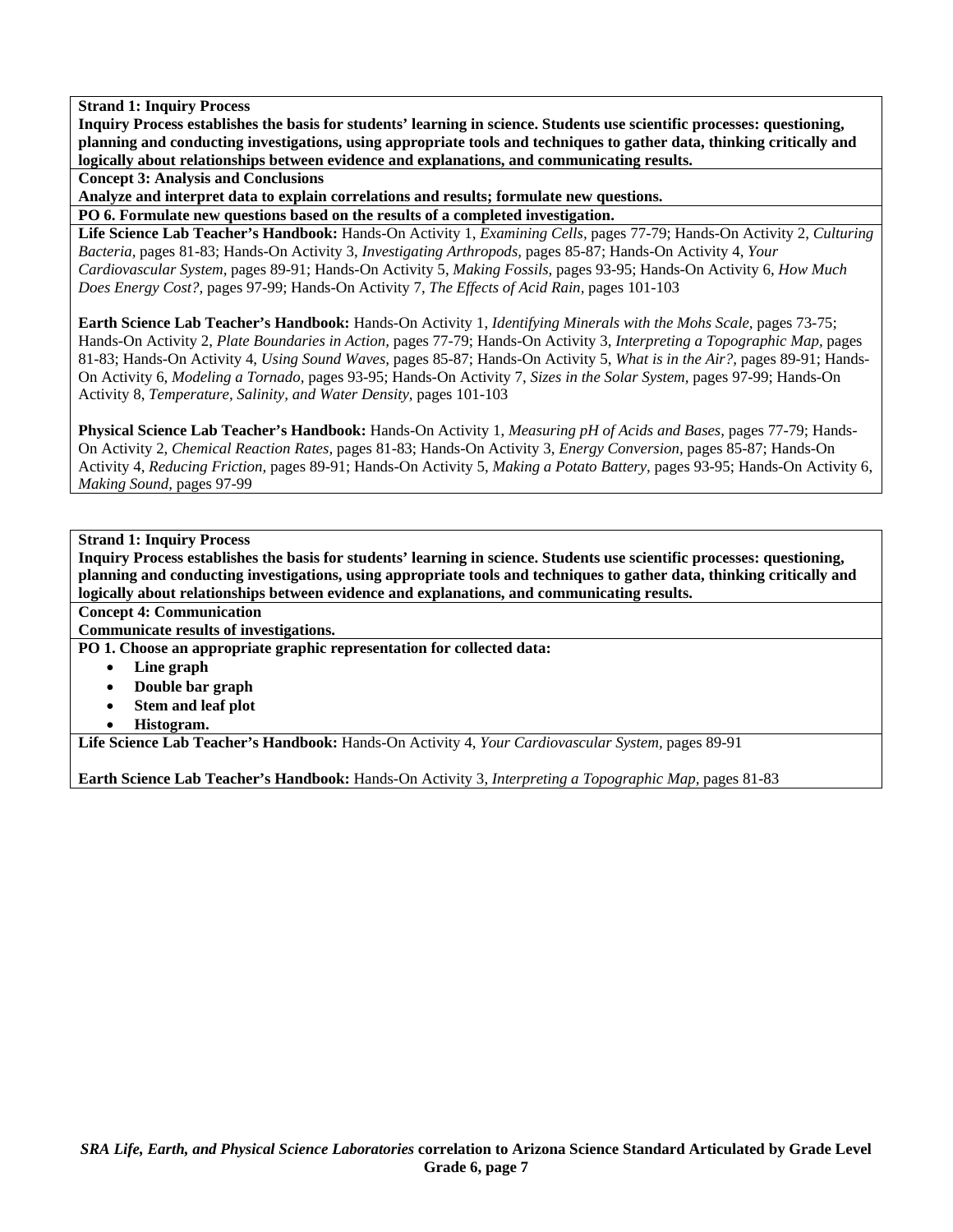**Strand 1: Inquiry Process**

**Inquiry Process establishes the basis for students' learning in science. Students use scientific processes: questioning, planning and conducting investigations, using appropriate tools and techniques to gather data, thinking critically and logically about relationships between evidence and explanations, and communicating results.**

**Concept 3: Analysis and Conclusions**

**Analyze and interpret data to explain correlations and results; formulate new questions.**

**PO 6. Formulate new questions based on the results of a completed investigation.**

**Life Science Lab Teacher's Handbook:** Hands-On Activity 1, *Examining Cells,* pages 77-79; Hands-On Activity 2, *Culturing Bacteria,* pages 81-83; Hands-On Activity 3, *Investigating Arthropods,* pages 85-87; Hands-On Activity 4, *Your Cardiovascular System,* pages 89-91; Hands-On Activity 5, *Making Fossils,* pages 93-95; Hands-On Activity 6, *How Much Does Energy Cost?,* pages 97-99; Hands-On Activity 7, *The Effects of Acid Rain,* pages 101-103

**Earth Science Lab Teacher's Handbook:** Hands-On Activity 1, *Identifying Minerals with the Mohs Scale,* pages 73-75; Hands-On Activity 2, *Plate Boundaries in Action,* pages 77-79; Hands-On Activity 3, *Interpreting a Topographic Map,* pages 81-83; Hands-On Activity 4, *Using Sound Waves,* pages 85-87; Hands-On Activity 5, *What is in the Air?,* pages 89-91; Hands-On Activity 6, *Modeling a Tornado,* pages 93-95; Hands-On Activity 7, *Sizes in the Solar System,* pages 97-99; Hands-On Activity 8, *Temperature, Salinity, and Water Density,* pages 101-103

**Physical Science Lab Teacher's Handbook:** Hands-On Activity 1, *Measuring pH of Acids and Bases,* pages 77-79; Hands-On Activity 2, *Chemical Reaction Rates,* pages 81-83; Hands-On Activity 3, *Energy Conversion,* pages 85-87; Hands-On Activity 4, *Reducing Friction,* pages 89-91; Hands-On Activity 5, *Making a Potato Battery,* pages 93-95; Hands-On Activity 6, *Making Sound,* pages 97-99

**Strand 1: Inquiry Process**

**Inquiry Process establishes the basis for students' learning in science. Students use scientific processes: questioning, planning and conducting investigations, using appropriate tools and techniques to gather data, thinking critically and logically about relationships between evidence and explanations, and communicating results.**

**Concept 4: Communication**

**Communicate results of investigations.**

**PO 1. Choose an appropriate graphic representation for collected data:**

- **Line graph**
- **Double bar graph**
- **Stem and leaf plot**
- **Histogram.**

**Life Science Lab Teacher's Handbook:** Hands-On Activity 4, *Your Cardiovascular System,* pages 89-91

**Earth Science Lab Teacher's Handbook:** Hands-On Activity 3, *Interpreting a Topographic Map,* pages 81-83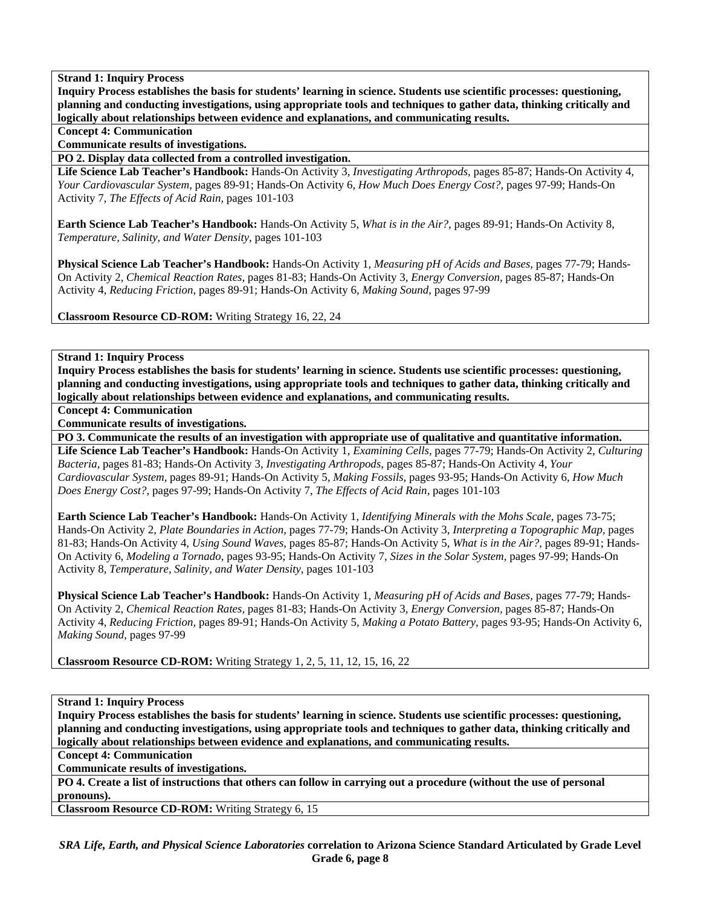**Strand 1: Inquiry Process**

**Inquiry Process establishes the basis for students' learning in science. Students use scientific processes: questioning, planning and conducting investigations, using appropriate tools and techniques to gather data, thinking critically and logically about relationships between evidence and explanations, and communicating results.**

**Concept 4: Communication**

**Communicate results of investigations.**

**PO 2. Display data collected from a controlled investigation.**

**Life Science Lab Teacher's Handbook:** Hands-On Activity 3, *Investigating Arthropods,* pages 85-87; Hands-On Activity 4, *Your Cardiovascular System,* pages 89-91; Hands-On Activity 6, *How Much Does Energy Cost?,* pages 97-99; Hands-On Activity 7, *The Effects of Acid Rain,* pages 101-103

**Earth Science Lab Teacher's Handbook:** Hands-On Activity 5, *What is in the Air?,* pages 89-91; Hands-On Activity 8, *Temperature, Salinity, and Water Density,* pages 101-103

**Physical Science Lab Teacher's Handbook:** Hands-On Activity 1, *Measuring pH of Acids and Bases,* pages 77-79; Hands-On Activity 2, *Chemical Reaction Rates,* pages 81-83; Hands-On Activity 3, *Energy Conversion,* pages 85-87; Hands-On Activity 4, *Reducing Friction,* pages 89-91; Hands-On Activity 6, *Making Sound,* pages 97-99

**Classroom Resource CD-ROM:** Writing Strategy 16, 22, 24

---

**Strand 1: Inquiry Process**

**Inquiry Process establishes the basis for students' learning in science. Students use scientific processes: questioning, planning and conducting investigations, using appropriate tools and techniques to gather data, thinking critically and logically about relationships between evidence and explanations, and communicating results.**

**Concept 4: Communication**

**Communicate results of investigations.**

**PO 3. Communicate the results of an investigation with appropriate use of qualitative and quantitative information.**

**Life Science Lab Teacher's Handbook:** Hands-On Activity 1, *Examining Cells,* pages 77-79; Hands-On Activity 2, *Culturing Bacteria,* pages 81-83; Hands-On Activity 3, *Investigating Arthropods,* pages 85-87; Hands-On Activity 4, *Your Cardiovascular System,* pages 89-91; Hands-On Activity 5, *Making Fossils,* pages 93-95; Hands-On Activity 6, *How Much Does Energy Cost?,* pages 97-99; Hands-On Activity 7, *The Effects of Acid Rain,* pages 101-103

**Earth Science Lab Teacher's Handbook:** Hands-On Activity 1, *Identifying Minerals with the Mohs Scale,* pages 73-75; Hands-On Activity 2, *Plate Boundaries in Action,* pages 77-79; Hands-On Activity 3, *Interpreting a Topographic Map,* pages 81-83; Hands-On Activity 4, *Using Sound Waves,* pages 85-87; Hands-On Activity 5, *What is in the Air?,* pages 89-91; Hands-On Activity 6, *Modeling a Tornado,* pages 93-95; Hands-On Activity 7, *Sizes in the Solar System,* pages 97-99; Hands-On Activity 8, *Temperature, Salinity, and Water Density,* pages 101-103

**Physical Science Lab Teacher's Handbook:** Hands-On Activity 1, *Measuring pH of Acids and Bases,* pages 77-79; Hands-On Activity 2, *Chemical Reaction Rates,* pages 81-83; Hands-On Activity 3, *Energy Conversion,* pages 85-87; Hands-On Activity 4, *Reducing Friction,* pages 89-91; Hands-On Activity 5, *Making a Potato Battery,* pages 93-95; Hands-On Activity 6, *Making Sound,* pages 97-99

**Classroom Resource CD-ROM:** Writing Strategy 1, 2, 5, 11, 12, 15, 16, 22

---

**Strand 1: Inquiry Process**

**Inquiry Process establishes the basis for students' learning in science. Students use scientific processes: questioning, planning and conducting investigations, using appropriate tools and techniques to gather data, thinking critically and logically about relationships between evidence and explanations, and communicating results.**

**Concept 4: Communication**

**Communicate results of investigations.**

**PO 4. Create a list of instructions that others can follow in carrying out a procedure (without the use of personal pronouns).**

**Classroom Resource CD-ROM:** Writing Strategy 6, 15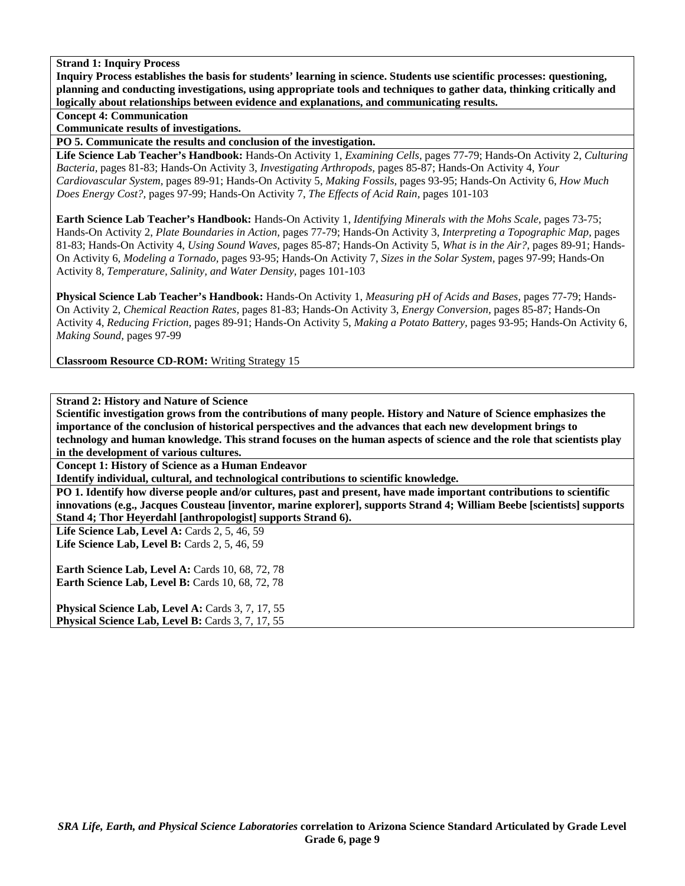**Strand 1: Inquiry Process**

**Inquiry Process establishes the basis for students' learning in science. Students use scientific processes: questioning, planning and conducting investigations, using appropriate tools and techniques to gather data, thinking critically and logically about relationships between evidence and explanations, and communicating results.**

**Concept 4: Communication**

**Communicate results of investigations.**

**PO 5. Communicate the results and conclusion of the investigation.**

**Life Science Lab Teacher's Handbook:** Hands-On Activity 1, *Examining Cells,* pages 77-79; Hands-On Activity 2, *Culturing Bacteria,* pages 81-83; Hands-On Activity 3, *Investigating Arthropods,* pages 85-87; Hands-On Activity 4, *Your Cardiovascular System,* pages 89-91; Hands-On Activity 5, *Making Fossils,* pages 93-95; Hands-On Activity 6, *How Much Does Energy Cost?,* pages 97-99; Hands-On Activity 7, *The Effects of Acid Rain,* pages 101-103

**Earth Science Lab Teacher's Handbook:** Hands-On Activity 1, *Identifying Minerals with the Mohs Scale,* pages 73-75; Hands-On Activity 2, *Plate Boundaries in Action,* pages 77-79; Hands-On Activity 3, *Interpreting a Topographic Map,* pages 81-83; Hands-On Activity 4, *Using Sound Waves,* pages 85-87; Hands-On Activity 5, *What is in the Air?,* pages 89-91; Hands-On Activity 6, *Modeling a Tornado,* pages 93-95; Hands-On Activity 7, *Sizes in the Solar System,* pages 97-99; Hands-On Activity 8, *Temperature, Salinity, and Water Density,* pages 101-103

**Physical Science Lab Teacher's Handbook:** Hands-On Activity 1, *Measuring pH of Acids and Bases,* pages 77-79; Hands-On Activity 2, *Chemical Reaction Rates,* pages 81-83; Hands-On Activity 3, *Energy Conversion,* pages 85-87; Hands-On Activity 4, *Reducing Friction,* pages 89-91; Hands-On Activity 5, *Making a Potato Battery,* pages 93-95; Hands-On Activity 6, *Making Sound,* pages 97-99

**Classroom Resource CD-ROM:** Writing Strategy 15

**Strand 2: History and Nature of Science**

**Scientific investigation grows from the contributions of many people. History and Nature of Science emphasizes the importance of the conclusion of historical perspectives and the advances that each new development brings to technology and human knowledge. This strand focuses on the human aspects of science and the role that scientists play in the development of various cultures.**

**Concept 1: History of Science as a Human Endeavor**

**Identify individual, cultural, and technological contributions to scientific knowledge.**

**PO 1. Identify how diverse people and/or cultures, past and present, have made important contributions to scientific innovations (e.g., Jacques Cousteau [inventor, marine explorer], supports Strand 4; William Beebe [scientists] supports Strand 4; Thor Heyerdahl [anthropologist] supports Strand 6).**

**Life Science Lab, Level A:** Cards 2, 5, 46, 59
**Life Science Lab, Level B:** Cards 2, 5, 46, 59

**Earth Science Lab, Level A:** Cards 10, 68, 72, 78
**Earth Science Lab, Level B:** Cards 10, 68, 72, 78

**Physical Science Lab, Level A:** Cards 3, 7, 17, 55
**Physical Science Lab, Level B:** Cards 3, 7, 17, 55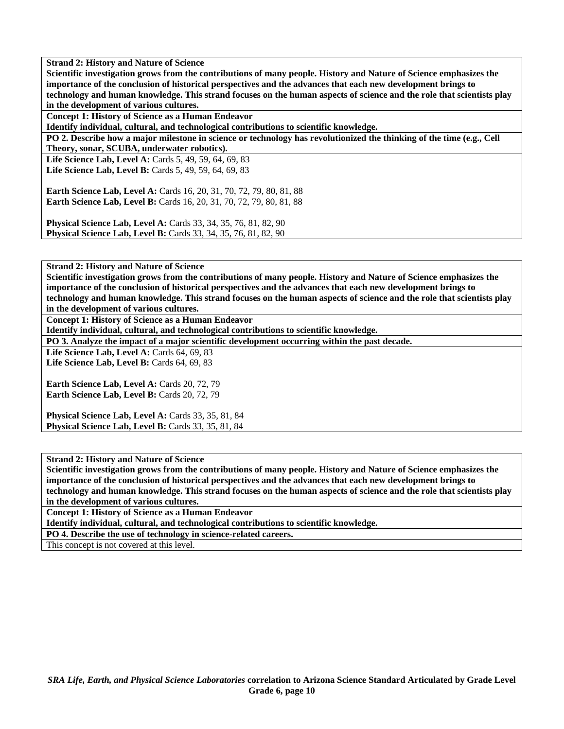**Strand 2: History and Nature of Science**
**Scientific investigation grows from the contributions of many people. History and Nature of Science emphasizes the importance of the conclusion of historical perspectives and the advances that each new development brings to technology and human knowledge. This strand focuses on the human aspects of science and the role that scientists play in the development of various cultures.**

**Concept 1: History of Science as a Human Endeavor**
**Identify individual, cultural, and technological contributions to scientific knowledge.**

**PO 2. Describe how a major milestone in science or technology has revolutionized the thinking of the time (e.g., Cell Theory, sonar, SCUBA, underwater robotics).**

**Life Science Lab, Level A:** Cards 5, 49, 59, 64, 69, 83
**Life Science Lab, Level B:** Cards 5, 49, 59, 64, 69, 83

**Earth Science Lab, Level A:** Cards 16, 20, 31, 70, 72, 79, 80, 81, 88
**Earth Science Lab, Level B:** Cards 16, 20, 31, 70, 72, 79, 80, 81, 88

**Physical Science Lab, Level A:** Cards 33, 34, 35, 76, 81, 82, 90
**Physical Science Lab, Level B:** Cards 33, 34, 35, 76, 81, 82, 90

---

**Strand 2: History and Nature of Science**
**Scientific investigation grows from the contributions of many people. History and Nature of Science emphasizes the importance of the conclusion of historical perspectives and the advances that each new development brings to technology and human knowledge. This strand focuses on the human aspects of science and the role that scientists play in the development of various cultures.**

**Concept 1: History of Science as a Human Endeavor**
**Identify individual, cultural, and technological contributions to scientific knowledge.**

**PO 3. Analyze the impact of a major scientific development occurring within the past decade.**

**Life Science Lab, Level A:** Cards 64, 69, 83
**Life Science Lab, Level B:** Cards 64, 69, 83

**Earth Science Lab, Level A:** Cards 20, 72, 79
**Earth Science Lab, Level B:** Cards 20, 72, 79

**Physical Science Lab, Level A:** Cards 33, 35, 81, 84
**Physical Science Lab, Level B:** Cards 33, 35, 81, 84

---

**Strand 2: History and Nature of Science**
**Scientific investigation grows from the contributions of many people. History and Nature of Science emphasizes the importance of the conclusion of historical perspectives and the advances that each new development brings to technology and human knowledge. This strand focuses on the human aspects of science and the role that scientists play in the development of various cultures.**

**Concept 1: History of Science as a Human Endeavor**
**Identify individual, cultural, and technological contributions to scientific knowledge.**

**PO 4. Describe the use of technology in science-related careers.**

This concept is not covered at this level.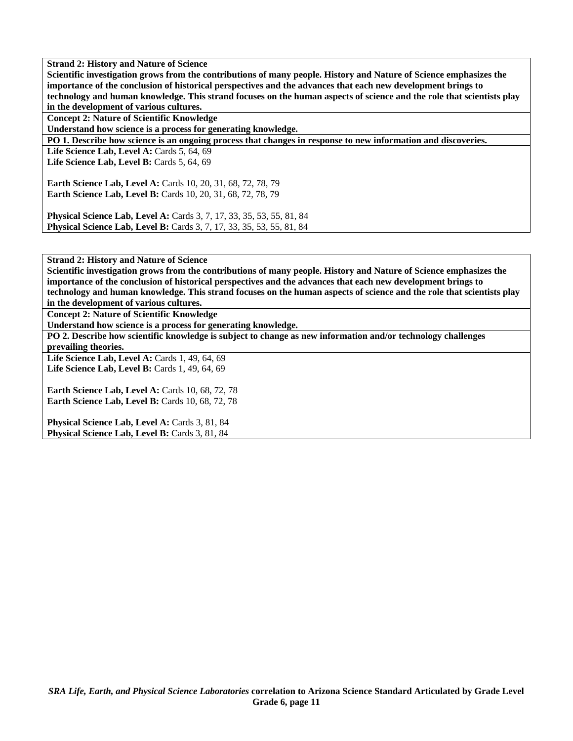**Strand 2: History and Nature of Science**
**Scientific investigation grows from the contributions of many people. History and Nature of Science emphasizes the importance of the conclusion of historical perspectives and the advances that each new development brings to technology and human knowledge. This strand focuses on the human aspects of science and the role that scientists play in the development of various cultures.**

**Concept 2: Nature of Scientific Knowledge**
**Understand how science is a process for generating knowledge.**

**PO 1. Describe how science is an ongoing process that changes in response to new information and discoveries.**

**Life Science Lab, Level A:** Cards 5, 64, 69
**Life Science Lab, Level B:** Cards 5, 64, 69

**Earth Science Lab, Level A:** Cards 10, 20, 31, 68, 72, 78, 79
**Earth Science Lab, Level B:** Cards 10, 20, 31, 68, 72, 78, 79

**Physical Science Lab, Level A:** Cards 3, 7, 17, 33, 35, 53, 55, 81, 84
**Physical Science Lab, Level B:** Cards 3, 7, 17, 33, 35, 53, 55, 81, 84

---

**Strand 2: History and Nature of Science**
**Scientific investigation grows from the contributions of many people. History and Nature of Science emphasizes the importance of the conclusion of historical perspectives and the advances that each new development brings to technology and human knowledge. This strand focuses on the human aspects of science and the role that scientists play in the development of various cultures.**

**Concept 2: Nature of Scientific Knowledge**
**Understand how science is a process for generating knowledge.**

**PO 2. Describe how scientific knowledge is subject to change as new information and/or technology challenges prevailing theories.**

**Life Science Lab, Level A:** Cards 1, 49, 64, 69
**Life Science Lab, Level B:** Cards 1, 49, 64, 69

**Earth Science Lab, Level A:** Cards 10, 68, 72, 78
**Earth Science Lab, Level B:** Cards 10, 68, 72, 78

**Physical Science Lab, Level A:** Cards 3, 81, 84
**Physical Science Lab, Level B:** Cards 3, 81, 84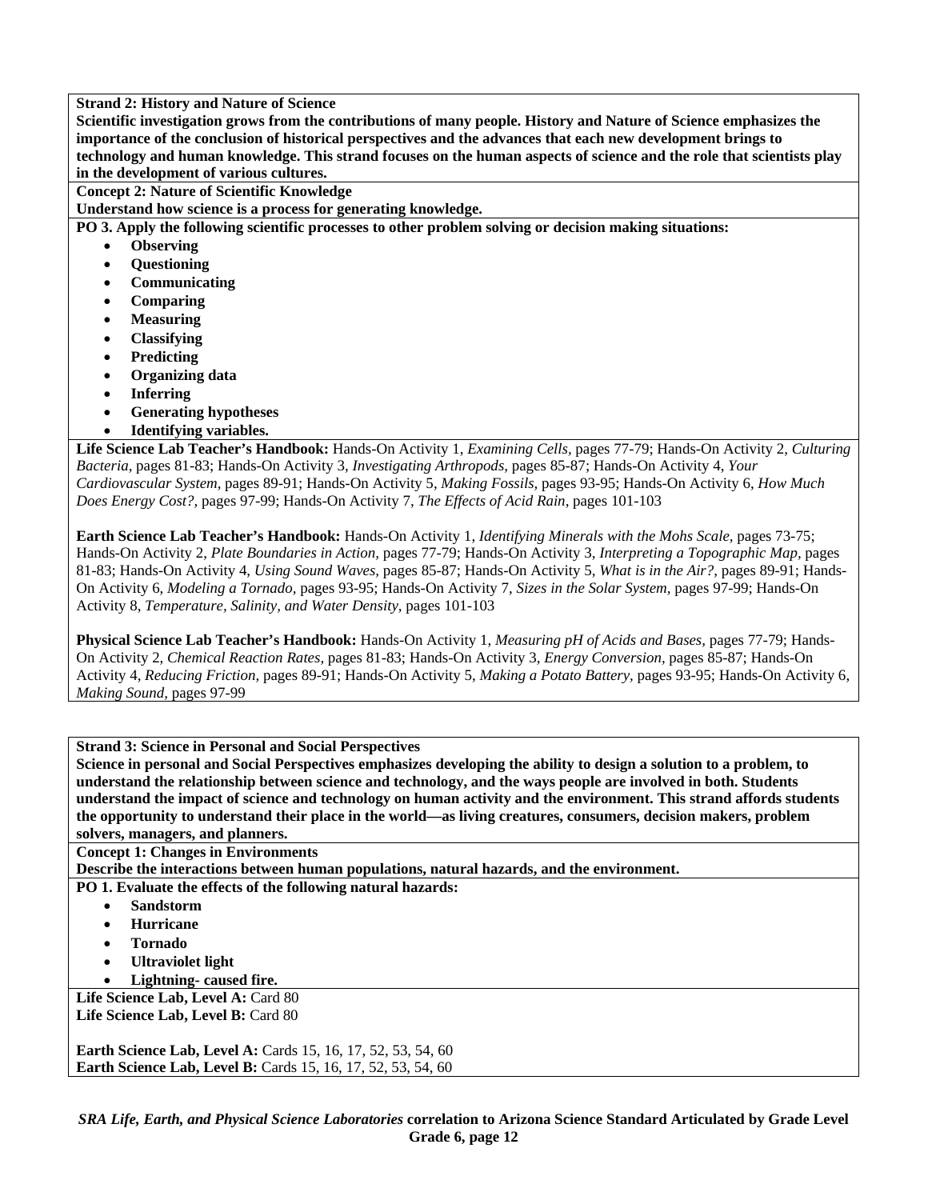**Strand 2: History and Nature of Science**
**Scientific investigation grows from the contributions of many people. History and Nature of Science emphasizes the importance of the conclusion of historical perspectives and the advances that each new development brings to technology and human knowledge. This strand focuses on the human aspects of science and the role that scientists play in the development of various cultures.**

**Concept 2: Nature of Scientific Knowledge**
**Understand how science is a process for generating knowledge.**

**PO 3. Apply the following scientific processes to other problem solving or decision making situations:**

- **Observing**
- **Questioning**
- **Communicating**
- **Comparing**
- **Measuring**
- **Classifying**
- **Predicting**
- **Organizing data**
- **Inferring**
- **Generating hypotheses**
- **Identifying variables.**

**Life Science Lab Teacher's Handbook:** Hands-On Activity 1, *Examining Cells,* pages 77-79; Hands-On Activity 2, *Culturing Bacteria,* pages 81-83; Hands-On Activity 3, *Investigating Arthropods,* pages 85-87; Hands-On Activity 4, *Your Cardiovascular System,* pages 89-91; Hands-On Activity 5, *Making Fossils,* pages 93-95; Hands-On Activity 6, *How Much Does Energy Cost?,* pages 97-99; Hands-On Activity 7, *The Effects of Acid Rain,* pages 101-103

**Earth Science Lab Teacher's Handbook:** Hands-On Activity 1, *Identifying Minerals with the Mohs Scale,* pages 73-75; Hands-On Activity 2, *Plate Boundaries in Action,* pages 77-79; Hands-On Activity 3, *Interpreting a Topographic Map,* pages 81-83; Hands-On Activity 4, *Using Sound Waves,* pages 85-87; Hands-On Activity 5, *What is in the Air?,* pages 89-91; Hands-On Activity 6, *Modeling a Tornado,* pages 93-95; Hands-On Activity 7, *Sizes in the Solar System,* pages 97-99; Hands-On Activity 8, *Temperature, Salinity, and Water Density,* pages 101-103

**Physical Science Lab Teacher's Handbook:** Hands-On Activity 1, *Measuring pH of Acids and Bases,* pages 77-79; Hands-On Activity 2, *Chemical Reaction Rates,* pages 81-83; Hands-On Activity 3, *Energy Conversion,* pages 85-87; Hands-On Activity 4, *Reducing Friction,* pages 89-91; Hands-On Activity 5, *Making a Potato Battery,* pages 93-95; Hands-On Activity 6, *Making Sound,* pages 97-99

**Strand 3: Science in Personal and Social Perspectives**
**Science in personal and Social Perspectives emphasizes developing the ability to design a solution to a problem, to understand the relationship between science and technology, and the ways people are involved in both. Students understand the impact of science and technology on human activity and the environment. This strand affords students the opportunity to understand their place in the world—as living creatures, consumers, decision makers, problem solvers, managers, and planners.**

**Concept 1: Changes in Environments**
**Describe the interactions between human populations, natural hazards, and the environment.**

**PO 1. Evaluate the effects of the following natural hazards:**

- **Sandstorm**
- **Hurricane**
- **Tornado**
- **Ultraviolet light**
- **Lightning- caused fire.**

**Life Science Lab, Level A:** Card 80
**Life Science Lab, Level B:** Card 80

**Earth Science Lab, Level A:** Cards 15, 16, 17, 52, 53, 54, 60
**Earth Science Lab, Level B:** Cards 15, 16, 17, 52, 53, 54, 60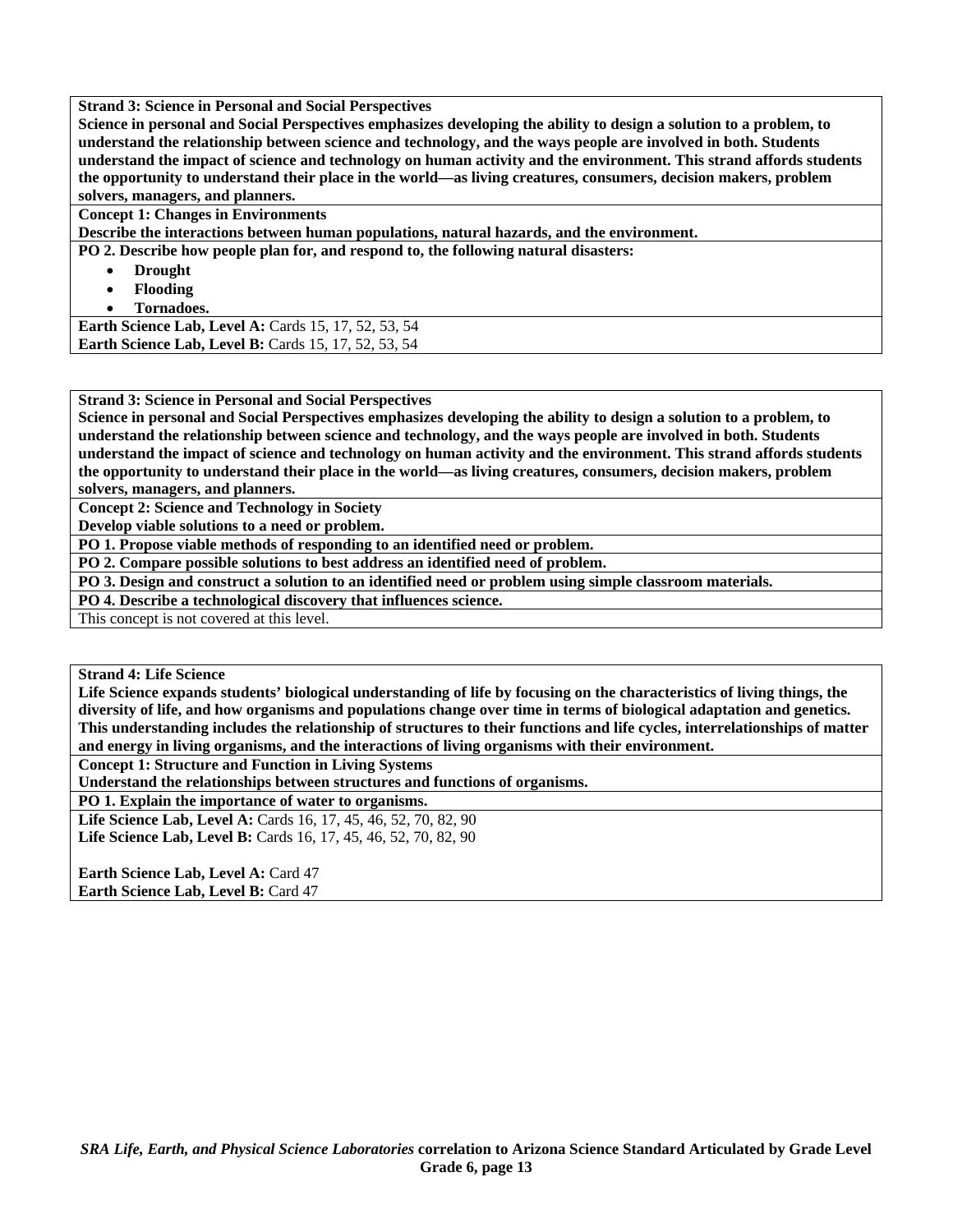**Strand 3: Science in Personal and Social Perspectives**
**Science in personal and Social Perspectives emphasizes developing the ability to design a solution to a problem, to understand the relationship between science and technology, and the ways people are involved in both. Students understand the impact of science and technology on human activity and the environment. This strand affords students the opportunity to understand their place in the world—as living creatures, consumers, decision makers, problem solvers, managers, and planners.**

**Concept 1: Changes in Environments**
**Describe the interactions between human populations, natural hazards, and the environment.**

**PO 2. Describe how people plan for, and respond to, the following natural disasters:**

- **Drought**
- **Flooding**
- **Tornadoes.**

**Earth Science Lab, Level A:** Cards 15, 17, 52, 53, 54
**Earth Science Lab, Level B:** Cards 15, 17, 52, 53, 54

**Strand 3: Science in Personal and Social Perspectives**
**Science in personal and Social Perspectives emphasizes developing the ability to design a solution to a problem, to understand the relationship between science and technology, and the ways people are involved in both. Students understand the impact of science and technology on human activity and the environment. This strand affords students the opportunity to understand their place in the world—as living creatures, consumers, decision makers, problem solvers, managers, and planners.**

**Concept 2: Science and Technology in Society**
**Develop viable solutions to a need or problem.**

**PO 1. Propose viable methods of responding to an identified need or problem.**

**PO 2. Compare possible solutions to best address an identified need of problem.**

**PO 3. Design and construct a solution to an identified need or problem using simple classroom materials.**

**PO 4. Describe a technological discovery that influences science.**

This concept is not covered at this level.

**Strand 4: Life Science**
**Life Science expands students' biological understanding of life by focusing on the characteristics of living things, the diversity of life, and how organisms and populations change over time in terms of biological adaptation and genetics. This understanding includes the relationship of structures to their functions and life cycles, interrelationships of matter and energy in living organisms, and the interactions of living organisms with their environment.**

**Concept 1: Structure and Function in Living Systems**
**Understand the relationships between structures and functions of organisms.**

**PO 1. Explain the importance of water to organisms.**

**Life Science Lab, Level A:** Cards 16, 17, 45, 46, 52, 70, 82, 90
**Life Science Lab, Level B:** Cards 16, 17, 45, 46, 52, 70, 82, 90

**Earth Science Lab, Level A:** Card 47
**Earth Science Lab, Level B:** Card 47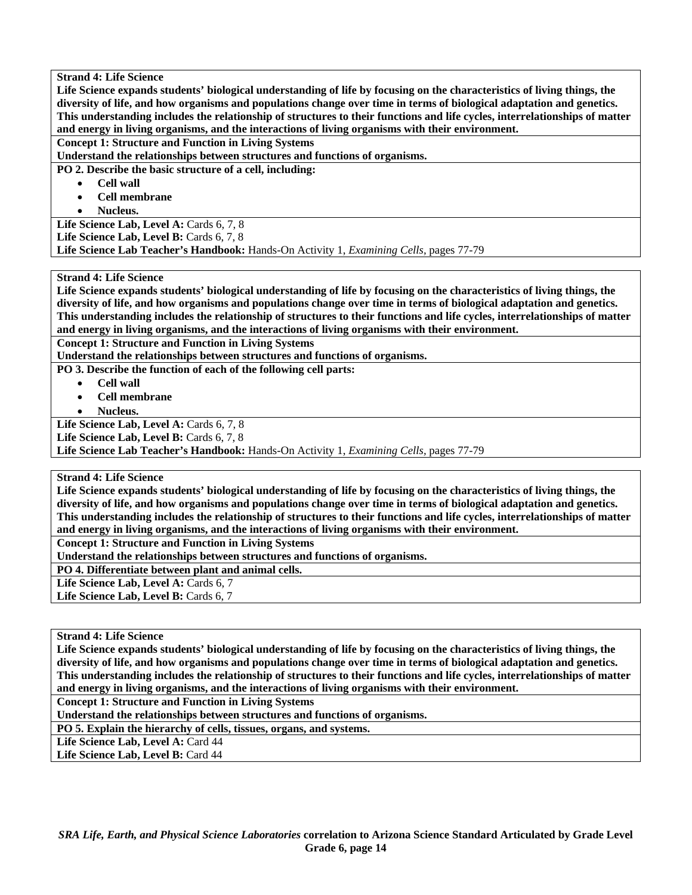**Strand 4: Life Science**

**Life Science expands students' biological understanding of life by focusing on the characteristics of living things, the diversity of life, and how organisms and populations change over time in terms of biological adaptation and genetics. This understanding includes the relationship of structures to their functions and life cycles, interrelationships of matter and energy in living organisms, and the interactions of living organisms with their environment.**

**Concept 1: Structure and Function in Living Systems**

**Understand the relationships between structures and functions of organisms.**

**PO 2. Describe the basic structure of a cell, including:**

- **Cell wall**
- **Cell membrane**
- **Nucleus.**

**Life Science Lab, Level A:** Cards 6, 7, 8

**Life Science Lab, Level B:** Cards 6, 7, 8

**Life Science Lab Teacher's Handbook:** Hands-On Activity 1, *Examining Cells,* pages 77-79

---

**Strand 4: Life Science**

**Life Science expands students' biological understanding of life by focusing on the characteristics of living things, the diversity of life, and how organisms and populations change over time in terms of biological adaptation and genetics. This understanding includes the relationship of structures to their functions and life cycles, interrelationships of matter and energy in living organisms, and the interactions of living organisms with their environment.**

**Concept 1: Structure and Function in Living Systems**

**Understand the relationships between structures and functions of organisms.**

**PO 3. Describe the function of each of the following cell parts:**

- **Cell wall**
- **Cell membrane**
- **Nucleus.**

**Life Science Lab, Level A:** Cards 6, 7, 8

**Life Science Lab, Level B:** Cards 6, 7, 8

**Life Science Lab Teacher's Handbook:** Hands-On Activity 1, *Examining Cells,* pages 77-79

---

**Strand 4: Life Science**

**Life Science expands students' biological understanding of life by focusing on the characteristics of living things, the diversity of life, and how organisms and populations change over time in terms of biological adaptation and genetics. This understanding includes the relationship of structures to their functions and life cycles, interrelationships of matter and energy in living organisms, and the interactions of living organisms with their environment.**

**Concept 1: Structure and Function in Living Systems**

**Understand the relationships between structures and functions of organisms.**

**PO 4. Differentiate between plant and animal cells.**

**Life Science Lab, Level A:** Cards 6, 7

**Life Science Lab, Level B:** Cards 6, 7

---

**Strand 4: Life Science**

**Life Science expands students' biological understanding of life by focusing on the characteristics of living things, the diversity of life, and how organisms and populations change over time in terms of biological adaptation and genetics. This understanding includes the relationship of structures to their functions and life cycles, interrelationships of matter and energy in living organisms, and the interactions of living organisms with their environment.**

**Concept 1: Structure and Function in Living Systems**

**Understand the relationships between structures and functions of organisms.**

**PO 5. Explain the hierarchy of cells, tissues, organs, and systems.**

**Life Science Lab, Level A:** Card 44

**Life Science Lab, Level B:** Card 44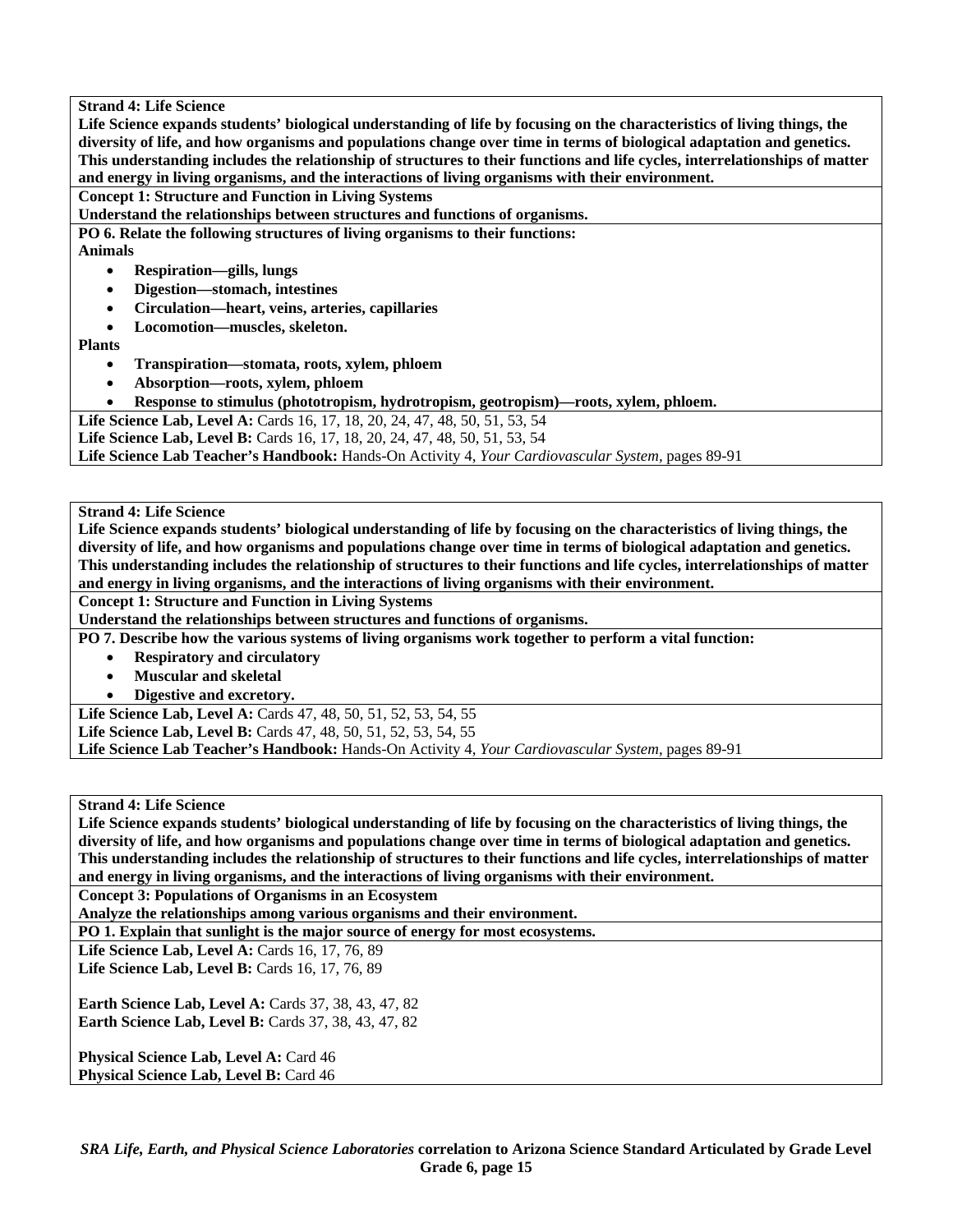**Strand 4: Life Science**
**Life Science expands students' biological understanding of life by focusing on the characteristics of living things, the diversity of life, and how organisms and populations change over time in terms of biological adaptation and genetics. This understanding includes the relationship of structures to their functions and life cycles, interrelationships of matter and energy in living organisms, and the interactions of living organisms with their environment.**

**Concept 1: Structure and Function in Living Systems**
**Understand the relationships between structures and functions of organisms.**

**PO 6. Relate the following structures of living organisms to their functions:**

**Animals**

- **Respiration—gills, lungs**
- **Digestion—stomach, intestines**
- **Circulation—heart, veins, arteries, capillaries**
- **Locomotion—muscles, skeleton.**

**Plants**

- **Transpiration—stomata, roots, xylem, phloem**
- **Absorption—roots, xylem, phloem**
- **Response to stimulus (phototropism, hydrotropism, geotropism)—roots, xylem, phloem.**

**Life Science Lab, Level A:** Cards 16, 17, 18, 20, 24, 47, 48, 50, 51, 53, 54
**Life Science Lab, Level B:** Cards 16, 17, 18, 20, 24, 47, 48, 50, 51, 53, 54
**Life Science Lab Teacher's Handbook:** Hands-On Activity 4, *Your Cardiovascular System,* pages 89-91

---

**Strand 4: Life Science**
**Life Science expands students' biological understanding of life by focusing on the characteristics of living things, the diversity of life, and how organisms and populations change over time in terms of biological adaptation and genetics. This understanding includes the relationship of structures to their functions and life cycles, interrelationships of matter and energy in living organisms, and the interactions of living organisms with their environment.**

**Concept 1: Structure and Function in Living Systems**
**Understand the relationships between structures and functions of organisms.**

**PO 7. Describe how the various systems of living organisms work together to perform a vital function:**

- **Respiratory and circulatory**
- **Muscular and skeletal**
- **Digestive and excretory.**

**Life Science Lab, Level A:** Cards 47, 48, 50, 51, 52, 53, 54, 55
**Life Science Lab, Level B:** Cards 47, 48, 50, 51, 52, 53, 54, 55
**Life Science Lab Teacher's Handbook:** Hands-On Activity 4, *Your Cardiovascular System,* pages 89-91

---

**Strand 4: Life Science**
**Life Science expands students' biological understanding of life by focusing on the characteristics of living things, the diversity of life, and how organisms and populations change over time in terms of biological adaptation and genetics. This understanding includes the relationship of structures to their functions and life cycles, interrelationships of matter and energy in living organisms, and the interactions of living organisms with their environment.**

**Concept 3: Populations of Organisms in an Ecosystem**
**Analyze the relationships among various organisms and their environment.**

**PO 1. Explain that sunlight is the major source of energy for most ecosystems.**

**Life Science Lab, Level A:** Cards 16, 17, 76, 89
**Life Science Lab, Level B:** Cards 16, 17, 76, 89

**Earth Science Lab, Level A:** Cards 37, 38, 43, 47, 82
**Earth Science Lab, Level B:** Cards 37, 38, 43, 47, 82

**Physical Science Lab, Level A:** Card 46
**Physical Science Lab, Level B:** Card 46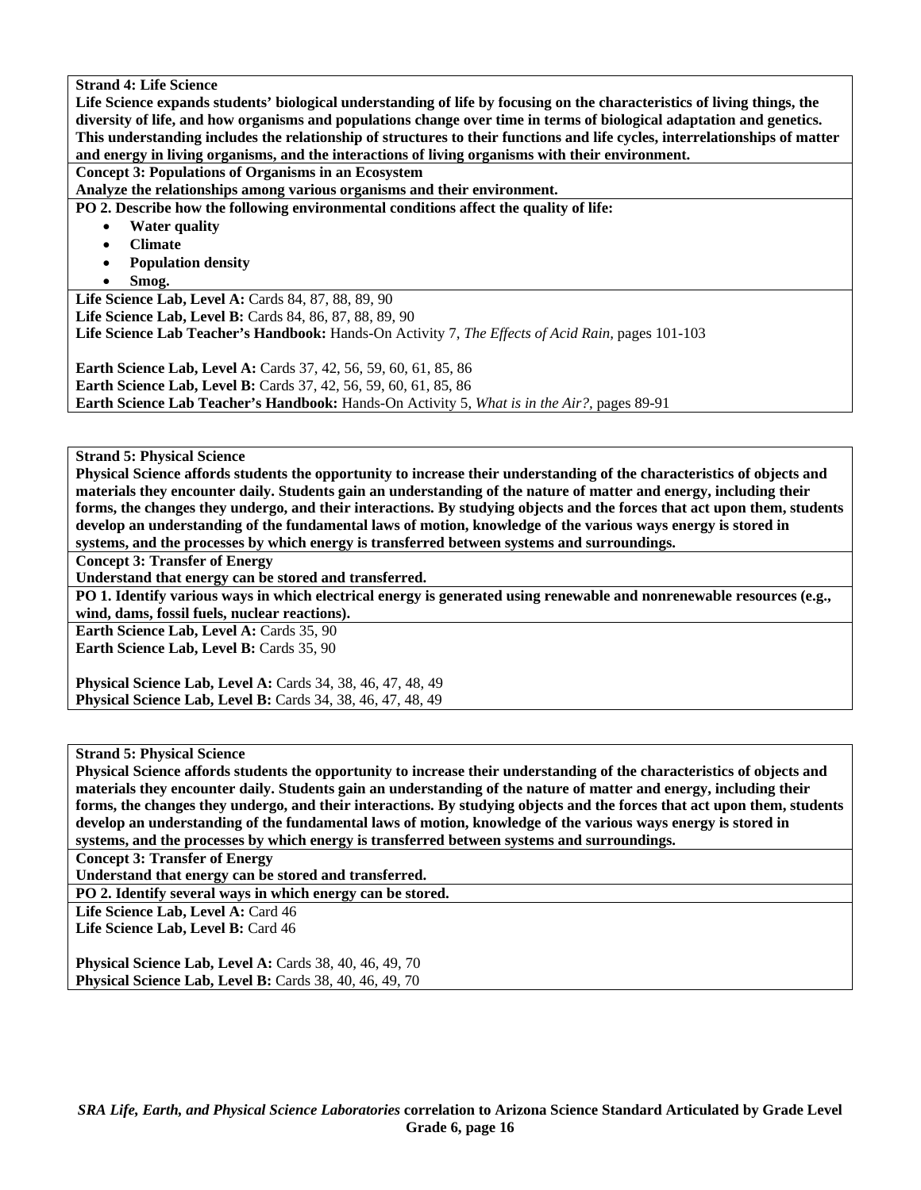**Strand 4: Life Science**

**Life Science expands students' biological understanding of life by focusing on the characteristics of living things, the diversity of life, and how organisms and populations change over time in terms of biological adaptation and genetics. This understanding includes the relationship of structures to their functions and life cycles, interrelationships of matter and energy in living organisms, and the interactions of living organisms with their environment.**

**Concept 3: Populations of Organisms in an Ecosystem**

**Analyze the relationships among various organisms and their environment.**

**PO 2. Describe how the following environmental conditions affect the quality of life:**

- **Water quality**
- **Climate**
- **Population density**
- **Smog.**

**Life Science Lab, Level A:** Cards 84, 87, 88, 89, 90
**Life Science Lab, Level B:** Cards 84, 86, 87, 88, 89, 90
**Life Science Lab Teacher's Handbook:** Hands-On Activity 7, *The Effects of Acid Rain,* pages 101-103

**Earth Science Lab, Level A:** Cards 37, 42, 56, 59, 60, 61, 85, 86
**Earth Science Lab, Level B:** Cards 37, 42, 56, 59, 60, 61, 85, 86
**Earth Science Lab Teacher's Handbook:** Hands-On Activity 5, *What is in the Air?,* pages 89-91

**Strand 5: Physical Science**

**Physical Science affords students the opportunity to increase their understanding of the characteristics of objects and materials they encounter daily. Students gain an understanding of the nature of matter and energy, including their forms, the changes they undergo, and their interactions. By studying objects and the forces that act upon them, students develop an understanding of the fundamental laws of motion, knowledge of the various ways energy is stored in systems, and the processes by which energy is transferred between systems and surroundings.**

**Concept 3: Transfer of Energy**

**Understand that energy can be stored and transferred.**

**PO 1. Identify various ways in which electrical energy is generated using renewable and nonrenewable resources (e.g., wind, dams, fossil fuels, nuclear reactions).**

**Earth Science Lab, Level A:** Cards 35, 90
**Earth Science Lab, Level B:** Cards 35, 90

**Physical Science Lab, Level A:** Cards 34, 38, 46, 47, 48, 49
**Physical Science Lab, Level B:** Cards 34, 38, 46, 47, 48, 49

**Strand 5: Physical Science**

**Physical Science affords students the opportunity to increase their understanding of the characteristics of objects and materials they encounter daily. Students gain an understanding of the nature of matter and energy, including their forms, the changes they undergo, and their interactions. By studying objects and the forces that act upon them, students develop an understanding of the fundamental laws of motion, knowledge of the various ways energy is stored in systems, and the processes by which energy is transferred between systems and surroundings.**

**Concept 3: Transfer of Energy**

**Understand that energy can be stored and transferred.**

**PO 2. Identify several ways in which energy can be stored.**

**Life Science Lab, Level A:** Card 46
**Life Science Lab, Level B:** Card 46

**Physical Science Lab, Level A:** Cards 38, 40, 46, 49, 70
**Physical Science Lab, Level B:** Cards 38, 40, 46, 49, 70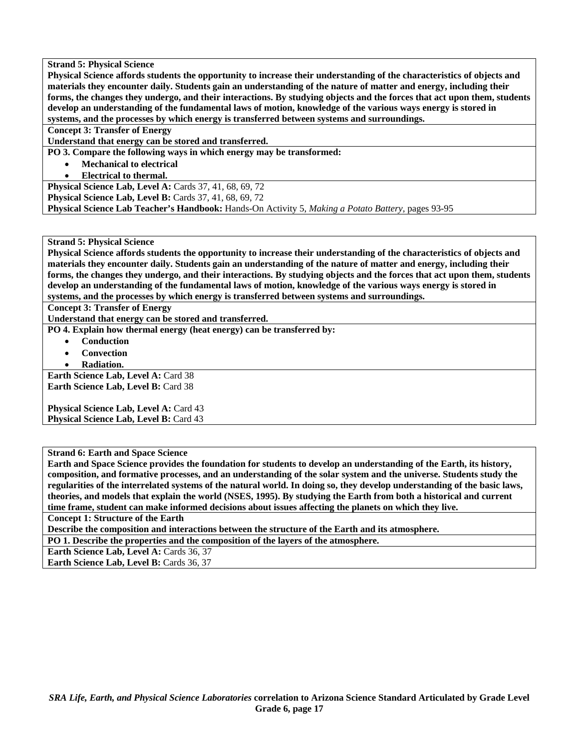**Strand 5: Physical Science**

**Physical Science affords students the opportunity to increase their understanding of the characteristics of objects and materials they encounter daily. Students gain an understanding of the nature of matter and energy, including their forms, the changes they undergo, and their interactions. By studying objects and the forces that act upon them, students develop an understanding of the fundamental laws of motion, knowledge of the various ways energy is stored in systems, and the processes by which energy is transferred between systems and surroundings.**

**Concept 3: Transfer of Energy**

**Understand that energy can be stored and transferred.**

**PO 3. Compare the following ways in which energy may be transformed:**

- **Mechanical to electrical**
- **Electrical to thermal.**

**Physical Science Lab, Level A:** Cards 37, 41, 68, 69, 72
**Physical Science Lab, Level B:** Cards 37, 41, 68, 69, 72
**Physical Science Lab Teacher's Handbook:** Hands-On Activity 5, *Making a Potato Battery*, pages 93-95

---

**Strand 5: Physical Science**

**Physical Science affords students the opportunity to increase their understanding of the characteristics of objects and materials they encounter daily. Students gain an understanding of the nature of matter and energy, including their forms, the changes they undergo, and their interactions. By studying objects and the forces that act upon them, students develop an understanding of the fundamental laws of motion, knowledge of the various ways energy is stored in systems, and the processes by which energy is transferred between systems and surroundings.**

**Concept 3: Transfer of Energy**

**Understand that energy can be stored and transferred.**

**PO 4. Explain how thermal energy (heat energy) can be transferred by:**

- **Conduction**
- **Convection**
- **Radiation.**

**Earth Science Lab, Level A:** Card 38
**Earth Science Lab, Level B:** Card 38

**Physical Science Lab, Level A:** Card 43
**Physical Science Lab, Level B:** Card 43

---

**Strand 6: Earth and Space Science**

**Earth and Space Science provides the foundation for students to develop an understanding of the Earth, its history, composition, and formative processes, and an understanding of the solar system and the universe. Students study the regularities of the interrelated systems of the natural world. In doing so, they develop understanding of the basic laws, theories, and models that explain the world (NSES, 1995). By studying the Earth from both a historical and current time frame, student can make informed decisions about issues affecting the planets on which they live.**

**Concept 1: Structure of the Earth**

**Describe the composition and interactions between the structure of the Earth and its atmosphere.**

**PO 1. Describe the properties and the composition of the layers of the atmosphere.**

**Earth Science Lab, Level A:** Cards 36, 37
**Earth Science Lab, Level B:** Cards 36, 37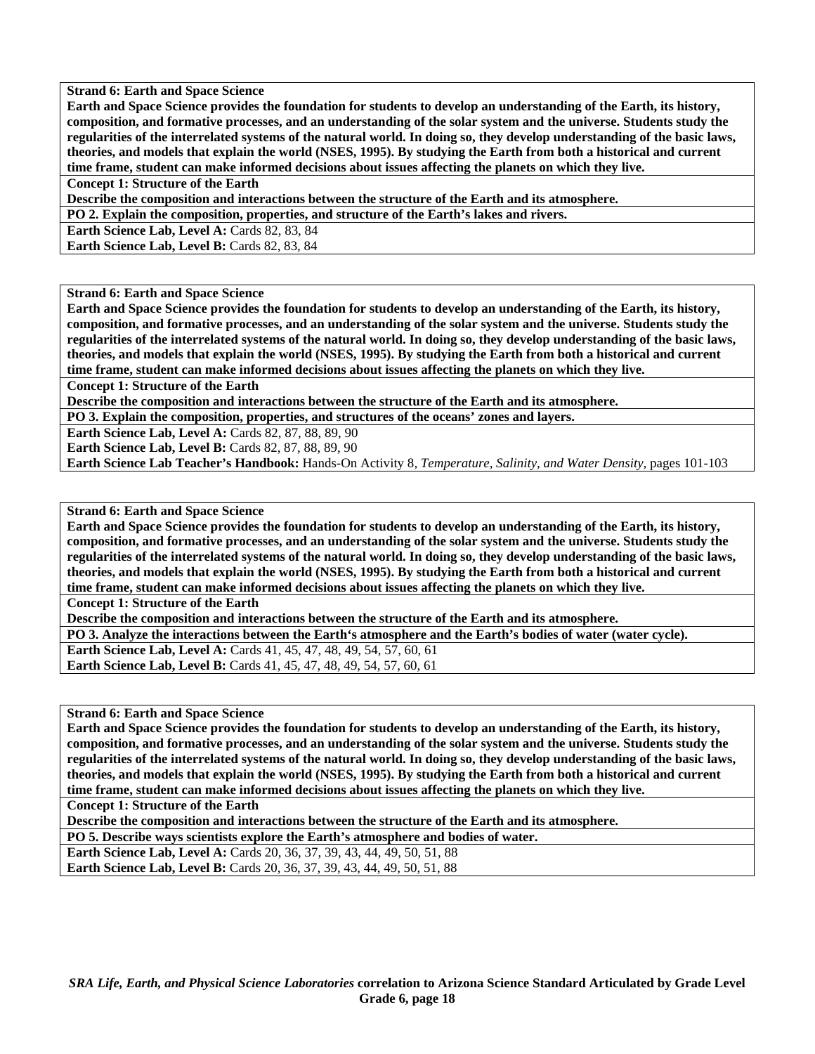**Strand 6: Earth and Space Science**

**Earth and Space Science provides the foundation for students to develop an understanding of the Earth, its history, composition, and formative processes, and an understanding of the solar system and the universe. Students study the regularities of the interrelated systems of the natural world. In doing so, they develop understanding of the basic laws, theories, and models that explain the world (NSES, 1995). By studying the Earth from both a historical and current time frame, student can make informed decisions about issues affecting the planets on which they live.**

**Concept 1: Structure of the Earth**

**Describe the composition and interactions between the structure of the Earth and its atmosphere.**

**PO 2. Explain the composition, properties, and structure of the Earth's lakes and rivers.**

**Earth Science Lab, Level A:** Cards 82, 83, 84

**Earth Science Lab, Level B:** Cards 82, 83, 84

---

**Strand 6: Earth and Space Science**

**Earth and Space Science provides the foundation for students to develop an understanding of the Earth, its history, composition, and formative processes, and an understanding of the solar system and the universe. Students study the regularities of the interrelated systems of the natural world. In doing so, they develop understanding of the basic laws, theories, and models that explain the world (NSES, 1995). By studying the Earth from both a historical and current time frame, student can make informed decisions about issues affecting the planets on which they live.**

**Concept 1: Structure of the Earth**

**Describe the composition and interactions between the structure of the Earth and its atmosphere.**

**PO 3. Explain the composition, properties, and structures of the oceans' zones and layers.**

**Earth Science Lab, Level A:** Cards 82, 87, 88, 89, 90

**Earth Science Lab, Level B:** Cards 82, 87, 88, 89, 90

**Earth Science Lab Teacher's Handbook:** Hands-On Activity 8, *Temperature, Salinity, and Water Density,* pages 101-103

---

**Strand 6: Earth and Space Science**

**Earth and Space Science provides the foundation for students to develop an understanding of the Earth, its history, composition, and formative processes, and an understanding of the solar system and the universe. Students study the regularities of the interrelated systems of the natural world. In doing so, they develop understanding of the basic laws, theories, and models that explain the world (NSES, 1995). By studying the Earth from both a historical and current time frame, student can make informed decisions about issues affecting the planets on which they live.**

**Concept 1: Structure of the Earth**

**Describe the composition and interactions between the structure of the Earth and its atmosphere.**

**PO 3. Analyze the interactions between the Earth's atmosphere and the Earth's bodies of water (water cycle).**

**Earth Science Lab, Level A:** Cards 41, 45, 47, 48, 49, 54, 57, 60, 61

**Earth Science Lab, Level B:** Cards 41, 45, 47, 48, 49, 54, 57, 60, 61

---

**Strand 6: Earth and Space Science**

**Earth and Space Science provides the foundation for students to develop an understanding of the Earth, its history, composition, and formative processes, and an understanding of the solar system and the universe. Students study the regularities of the interrelated systems of the natural world. In doing so, they develop understanding of the basic laws, theories, and models that explain the world (NSES, 1995). By studying the Earth from both a historical and current time frame, student can make informed decisions about issues affecting the planets on which they live.**

**Concept 1: Structure of the Earth**

**Describe the composition and interactions between the structure of the Earth and its atmosphere.**

**PO 5. Describe ways scientists explore the Earth's atmosphere and bodies of water.**

**Earth Science Lab, Level A:** Cards 20, 36, 37, 39, 43, 44, 49, 50, 51, 88

**Earth Science Lab, Level B:** Cards 20, 36, 37, 39, 43, 44, 49, 50, 51, 88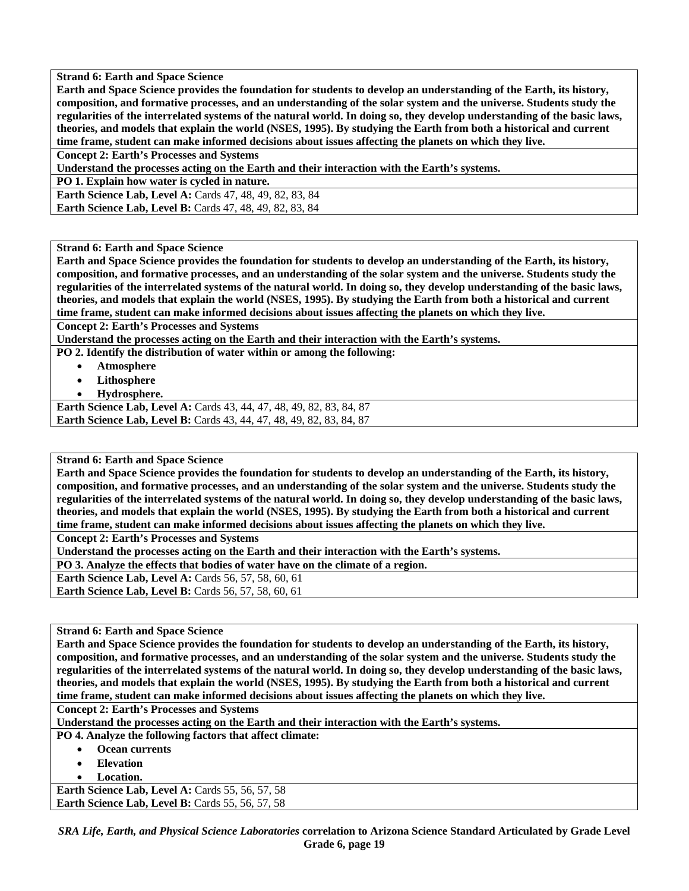**Strand 6: Earth and Space Science**

**Earth and Space Science provides the foundation for students to develop an understanding of the Earth, its history, composition, and formative processes, and an understanding of the solar system and the universe. Students study the regularities of the interrelated systems of the natural world. In doing so, they develop understanding of the basic laws, theories, and models that explain the world (NSES, 1995). By studying the Earth from both a historical and current time frame, student can make informed decisions about issues affecting the planets on which they live.**

**Concept 2: Earth's Processes and Systems**

**Understand the processes acting on the Earth and their interaction with the Earth's systems.**

**PO 1. Explain how water is cycled in nature.**

**Earth Science Lab, Level A:** Cards 47, 48, 49, 82, 83, 84
**Earth Science Lab, Level B:** Cards 47, 48, 49, 82, 83, 84

---

**Strand 6: Earth and Space Science**

**Earth and Space Science provides the foundation for students to develop an understanding of the Earth, its history, composition, and formative processes, and an understanding of the solar system and the universe. Students study the regularities of the interrelated systems of the natural world. In doing so, they develop understanding of the basic laws, theories, and models that explain the world (NSES, 1995). By studying the Earth from both a historical and current time frame, student can make informed decisions about issues affecting the planets on which they live.**

**Concept 2: Earth's Processes and Systems**

**Understand the processes acting on the Earth and their interaction with the Earth's systems.**

**PO 2. Identify the distribution of water within or among the following:**

- **Atmosphere**
- **Lithosphere**
- **Hydrosphere.**

**Earth Science Lab, Level A:** Cards 43, 44, 47, 48, 49, 82, 83, 84, 87
**Earth Science Lab, Level B:** Cards 43, 44, 47, 48, 49, 82, 83, 84, 87

---

**Strand 6: Earth and Space Science**

**Earth and Space Science provides the foundation for students to develop an understanding of the Earth, its history, composition, and formative processes, and an understanding of the solar system and the universe. Students study the regularities of the interrelated systems of the natural world. In doing so, they develop understanding of the basic laws, theories, and models that explain the world (NSES, 1995). By studying the Earth from both a historical and current time frame, student can make informed decisions about issues affecting the planets on which they live.**

**Concept 2: Earth's Processes and Systems**

**Understand the processes acting on the Earth and their interaction with the Earth's systems.**

**PO 3. Analyze the effects that bodies of water have on the climate of a region.**

**Earth Science Lab, Level A:** Cards 56, 57, 58, 60, 61
**Earth Science Lab, Level B:** Cards 56, 57, 58, 60, 61

---

**Strand 6: Earth and Space Science**

**Earth and Space Science provides the foundation for students to develop an understanding of the Earth, its history, composition, and formative processes, and an understanding of the solar system and the universe. Students study the regularities of the interrelated systems of the natural world. In doing so, they develop understanding of the basic laws, theories, and models that explain the world (NSES, 1995). By studying the Earth from both a historical and current time frame, student can make informed decisions about issues affecting the planets on which they live.**

**Concept 2: Earth's Processes and Systems**

**Understand the processes acting on the Earth and their interaction with the Earth's systems.**

**PO 4. Analyze the following factors that affect climate:**

- **Ocean currents**
- **Elevation**
- **Location.**

**Earth Science Lab, Level A:** Cards 55, 56, 57, 58
**Earth Science Lab, Level B:** Cards 55, 56, 57, 58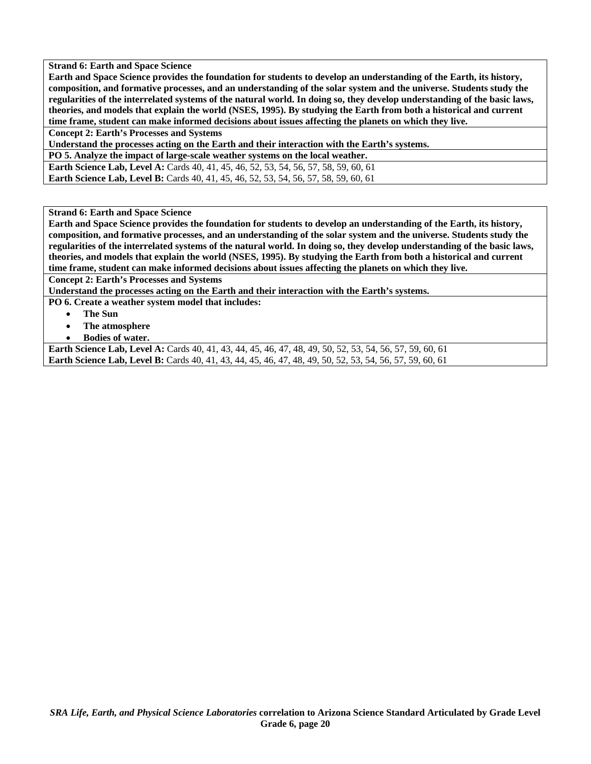**Strand 6: Earth and Space Science**

**Earth and Space Science provides the foundation for students to develop an understanding of the Earth, its history, composition, and formative processes, and an understanding of the solar system and the universe. Students study the regularities of the interrelated systems of the natural world. In doing so, they develop understanding of the basic laws, theories, and models that explain the world (NSES, 1995). By studying the Earth from both a historical and current time frame, student can make informed decisions about issues affecting the planets on which they live.**

**Concept 2: Earth's Processes and Systems**

**Understand the processes acting on the Earth and their interaction with the Earth's systems.**

**PO 5. Analyze the impact of large-scale weather systems on the local weather.**

**Earth Science Lab, Level A:** Cards 40, 41, 45, 46, 52, 53, 54, 56, 57, 58, 59, 60, 61

**Earth Science Lab, Level B:** Cards 40, 41, 45, 46, 52, 53, 54, 56, 57, 58, 59, 60, 61

---

**Strand 6: Earth and Space Science**

**Earth and Space Science provides the foundation for students to develop an understanding of the Earth, its history, composition, and formative processes, and an understanding of the solar system and the universe. Students study the regularities of the interrelated systems of the natural world. In doing so, they develop understanding of the basic laws, theories, and models that explain the world (NSES, 1995). By studying the Earth from both a historical and current time frame, student can make informed decisions about issues affecting the planets on which they live.**

**Concept 2: Earth's Processes and Systems**

**Understand the processes acting on the Earth and their interaction with the Earth's systems.**

**PO 6. Create a weather system model that includes:**

- **The Sun**
- **The atmosphere**
- **Bodies of water.**

**Earth Science Lab, Level A:** Cards 40, 41, 43, 44, 45, 46, 47, 48, 49, 50, 52, 53, 54, 56, 57, 59, 60, 61

**Earth Science Lab, Level B:** Cards 40, 41, 43, 44, 45, 46, 47, 48, 49, 50, 52, 53, 54, 56, 57, 59, 60, 61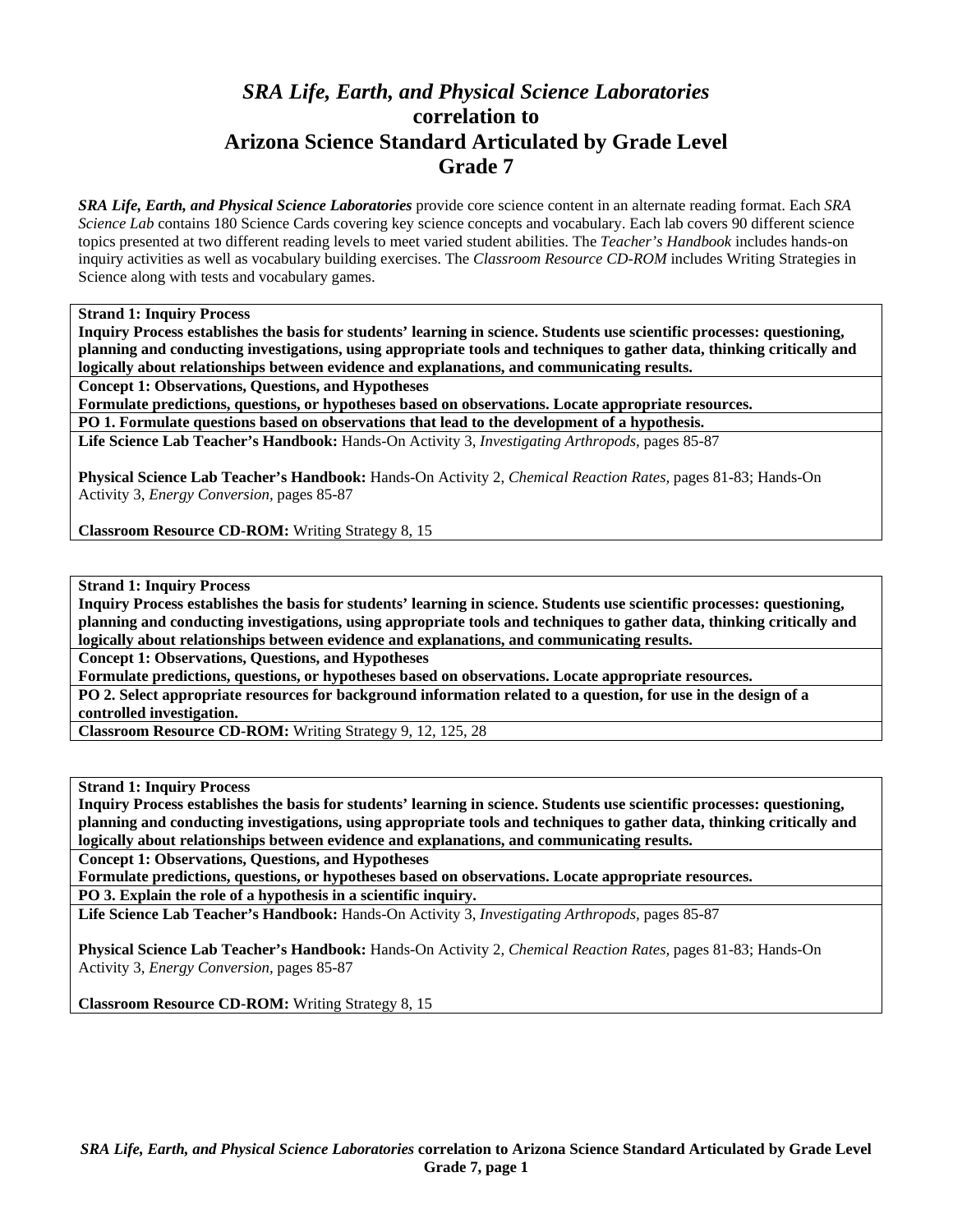# *SRA Life, Earth, and Physical Science Laboratories* correlation to Arizona Science Standard Articulated by Grade Level Grade 7

***SRA Life, Earth, and Physical Science Laboratories*** provide core science content in an alternate reading format. Each *SRA Science Lab* contains 180 Science Cards covering key science concepts and vocabulary. Each lab covers 90 different science topics presented at two different reading levels to meet varied student abilities. The *Teacher's Handbook* includes hands-on inquiry activities as well as vocabulary building exercises. The *Classroom Resource CD-ROM* includes Writing Strategies in Science along with tests and vocabulary games.

---

**Strand 1: Inquiry Process**
**Inquiry Process establishes the basis for students' learning in science. Students use scientific processes: questioning, planning and conducting investigations, using appropriate tools and techniques to gather data, thinking critically and logically about relationships between evidence and explanations, and communicating results.**

**Concept 1: Observations, Questions, and Hypotheses**
**Formulate predictions, questions, or hypotheses based on observations. Locate appropriate resources.**

**PO 1. Formulate questions based on observations that lead to the development of a hypothesis.**

**Life Science Lab Teacher's Handbook:** Hands-On Activity 3, *Investigating Arthropods,* pages 85-87

**Physical Science Lab Teacher's Handbook:** Hands-On Activity 2, *Chemical Reaction Rates,* pages 81-83; Hands-On Activity 3, *Energy Conversion,* pages 85-87

**Classroom Resource CD-ROM:** Writing Strategy 8, 15

---

**Strand 1: Inquiry Process**
**Inquiry Process establishes the basis for students' learning in science. Students use scientific processes: questioning, planning and conducting investigations, using appropriate tools and techniques to gather data, thinking critically and logically about relationships between evidence and explanations, and communicating results.**

**Concept 1: Observations, Questions, and Hypotheses**
**Formulate predictions, questions, or hypotheses based on observations. Locate appropriate resources.**

**PO 2. Select appropriate resources for background information related to a question, for use in the design of a controlled investigation.**

**Classroom Resource CD-ROM:** Writing Strategy 9, 12, 125, 28

---

**Strand 1: Inquiry Process**
**Inquiry Process establishes the basis for students' learning in science. Students use scientific processes: questioning, planning and conducting investigations, using appropriate tools and techniques to gather data, thinking critically and logically about relationships between evidence and explanations, and communicating results.**

**Concept 1: Observations, Questions, and Hypotheses**
**Formulate predictions, questions, or hypotheses based on observations. Locate appropriate resources.**

**PO 3. Explain the role of a hypothesis in a scientific inquiry.**

**Life Science Lab Teacher's Handbook:** Hands-On Activity 3, *Investigating Arthropods,* pages 85-87

**Physical Science Lab Teacher's Handbook:** Hands-On Activity 2, *Chemical Reaction Rates,* pages 81-83; Hands-On Activity 3, *Energy Conversion,* pages 85-87

**Classroom Resource CD-ROM:** Writing Strategy 8, 15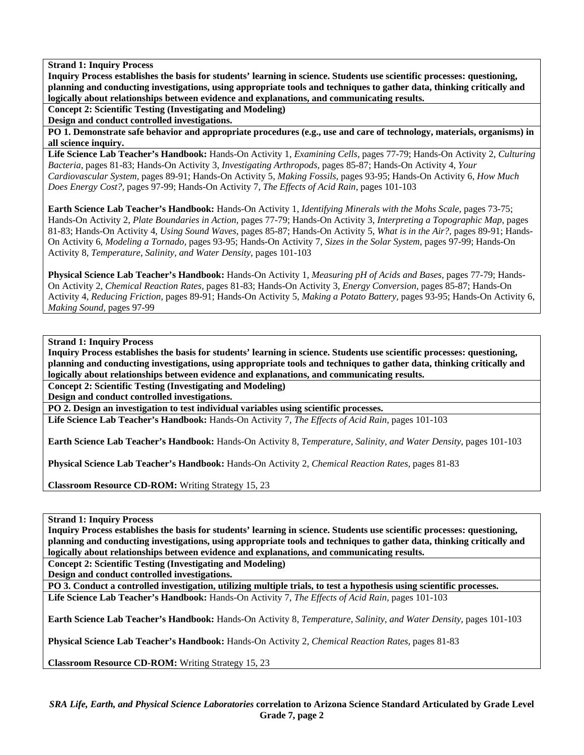**Strand 1: Inquiry Process**

**Inquiry Process establishes the basis for students' learning in science. Students use scientific processes: questioning, planning and conducting investigations, using appropriate tools and techniques to gather data, thinking critically and logically about relationships between evidence and explanations, and communicating results.**

**Concept 2: Scientific Testing (Investigating and Modeling)**

**Design and conduct controlled investigations.**

**PO 1. Demonstrate safe behavior and appropriate procedures (e.g., use and care of technology, materials, organisms) in all science inquiry.**

**Life Science Lab Teacher's Handbook:** Hands-On Activity 1, *Examining Cells,* pages 77-79; Hands-On Activity 2, *Culturing Bacteria,* pages 81-83; Hands-On Activity 3, *Investigating Arthropods,* pages 85-87; Hands-On Activity 4, *Your Cardiovascular System,* pages 89-91; Hands-On Activity 5, *Making Fossils,* pages 93-95; Hands-On Activity 6, *How Much Does Energy Cost?,* pages 97-99; Hands-On Activity 7, *The Effects of Acid Rain,* pages 101-103

**Earth Science Lab Teacher's Handbook:** Hands-On Activity 1, *Identifying Minerals with the Mohs Scale,* pages 73-75; Hands-On Activity 2, *Plate Boundaries in Action,* pages 77-79; Hands-On Activity 3, *Interpreting a Topographic Map,* pages 81-83; Hands-On Activity 4, *Using Sound Waves,* pages 85-87; Hands-On Activity 5, *What is in the Air?,* pages 89-91; Hands-On Activity 6, *Modeling a Tornado,* pages 93-95; Hands-On Activity 7, *Sizes in the Solar System,* pages 97-99; Hands-On Activity 8, *Temperature, Salinity, and Water Density,* pages 101-103

**Physical Science Lab Teacher's Handbook:** Hands-On Activity 1, *Measuring pH of Acids and Bases,* pages 77-79; Hands-On Activity 2, *Chemical Reaction Rates,* pages 81-83; Hands-On Activity 3, *Energy Conversion,* pages 85-87; Hands-On Activity 4, *Reducing Friction,* pages 89-91; Hands-On Activity 5, *Making a Potato Battery,* pages 93-95; Hands-On Activity 6, *Making Sound,* pages 97-99

---

**Strand 1: Inquiry Process**

**Inquiry Process establishes the basis for students' learning in science. Students use scientific processes: questioning, planning and conducting investigations, using appropriate tools and techniques to gather data, thinking critically and logically about relationships between evidence and explanations, and communicating results.**

**Concept 2: Scientific Testing (Investigating and Modeling)**

**Design and conduct controlled investigations.**

**PO 2. Design an investigation to test individual variables using scientific processes.**

**Life Science Lab Teacher's Handbook:** Hands-On Activity 7, *The Effects of Acid Rain,* pages 101-103

**Earth Science Lab Teacher's Handbook:** Hands-On Activity 8, *Temperature, Salinity, and Water Density,* pages 101-103

**Physical Science Lab Teacher's Handbook:** Hands-On Activity 2, *Chemical Reaction Rates,* pages 81-83

**Classroom Resource CD-ROM:** Writing Strategy 15, 23

---

**Strand 1: Inquiry Process**

**Inquiry Process establishes the basis for students' learning in science. Students use scientific processes: questioning, planning and conducting investigations, using appropriate tools and techniques to gather data, thinking critically and logically about relationships between evidence and explanations, and communicating results.**

**Concept 2: Scientific Testing (Investigating and Modeling)**

**Design and conduct controlled investigations.**

**PO 3. Conduct a controlled investigation, utilizing multiple trials, to test a hypothesis using scientific processes.**

**Life Science Lab Teacher's Handbook:** Hands-On Activity 7, *The Effects of Acid Rain,* pages 101-103

**Earth Science Lab Teacher's Handbook:** Hands-On Activity 8, *Temperature, Salinity, and Water Density,* pages 101-103

**Physical Science Lab Teacher's Handbook:** Hands-On Activity 2, *Chemical Reaction Rates,* pages 81-83

**Classroom Resource CD-ROM:** Writing Strategy 15, 23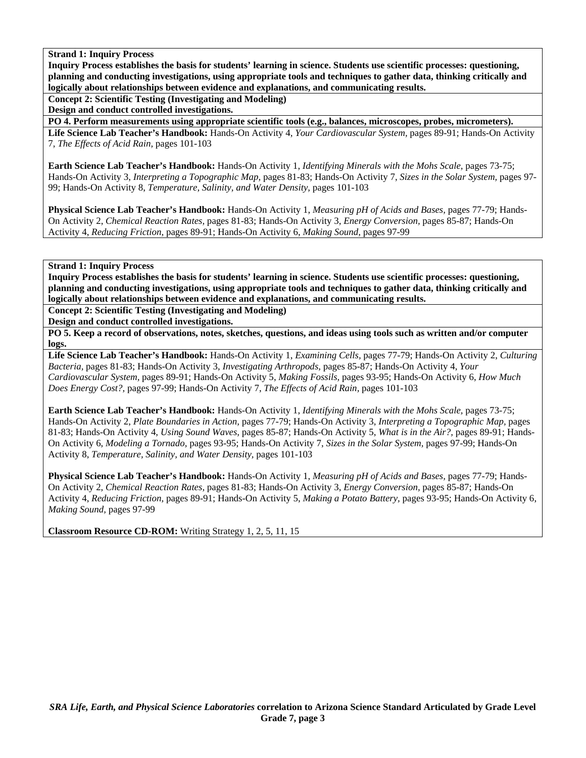**Strand 1: Inquiry Process**

**Inquiry Process establishes the basis for students' learning in science. Students use scientific processes: questioning, planning and conducting investigations, using appropriate tools and techniques to gather data, thinking critically and logically about relationships between evidence and explanations, and communicating results.**

**Concept 2: Scientific Testing (Investigating and Modeling)**
**Design and conduct controlled investigations.**

**PO 4. Perform measurements using appropriate scientific tools (e.g., balances, microscopes, probes, micrometers).**

**Life Science Lab Teacher's Handbook:** Hands-On Activity 4, *Your Cardiovascular System,* pages 89-91; Hands-On Activity 7, *The Effects of Acid Rain,* pages 101-103

**Earth Science Lab Teacher's Handbook:** Hands-On Activity 1, *Identifying Minerals with the Mohs Scale,* pages 73-75; Hands-On Activity 3, *Interpreting a Topographic Map,* pages 81-83; Hands-On Activity 7, *Sizes in the Solar System,* pages 97-99; Hands-On Activity 8, *Temperature, Salinity, and Water Density,* pages 101-103

**Physical Science Lab Teacher's Handbook:** Hands-On Activity 1, *Measuring pH of Acids and Bases,* pages 77-79; Hands-On Activity 2, *Chemical Reaction Rates,* pages 81-83; Hands-On Activity 3, *Energy Conversion,* pages 85-87; Hands-On Activity 4, *Reducing Friction,* pages 89-91; Hands-On Activity 6, *Making Sound,* pages 97-99

---

**Strand 1: Inquiry Process**

**Inquiry Process establishes the basis for students' learning in science. Students use scientific processes: questioning, planning and conducting investigations, using appropriate tools and techniques to gather data, thinking critically and logically about relationships between evidence and explanations, and communicating results.**

**Concept 2: Scientific Testing (Investigating and Modeling)**
**Design and conduct controlled investigations.**

**PO 5. Keep a record of observations, notes, sketches, questions, and ideas using tools such as written and/or computer logs.**

**Life Science Lab Teacher's Handbook:** Hands-On Activity 1, *Examining Cells,* pages 77-79; Hands-On Activity 2, *Culturing Bacteria,* pages 81-83; Hands-On Activity 3, *Investigating Arthropods,* pages 85-87; Hands-On Activity 4, *Your Cardiovascular System,* pages 89-91; Hands-On Activity 5, *Making Fossils,* pages 93-95; Hands-On Activity 6, *How Much Does Energy Cost?,* pages 97-99; Hands-On Activity 7, *The Effects of Acid Rain,* pages 101-103

**Earth Science Lab Teacher's Handbook:** Hands-On Activity 1, *Identifying Minerals with the Mohs Scale,* pages 73-75; Hands-On Activity 2, *Plate Boundaries in Action,* pages 77-79; Hands-On Activity 3, *Interpreting a Topographic Map,* pages 81-83; Hands-On Activity 4, *Using Sound Waves,* pages 85-87; Hands-On Activity 5, *What is in the Air?,* pages 89-91; Hands-On Activity 6, *Modeling a Tornado,* pages 93-95; Hands-On Activity 7, *Sizes in the Solar System,* pages 97-99; Hands-On Activity 8, *Temperature, Salinity, and Water Density,* pages 101-103

**Physical Science Lab Teacher's Handbook:** Hands-On Activity 1, *Measuring pH of Acids and Bases,* pages 77-79; Hands-On Activity 2, *Chemical Reaction Rates,* pages 81-83; Hands-On Activity 3, *Energy Conversion,* pages 85-87; Hands-On Activity 4, *Reducing Friction,* pages 89-91; Hands-On Activity 5, *Making a Potato Battery,* pages 93-95; Hands-On Activity 6, *Making Sound,* pages 97-99

**Classroom Resource CD-ROM:** Writing Strategy 1, 2, 5, 11, 15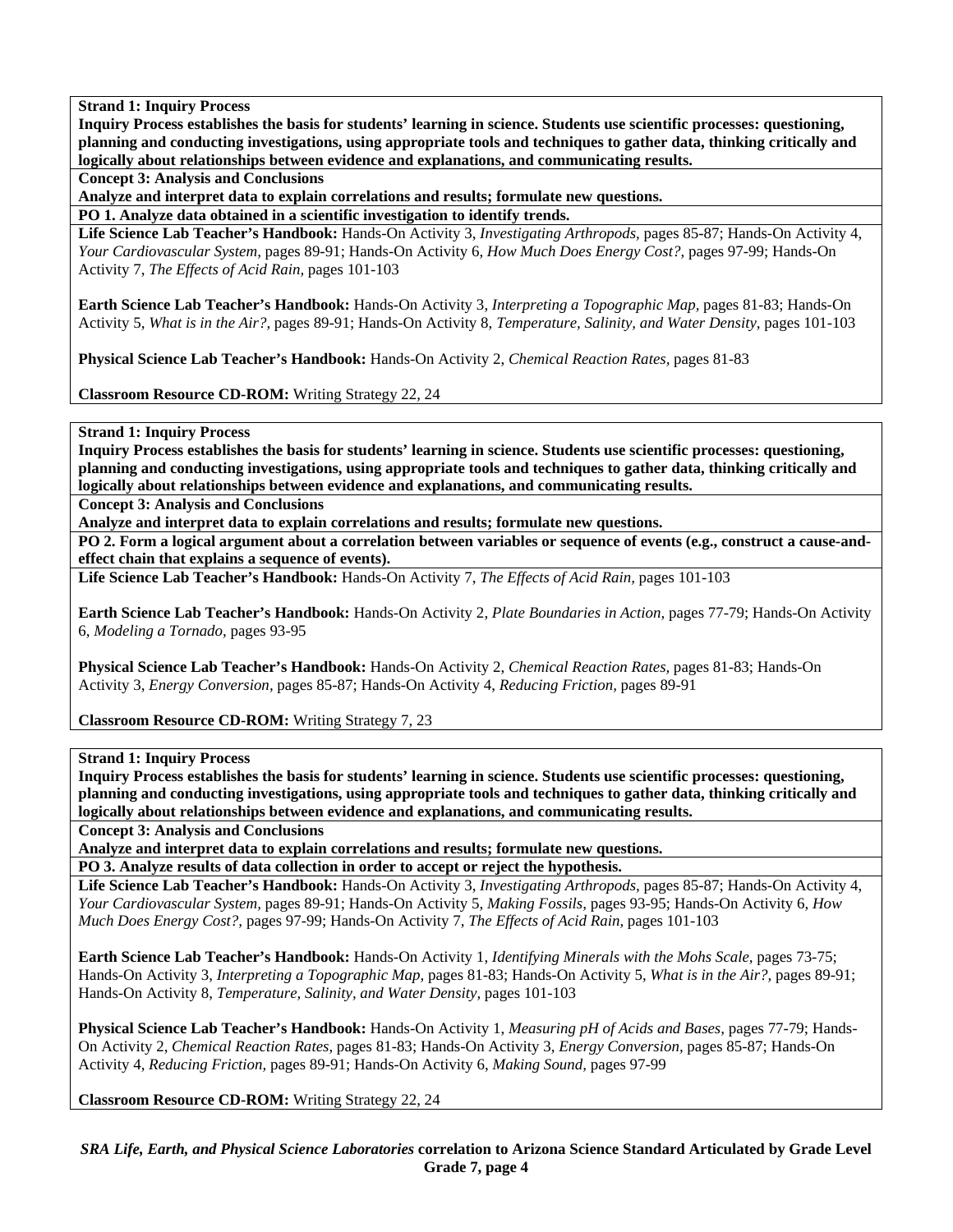**Strand 1: Inquiry Process**

**Inquiry Process establishes the basis for students' learning in science. Students use scientific processes: questioning, planning and conducting investigations, using appropriate tools and techniques to gather data, thinking critically and logically about relationships between evidence and explanations, and communicating results.**

**Concept 3: Analysis and Conclusions**

**Analyze and interpret data to explain correlations and results; formulate new questions.**

**PO 1. Analyze data obtained in a scientific investigation to identify trends.**

**Life Science Lab Teacher's Handbook:** Hands-On Activity 3, *Investigating Arthropods,* pages 85-87; Hands-On Activity 4, *Your Cardiovascular System,* pages 89-91; Hands-On Activity 6, *How Much Does Energy Cost?,* pages 97-99; Hands-On Activity 7, *The Effects of Acid Rain,* pages 101-103

**Earth Science Lab Teacher's Handbook:** Hands-On Activity 3, *Interpreting a Topographic Map,* pages 81-83; Hands-On Activity 5, *What is in the Air?,* pages 89-91; Hands-On Activity 8, *Temperature, Salinity, and Water Density,* pages 101-103

**Physical Science Lab Teacher's Handbook:** Hands-On Activity 2, *Chemical Reaction Rates,* pages 81-83

**Classroom Resource CD-ROM:** Writing Strategy 22, 24

---

**Strand 1: Inquiry Process**

**Inquiry Process establishes the basis for students' learning in science. Students use scientific processes: questioning, planning and conducting investigations, using appropriate tools and techniques to gather data, thinking critically and logically about relationships between evidence and explanations, and communicating results.**

**Concept 3: Analysis and Conclusions**

**Analyze and interpret data to explain correlations and results; formulate new questions.**

**PO 2. Form a logical argument about a correlation between variables or sequence of events (e.g., construct a cause-and-effect chain that explains a sequence of events).**

**Life Science Lab Teacher's Handbook:** Hands-On Activity 7, *The Effects of Acid Rain,* pages 101-103

**Earth Science Lab Teacher's Handbook:** Hands-On Activity 2, *Plate Boundaries in Action,* pages 77-79; Hands-On Activity 6, *Modeling a Tornado,* pages 93-95

**Physical Science Lab Teacher's Handbook:** Hands-On Activity 2, *Chemical Reaction Rates,* pages 81-83; Hands-On Activity 3, *Energy Conversion,* pages 85-87; Hands-On Activity 4, *Reducing Friction,* pages 89-91

**Classroom Resource CD-ROM:** Writing Strategy 7, 23

---

**Strand 1: Inquiry Process**

**Inquiry Process establishes the basis for students' learning in science. Students use scientific processes: questioning, planning and conducting investigations, using appropriate tools and techniques to gather data, thinking critically and logically about relationships between evidence and explanations, and communicating results.**

**Concept 3: Analysis and Conclusions**

**Analyze and interpret data to explain correlations and results; formulate new questions.**

**PO 3. Analyze results of data collection in order to accept or reject the hypothesis.**

**Life Science Lab Teacher's Handbook:** Hands-On Activity 3, *Investigating Arthropods,* pages 85-87; Hands-On Activity 4, *Your Cardiovascular System,* pages 89-91; Hands-On Activity 5, *Making Fossils,* pages 93-95; Hands-On Activity 6, *How Much Does Energy Cost?,* pages 97-99; Hands-On Activity 7, *The Effects of Acid Rain,* pages 101-103

**Earth Science Lab Teacher's Handbook:** Hands-On Activity 1, *Identifying Minerals with the Mohs Scale,* pages 73-75; Hands-On Activity 3, *Interpreting a Topographic Map,* pages 81-83; Hands-On Activity 5, *What is in the Air?,* pages 89-91; Hands-On Activity 8, *Temperature, Salinity, and Water Density,* pages 101-103

**Physical Science Lab Teacher's Handbook:** Hands-On Activity 1, *Measuring pH of Acids and Bases,* pages 77-79; Hands-On Activity 2, *Chemical Reaction Rates,* pages 81-83; Hands-On Activity 3, *Energy Conversion,* pages 85-87; Hands-On Activity 4, *Reducing Friction,* pages 89-91; Hands-On Activity 6, *Making Sound,* pages 97-99

**Classroom Resource CD-ROM:** Writing Strategy 22, 24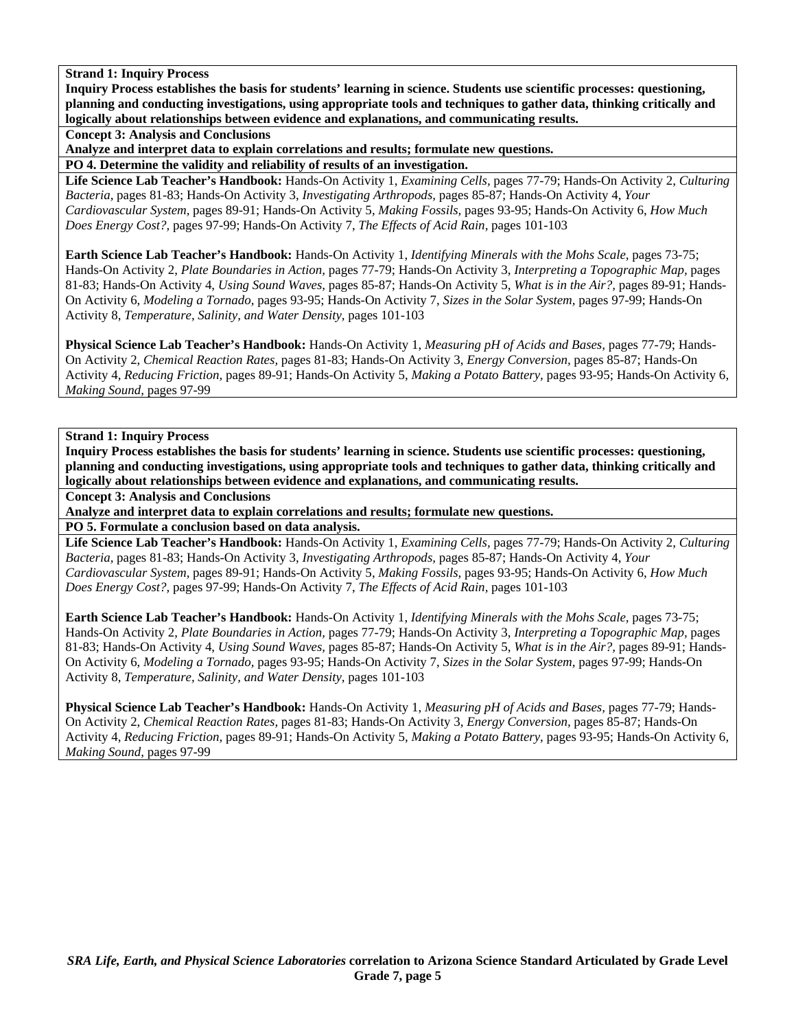**Strand 1: Inquiry Process**

**Inquiry Process establishes the basis for students' learning in science. Students use scientific processes: questioning, planning and conducting investigations, using appropriate tools and techniques to gather data, thinking critically and logically about relationships between evidence and explanations, and communicating results.**

**Concept 3: Analysis and Conclusions**

**Analyze and interpret data to explain correlations and results; formulate new questions.**

**PO 4. Determine the validity and reliability of results of an investigation.**

**Life Science Lab Teacher's Handbook:** Hands-On Activity 1, *Examining Cells,* pages 77-79; Hands-On Activity 2, *Culturing Bacteria,* pages 81-83; Hands-On Activity 3, *Investigating Arthropods,* pages 85-87; Hands-On Activity 4, *Your Cardiovascular System,* pages 89-91; Hands-On Activity 5, *Making Fossils,* pages 93-95; Hands-On Activity 6, *How Much Does Energy Cost?,* pages 97-99; Hands-On Activity 7, *The Effects of Acid Rain,* pages 101-103

**Earth Science Lab Teacher's Handbook:** Hands-On Activity 1, *Identifying Minerals with the Mohs Scale,* pages 73-75; Hands-On Activity 2, *Plate Boundaries in Action,* pages 77-79; Hands-On Activity 3, *Interpreting a Topographic Map,* pages 81-83; Hands-On Activity 4, *Using Sound Waves,* pages 85-87; Hands-On Activity 5, *What is in the Air?,* pages 89-91; Hands-On Activity 6, *Modeling a Tornado,* pages 93-95; Hands-On Activity 7, *Sizes in the Solar System,* pages 97-99; Hands-On Activity 8, *Temperature, Salinity, and Water Density,* pages 101-103

**Physical Science Lab Teacher's Handbook:** Hands-On Activity 1, *Measuring pH of Acids and Bases,* pages 77-79; Hands-On Activity 2, *Chemical Reaction Rates,* pages 81-83; Hands-On Activity 3, *Energy Conversion,* pages 85-87; Hands-On Activity 4, *Reducing Friction,* pages 89-91; Hands-On Activity 5, *Making a Potato Battery,* pages 93-95; Hands-On Activity 6, *Making Sound,* pages 97-99

**Strand 1: Inquiry Process**

**Inquiry Process establishes the basis for students' learning in science. Students use scientific processes: questioning, planning and conducting investigations, using appropriate tools and techniques to gather data, thinking critically and logically about relationships between evidence and explanations, and communicating results.**

**Concept 3: Analysis and Conclusions**

**Analyze and interpret data to explain correlations and results; formulate new questions.**

**PO 5. Formulate a conclusion based on data analysis.**

**Life Science Lab Teacher's Handbook:** Hands-On Activity 1, *Examining Cells,* pages 77-79; Hands-On Activity 2, *Culturing Bacteria,* pages 81-83; Hands-On Activity 3, *Investigating Arthropods,* pages 85-87; Hands-On Activity 4, *Your Cardiovascular System,* pages 89-91; Hands-On Activity 5, *Making Fossils,* pages 93-95; Hands-On Activity 6, *How Much Does Energy Cost?,* pages 97-99; Hands-On Activity 7, *The Effects of Acid Rain,* pages 101-103

**Earth Science Lab Teacher's Handbook:** Hands-On Activity 1, *Identifying Minerals with the Mohs Scale,* pages 73-75; Hands-On Activity 2, *Plate Boundaries in Action,* pages 77-79; Hands-On Activity 3, *Interpreting a Topographic Map,* pages 81-83; Hands-On Activity 4, *Using Sound Waves,* pages 85-87; Hands-On Activity 5, *What is in the Air?,* pages 89-91; Hands-On Activity 6, *Modeling a Tornado,* pages 93-95; Hands-On Activity 7, *Sizes in the Solar System,* pages 97-99; Hands-On Activity 8, *Temperature, Salinity, and Water Density,* pages 101-103

**Physical Science Lab Teacher's Handbook:** Hands-On Activity 1, *Measuring pH of Acids and Bases,* pages 77-79; Hands-On Activity 2, *Chemical Reaction Rates,* pages 81-83; Hands-On Activity 3, *Energy Conversion,* pages 85-87; Hands-On Activity 4, *Reducing Friction,* pages 89-91; Hands-On Activity 5, *Making a Potato Battery,* pages 93-95; Hands-On Activity 6, *Making Sound,* pages 97-99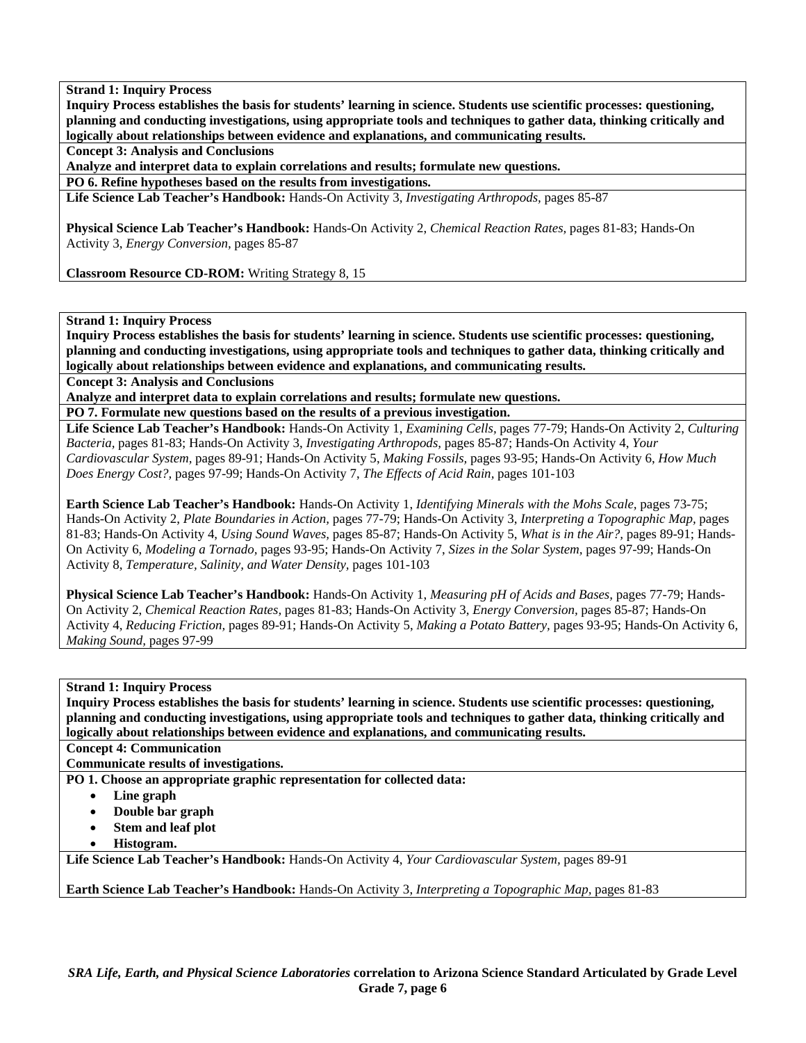**Strand 1: Inquiry Process**

**Inquiry Process establishes the basis for students' learning in science. Students use scientific processes: questioning, planning and conducting investigations, using appropriate tools and techniques to gather data, thinking critically and logically about relationships between evidence and explanations, and communicating results.**

**Concept 3: Analysis and Conclusions**

**Analyze and interpret data to explain correlations and results; formulate new questions.**

**PO 6. Refine hypotheses based on the results from investigations.**

**Life Science Lab Teacher's Handbook:** Hands-On Activity 3, *Investigating Arthropods,* pages 85-87

**Physical Science Lab Teacher's Handbook:** Hands-On Activity 2, *Chemical Reaction Rates,* pages 81-83; Hands-On Activity 3, *Energy Conversion,* pages 85-87

**Classroom Resource CD-ROM:** Writing Strategy 8, 15

---

**Strand 1: Inquiry Process**

**Inquiry Process establishes the basis for students' learning in science. Students use scientific processes: questioning, planning and conducting investigations, using appropriate tools and techniques to gather data, thinking critically and logically about relationships between evidence and explanations, and communicating results.**

**Concept 3: Analysis and Conclusions**

**Analyze and interpret data to explain correlations and results; formulate new questions.**

**PO 7. Formulate new questions based on the results of a previous investigation.**

**Life Science Lab Teacher's Handbook:** Hands-On Activity 1, *Examining Cells,* pages 77-79; Hands-On Activity 2, *Culturing Bacteria,* pages 81-83; Hands-On Activity 3, *Investigating Arthropods,* pages 85-87; Hands-On Activity 4, *Your Cardiovascular System,* pages 89-91; Hands-On Activity 5, *Making Fossils,* pages 93-95; Hands-On Activity 6, *How Much Does Energy Cost?,* pages 97-99; Hands-On Activity 7, *The Effects of Acid Rain,* pages 101-103

**Earth Science Lab Teacher's Handbook:** Hands-On Activity 1, *Identifying Minerals with the Mohs Scale,* pages 73-75; Hands-On Activity 2, *Plate Boundaries in Action,* pages 77-79; Hands-On Activity 3, *Interpreting a Topographic Map,* pages 81-83; Hands-On Activity 4, *Using Sound Waves,* pages 85-87; Hands-On Activity 5, *What is in the Air?,* pages 89-91; Hands-On Activity 6, *Modeling a Tornado,* pages 93-95; Hands-On Activity 7, *Sizes in the Solar System,* pages 97-99; Hands-On Activity 8, *Temperature, Salinity, and Water Density,* pages 101-103

**Physical Science Lab Teacher's Handbook:** Hands-On Activity 1, *Measuring pH of Acids and Bases,* pages 77-79; Hands-On Activity 2, *Chemical Reaction Rates,* pages 81-83; Hands-On Activity 3, *Energy Conversion,* pages 85-87; Hands-On Activity 4, *Reducing Friction,* pages 89-91; Hands-On Activity 5, *Making a Potato Battery,* pages 93-95; Hands-On Activity 6, *Making Sound,* pages 97-99

---

**Strand 1: Inquiry Process**

**Inquiry Process establishes the basis for students' learning in science. Students use scientific processes: questioning, planning and conducting investigations, using appropriate tools and techniques to gather data, thinking critically and logically about relationships between evidence and explanations, and communicating results.**

**Concept 4: Communication**

**Communicate results of investigations.**

**PO 1. Choose an appropriate graphic representation for collected data:**

- **Line graph**
- **Double bar graph**
- **Stem and leaf plot**
- **Histogram.**

**Life Science Lab Teacher's Handbook:** Hands-On Activity 4, *Your Cardiovascular System,* pages 89-91

**Earth Science Lab Teacher's Handbook:** Hands-On Activity 3, *Interpreting a Topographic Map,* pages 81-83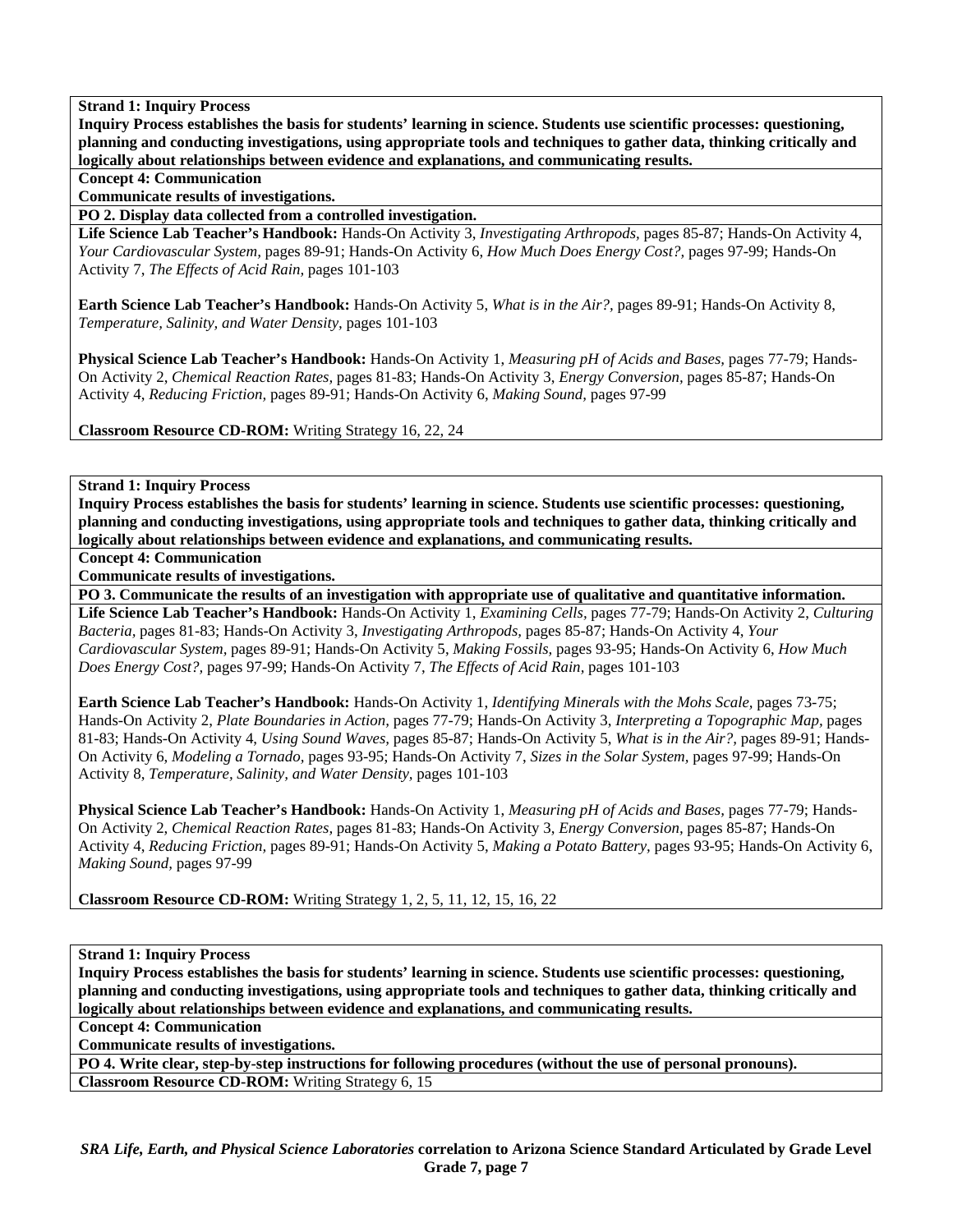**Strand 1: Inquiry Process**

**Inquiry Process establishes the basis for students' learning in science. Students use scientific processes: questioning, planning and conducting investigations, using appropriate tools and techniques to gather data, thinking critically and logically about relationships between evidence and explanations, and communicating results.**

**Concept 4: Communication**

**Communicate results of investigations.**

**PO 2. Display data collected from a controlled investigation.**

**Life Science Lab Teacher's Handbook:** Hands-On Activity 3, *Investigating Arthropods,* pages 85-87; Hands-On Activity 4, *Your Cardiovascular System,* pages 89-91; Hands-On Activity 6, *How Much Does Energy Cost?,* pages 97-99; Hands-On Activity 7, *The Effects of Acid Rain,* pages 101-103

**Earth Science Lab Teacher's Handbook:** Hands-On Activity 5, *What is in the Air?,* pages 89-91; Hands-On Activity 8, *Temperature, Salinity, and Water Density,* pages 101-103

**Physical Science Lab Teacher's Handbook:** Hands-On Activity 1, *Measuring pH of Acids and Bases,* pages 77-79; Hands-On Activity 2, *Chemical Reaction Rates,* pages 81-83; Hands-On Activity 3, *Energy Conversion,* pages 85-87; Hands-On Activity 4, *Reducing Friction,* pages 89-91; Hands-On Activity 6, *Making Sound,* pages 97-99

**Classroom Resource CD-ROM:** Writing Strategy 16, 22, 24

---

**Strand 1: Inquiry Process**

**Inquiry Process establishes the basis for students' learning in science. Students use scientific processes: questioning, planning and conducting investigations, using appropriate tools and techniques to gather data, thinking critically and logically about relationships between evidence and explanations, and communicating results.**

**Concept 4: Communication**

**Communicate results of investigations.**

**PO 3. Communicate the results of an investigation with appropriate use of qualitative and quantitative information.**

**Life Science Lab Teacher's Handbook:** Hands-On Activity 1, *Examining Cells,* pages 77-79; Hands-On Activity 2, *Culturing Bacteria,* pages 81-83; Hands-On Activity 3, *Investigating Arthropods,* pages 85-87; Hands-On Activity 4, *Your Cardiovascular System,* pages 89-91; Hands-On Activity 5, *Making Fossils,* pages 93-95; Hands-On Activity 6, *How Much Does Energy Cost?,* pages 97-99; Hands-On Activity 7, *The Effects of Acid Rain,* pages 101-103

**Earth Science Lab Teacher's Handbook:** Hands-On Activity 1, *Identifying Minerals with the Mohs Scale,* pages 73-75; Hands-On Activity 2, *Plate Boundaries in Action,* pages 77-79; Hands-On Activity 3, *Interpreting a Topographic Map,* pages 81-83; Hands-On Activity 4, *Using Sound Waves,* pages 85-87; Hands-On Activity 5, *What is in the Air?,* pages 89-91; Hands-On Activity 6, *Modeling a Tornado,* pages 93-95; Hands-On Activity 7, *Sizes in the Solar System,* pages 97-99; Hands-On Activity 8, *Temperature, Salinity, and Water Density,* pages 101-103

**Physical Science Lab Teacher's Handbook:** Hands-On Activity 1, *Measuring pH of Acids and Bases,* pages 77-79; Hands-On Activity 2, *Chemical Reaction Rates,* pages 81-83; Hands-On Activity 3, *Energy Conversion,* pages 85-87; Hands-On Activity 4, *Reducing Friction,* pages 89-91; Hands-On Activity 5, *Making a Potato Battery,* pages 93-95; Hands-On Activity 6, *Making Sound,* pages 97-99

**Classroom Resource CD-ROM:** Writing Strategy 1, 2, 5, 11, 12, 15, 16, 22

---

**Strand 1: Inquiry Process**

**Inquiry Process establishes the basis for students' learning in science. Students use scientific processes: questioning, planning and conducting investigations, using appropriate tools and techniques to gather data, thinking critically and logically about relationships between evidence and explanations, and communicating results.**

**Concept 4: Communication**

**Communicate results of investigations.**

**PO 4. Write clear, step-by-step instructions for following procedures (without the use of personal pronouns).**

**Classroom Resource CD-ROM:** Writing Strategy 6, 15

---

***SRA Life, Earth, and Physical Science Laboratories* correlation to Arizona Science Standard Articulated by Grade Level Grade 7, page 7**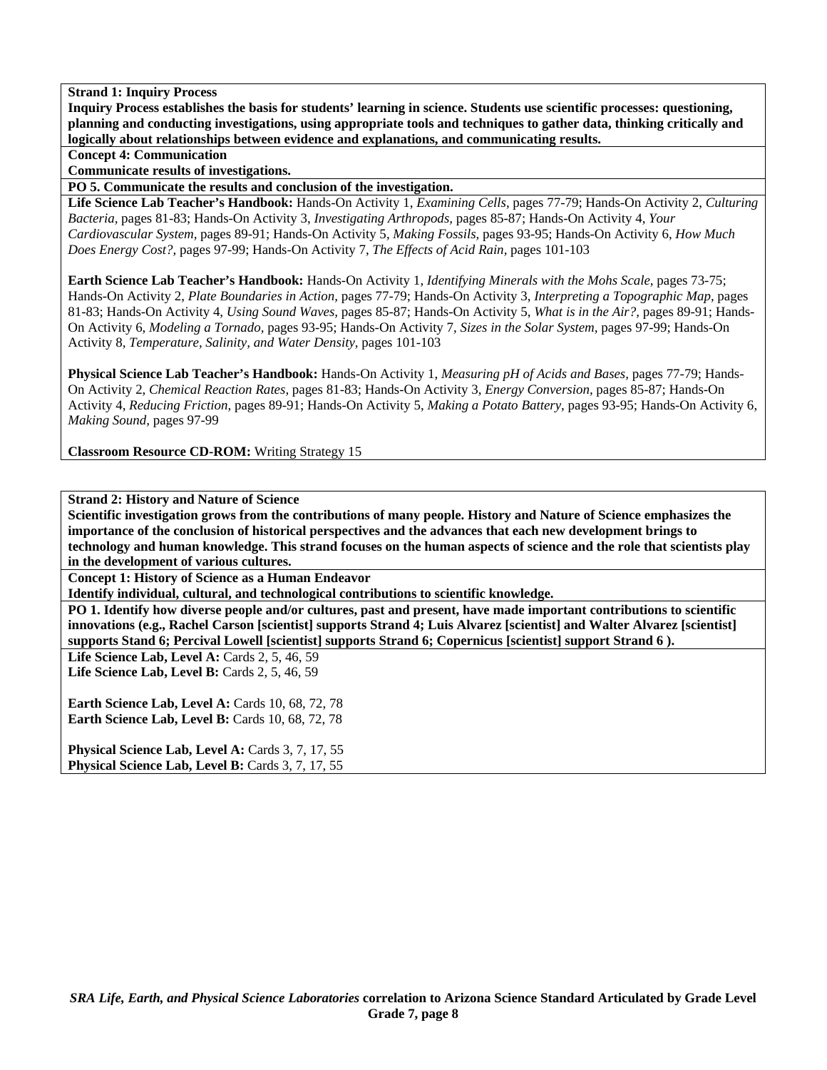**Strand 1: Inquiry Process**

**Inquiry Process establishes the basis for students' learning in science. Students use scientific processes: questioning, planning and conducting investigations, using appropriate tools and techniques to gather data, thinking critically and logically about relationships between evidence and explanations, and communicating results.**

**Concept 4: Communication**

**Communicate results of investigations.**

**PO 5. Communicate the results and conclusion of the investigation.**

**Life Science Lab Teacher's Handbook:** Hands-On Activity 1, *Examining Cells,* pages 77-79; Hands-On Activity 2, *Culturing Bacteria,* pages 81-83; Hands-On Activity 3, *Investigating Arthropods,* pages 85-87; Hands-On Activity 4, *Your Cardiovascular System,* pages 89-91; Hands-On Activity 5, *Making Fossils,* pages 93-95; Hands-On Activity 6, *How Much Does Energy Cost?,* pages 97-99; Hands-On Activity 7, *The Effects of Acid Rain,* pages 101-103

**Earth Science Lab Teacher's Handbook:** Hands-On Activity 1, *Identifying Minerals with the Mohs Scale,* pages 73-75; Hands-On Activity 2, *Plate Boundaries in Action,* pages 77-79; Hands-On Activity 3, *Interpreting a Topographic Map,* pages 81-83; Hands-On Activity 4, *Using Sound Waves,* pages 85-87; Hands-On Activity 5, *What is in the Air?,* pages 89-91; Hands-On Activity 6, *Modeling a Tornado,* pages 93-95; Hands-On Activity 7, *Sizes in the Solar System,* pages 97-99; Hands-On Activity 8, *Temperature, Salinity, and Water Density,* pages 101-103

**Physical Science Lab Teacher's Handbook:** Hands-On Activity 1, *Measuring pH of Acids and Bases,* pages 77-79; Hands-On Activity 2, *Chemical Reaction Rates,* pages 81-83; Hands-On Activity 3, *Energy Conversion,* pages 85-87; Hands-On Activity 4, *Reducing Friction,* pages 89-91; Hands-On Activity 5, *Making a Potato Battery,* pages 93-95; Hands-On Activity 6, *Making Sound,* pages 97-99

**Classroom Resource CD-ROM:** Writing Strategy 15

**Strand 2: History and Nature of Science**

**Scientific investigation grows from the contributions of many people. History and Nature of Science emphasizes the importance of the conclusion of historical perspectives and the advances that each new development brings to technology and human knowledge. This strand focuses on the human aspects of science and the role that scientists play in the development of various cultures.**

**Concept 1: History of Science as a Human Endeavor**

**Identify individual, cultural, and technological contributions to scientific knowledge.**

**PO 1. Identify how diverse people and/or cultures, past and present, have made important contributions to scientific innovations (e.g., Rachel Carson [scientist] supports Strand 4; Luis Alvarez [scientist] and Walter Alvarez [scientist] supports Stand 6; Percival Lowell [scientist] supports Strand 6; Copernicus [scientist] support Strand 6 ).**

**Life Science Lab, Level A:** Cards 2, 5, 46, 59
**Life Science Lab, Level B:** Cards 2, 5, 46, 59

**Earth Science Lab, Level A:** Cards 10, 68, 72, 78
**Earth Science Lab, Level B:** Cards 10, 68, 72, 78

**Physical Science Lab, Level A:** Cards 3, 7, 17, 55
**Physical Science Lab, Level B:** Cards 3, 7, 17, 55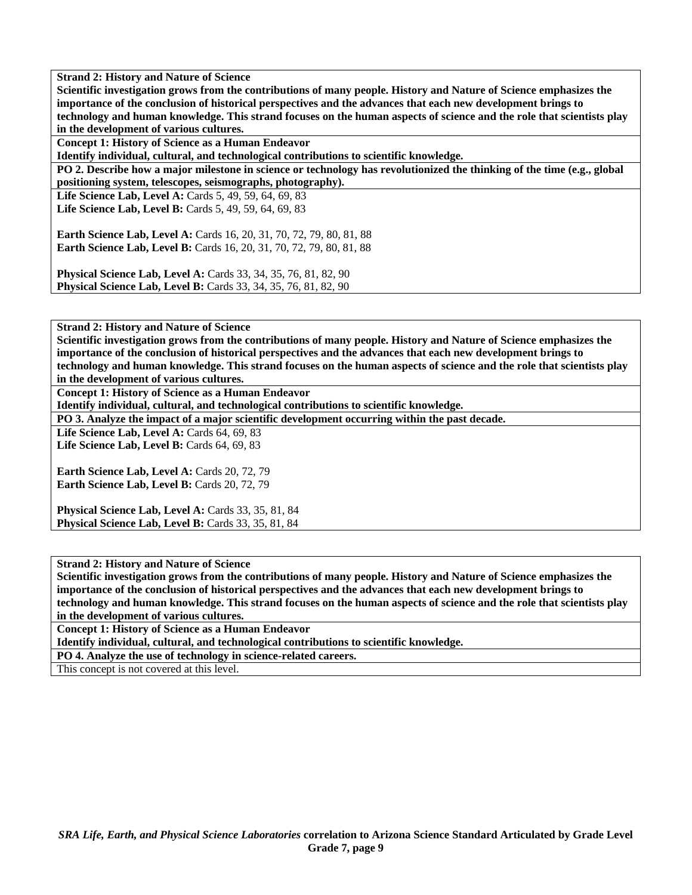**Strand 2: History and Nature of Science**
**Scientific investigation grows from the contributions of many people. History and Nature of Science emphasizes the importance of the conclusion of historical perspectives and the advances that each new development brings to technology and human knowledge. This strand focuses on the human aspects of science and the role that scientists play in the development of various cultures.**

**Concept 1: History of Science as a Human Endeavor**
**Identify individual, cultural, and technological contributions to scientific knowledge.**

**PO 2. Describe how a major milestone in science or technology has revolutionized the thinking of the time (e.g., global positioning system, telescopes, seismographs, photography).**

**Life Science Lab, Level A:** Cards 5, 49, 59, 64, 69, 83
**Life Science Lab, Level B:** Cards 5, 49, 59, 64, 69, 83

**Earth Science Lab, Level A:** Cards 16, 20, 31, 70, 72, 79, 80, 81, 88
**Earth Science Lab, Level B:** Cards 16, 20, 31, 70, 72, 79, 80, 81, 88

**Physical Science Lab, Level A:** Cards 33, 34, 35, 76, 81, 82, 90
**Physical Science Lab, Level B:** Cards 33, 34, 35, 76, 81, 82, 90

---

**Strand 2: History and Nature of Science**
**Scientific investigation grows from the contributions of many people. History and Nature of Science emphasizes the importance of the conclusion of historical perspectives and the advances that each new development brings to technology and human knowledge. This strand focuses on the human aspects of science and the role that scientists play in the development of various cultures.**

**Concept 1: History of Science as a Human Endeavor**
**Identify individual, cultural, and technological contributions to scientific knowledge.**

**PO 3. Analyze the impact of a major scientific development occurring within the past decade.**

**Life Science Lab, Level A:** Cards 64, 69, 83
**Life Science Lab, Level B:** Cards 64, 69, 83

**Earth Science Lab, Level A:** Cards 20, 72, 79
**Earth Science Lab, Level B:** Cards 20, 72, 79

**Physical Science Lab, Level A:** Cards 33, 35, 81, 84
**Physical Science Lab, Level B:** Cards 33, 35, 81, 84

---

**Strand 2: History and Nature of Science**
**Scientific investigation grows from the contributions of many people. History and Nature of Science emphasizes the importance of the conclusion of historical perspectives and the advances that each new development brings to technology and human knowledge. This strand focuses on the human aspects of science and the role that scientists play in the development of various cultures.**

**Concept 1: History of Science as a Human Endeavor**
**Identify individual, cultural, and technological contributions to scientific knowledge.**

**PO 4. Analyze the use of technology in science-related careers.**

This concept is not covered at this level.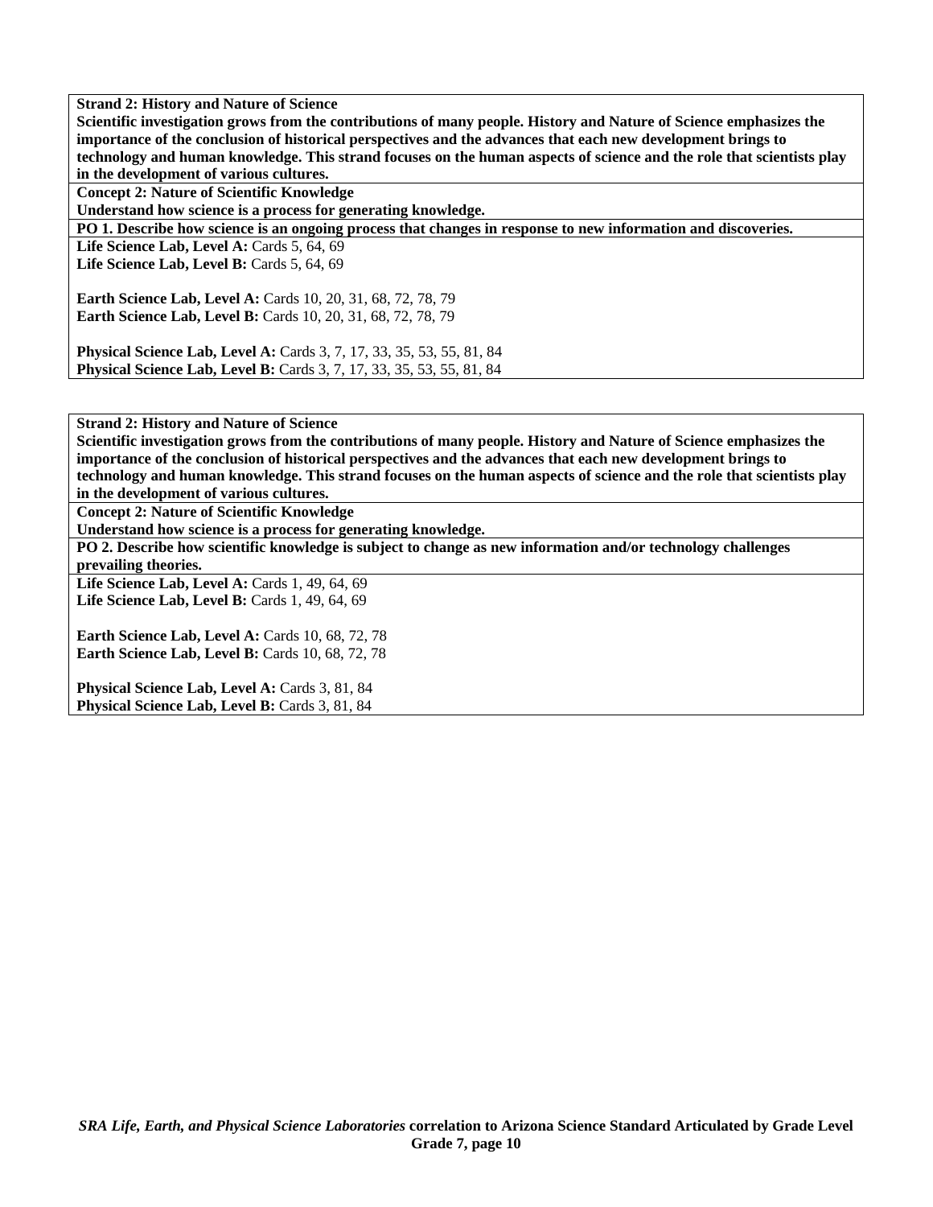**Strand 2: History and Nature of Science**

**Scientific investigation grows from the contributions of many people. History and Nature of Science emphasizes the importance of the conclusion of historical perspectives and the advances that each new development brings to technology and human knowledge. This strand focuses on the human aspects of science and the role that scientists play in the development of various cultures.**

**Concept 2: Nature of Scientific Knowledge**

**Understand how science is a process for generating knowledge.**

**PO 1. Describe how science is an ongoing process that changes in response to new information and discoveries.**

**Life Science Lab, Level A:** Cards 5, 64, 69
**Life Science Lab, Level B:** Cards 5, 64, 69

**Earth Science Lab, Level A:** Cards 10, 20, 31, 68, 72, 78, 79
**Earth Science Lab, Level B:** Cards 10, 20, 31, 68, 72, 78, 79

**Physical Science Lab, Level A:** Cards 3, 7, 17, 33, 35, 53, 55, 81, 84
**Physical Science Lab, Level B:** Cards 3, 7, 17, 33, 35, 53, 55, 81, 84

---

**Strand 2: History and Nature of Science**

**Scientific investigation grows from the contributions of many people. History and Nature of Science emphasizes the importance of the conclusion of historical perspectives and the advances that each new development brings to technology and human knowledge. This strand focuses on the human aspects of science and the role that scientists play in the development of various cultures.**

**Concept 2: Nature of Scientific Knowledge**

**Understand how science is a process for generating knowledge.**

**PO 2. Describe how scientific knowledge is subject to change as new information and/or technology challenges prevailing theories.**

**Life Science Lab, Level A:** Cards 1, 49, 64, 69
**Life Science Lab, Level B:** Cards 1, 49, 64, 69

**Earth Science Lab, Level A:** Cards 10, 68, 72, 78
**Earth Science Lab, Level B:** Cards 10, 68, 72, 78

**Physical Science Lab, Level A:** Cards 3, 81, 84
**Physical Science Lab, Level B:** Cards 3, 81, 84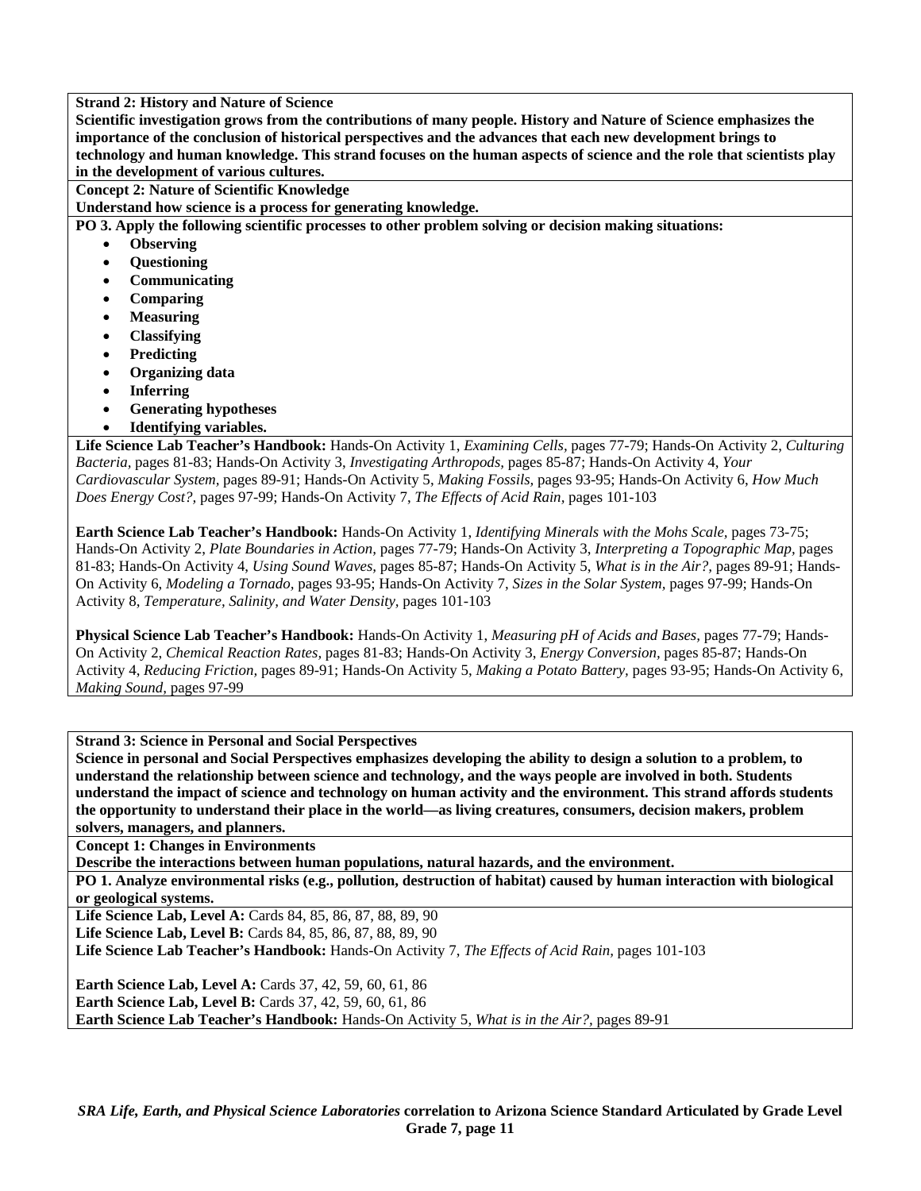**Strand 2: History and Nature of Science**

**Scientific investigation grows from the contributions of many people. History and Nature of Science emphasizes the importance of the conclusion of historical perspectives and the advances that each new development brings to technology and human knowledge. This strand focuses on the human aspects of science and the role that scientists play in the development of various cultures.**

**Concept 2: Nature of Scientific Knowledge**

**Understand how science is a process for generating knowledge.**

**PO 3. Apply the following scientific processes to other problem solving or decision making situations:**

- **Observing**
- **Questioning**
- **Communicating**
- **Comparing**
- **Measuring**
- **Classifying**
- **Predicting**
- **Organizing data**
- **Inferring**
- **Generating hypotheses**
- **Identifying variables.**

**Life Science Lab Teacher's Handbook:** Hands-On Activity 1, *Examining Cells,* pages 77-79; Hands-On Activity 2, *Culturing Bacteria,* pages 81-83; Hands-On Activity 3, *Investigating Arthropods,* pages 85-87; Hands-On Activity 4, *Your Cardiovascular System,* pages 89-91; Hands-On Activity 5, *Making Fossils,* pages 93-95; Hands-On Activity 6, *How Much Does Energy Cost?,* pages 97-99; Hands-On Activity 7, *The Effects of Acid Rain,* pages 101-103

**Earth Science Lab Teacher's Handbook:** Hands-On Activity 1, *Identifying Minerals with the Mohs Scale,* pages 73-75; Hands-On Activity 2, *Plate Boundaries in Action,* pages 77-79; Hands-On Activity 3, *Interpreting a Topographic Map,* pages 81-83; Hands-On Activity 4, *Using Sound Waves,* pages 85-87; Hands-On Activity 5, *What is in the Air?,* pages 89-91; Hands-On Activity 6, *Modeling a Tornado,* pages 93-95; Hands-On Activity 7, *Sizes in the Solar System,* pages 97-99; Hands-On Activity 8, *Temperature, Salinity, and Water Density,* pages 101-103

**Physical Science Lab Teacher's Handbook:** Hands-On Activity 1, *Measuring pH of Acids and Bases,* pages 77-79; Hands-On Activity 2, *Chemical Reaction Rates,* pages 81-83; Hands-On Activity 3, *Energy Conversion,* pages 85-87; Hands-On Activity 4, *Reducing Friction,* pages 89-91; Hands-On Activity 5, *Making a Potato Battery,* pages 93-95; Hands-On Activity 6, *Making Sound,* pages 97-99

**Strand 3: Science in Personal and Social Perspectives**

**Science in personal and Social Perspectives emphasizes developing the ability to design a solution to a problem, to understand the relationship between science and technology, and the ways people are involved in both. Students understand the impact of science and technology on human activity and the environment. This strand affords students the opportunity to understand their place in the world—as living creatures, consumers, decision makers, problem solvers, managers, and planners.**

**Concept 1: Changes in Environments**

**Describe the interactions between human populations, natural hazards, and the environment.**

**PO 1. Analyze environmental risks (e.g., pollution, destruction of habitat) caused by human interaction with biological or geological systems.**

**Life Science Lab, Level A:** Cards 84, 85, 86, 87, 88, 89, 90
**Life Science Lab, Level B:** Cards 84, 85, 86, 87, 88, 89, 90
**Life Science Lab Teacher's Handbook:** Hands-On Activity 7, *The Effects of Acid Rain,* pages 101-103

**Earth Science Lab, Level A:** Cards 37, 42, 59, 60, 61, 86
**Earth Science Lab, Level B:** Cards 37, 42, 59, 60, 61, 86
**Earth Science Lab Teacher's Handbook:** Hands-On Activity 5, *What is in the Air?,* pages 89-91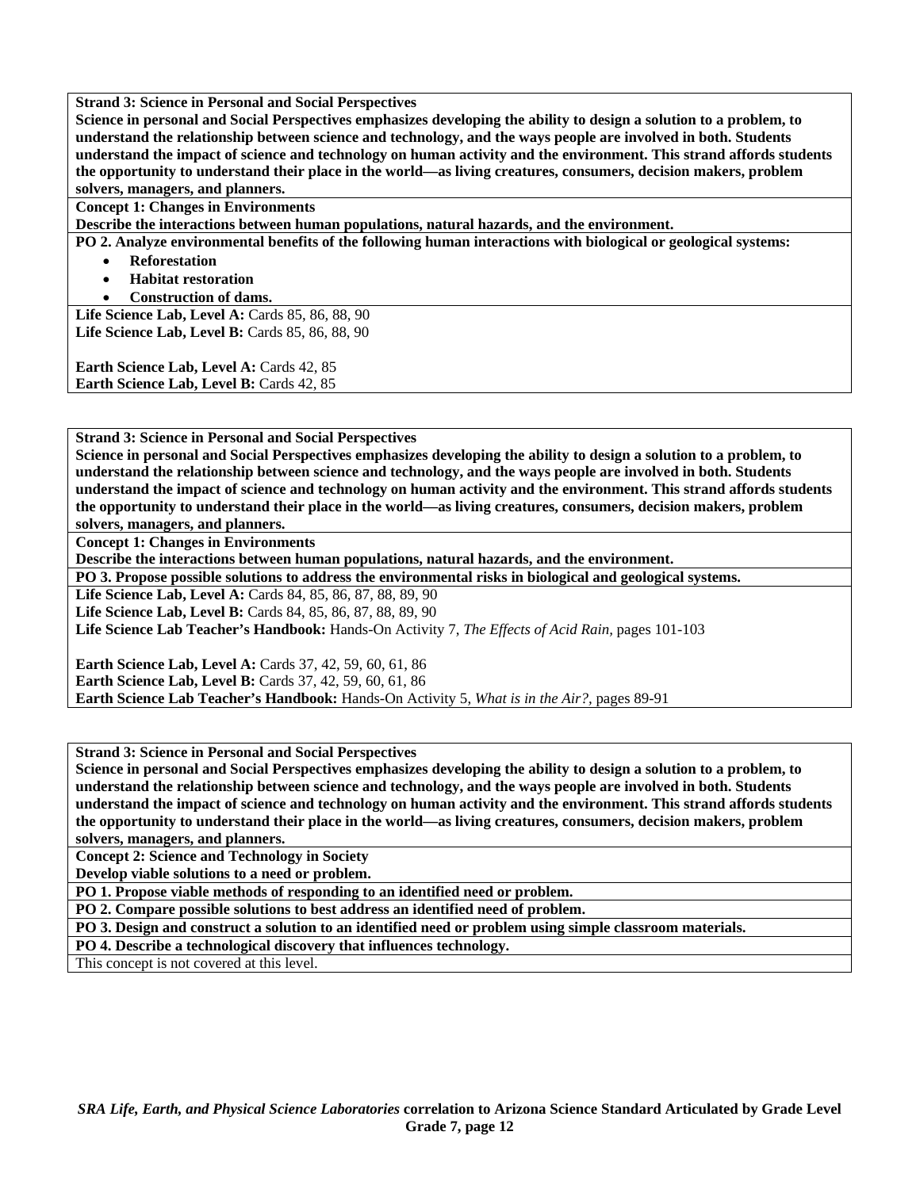**Strand 3: Science in Personal and Social Perspectives**

**Science in personal and Social Perspectives emphasizes developing the ability to design a solution to a problem, to understand the relationship between science and technology, and the ways people are involved in both. Students understand the impact of science and technology on human activity and the environment. This strand affords students the opportunity to understand their place in the world—as living creatures, consumers, decision makers, problem solvers, managers, and planners.**

**Concept 1: Changes in Environments**

**Describe the interactions between human populations, natural hazards, and the environment.**

**PO 2. Analyze environmental benefits of the following human interactions with biological or geological systems:**

- **Reforestation**
- **Habitat restoration**
- **Construction of dams.**

**Life Science Lab, Level A:** Cards 85, 86, 88, 90
**Life Science Lab, Level B:** Cards 85, 86, 88, 90

**Earth Science Lab, Level A:** Cards 42, 85
**Earth Science Lab, Level B:** Cards 42, 85

---

**Strand 3: Science in Personal and Social Perspectives**

**Science in personal and Social Perspectives emphasizes developing the ability to design a solution to a problem, to understand the relationship between science and technology, and the ways people are involved in both. Students understand the impact of science and technology on human activity and the environment. This strand affords students the opportunity to understand their place in the world—as living creatures, consumers, decision makers, problem solvers, managers, and planners.**

**Concept 1: Changes in Environments**

**Describe the interactions between human populations, natural hazards, and the environment.**

**PO 3. Propose possible solutions to address the environmental risks in biological and geological systems.**

**Life Science Lab, Level A:** Cards 84, 85, 86, 87, 88, 89, 90
**Life Science Lab, Level B:** Cards 84, 85, 86, 87, 88, 89, 90
**Life Science Lab Teacher's Handbook:** Hands-On Activity 7, *The Effects of Acid Rain,* pages 101-103

**Earth Science Lab, Level A:** Cards 37, 42, 59, 60, 61, 86
**Earth Science Lab, Level B:** Cards 37, 42, 59, 60, 61, 86
**Earth Science Lab Teacher's Handbook:** Hands-On Activity 5, *What is in the Air?,* pages 89-91

---

**Strand 3: Science in Personal and Social Perspectives**

**Science in personal and Social Perspectives emphasizes developing the ability to design a solution to a problem, to understand the relationship between science and technology, and the ways people are involved in both. Students understand the impact of science and technology on human activity and the environment. This strand affords students the opportunity to understand their place in the world—as living creatures, consumers, decision makers, problem solvers, managers, and planners.**

**Concept 2: Science and Technology in Society**

**Develop viable solutions to a need or problem.**

**PO 1. Propose viable methods of responding to an identified need or problem.**

**PO 2. Compare possible solutions to best address an identified need of problem.**

**PO 3. Design and construct a solution to an identified need or problem using simple classroom materials.**

**PO 4. Describe a technological discovery that influences technology.**

This concept is not covered at this level.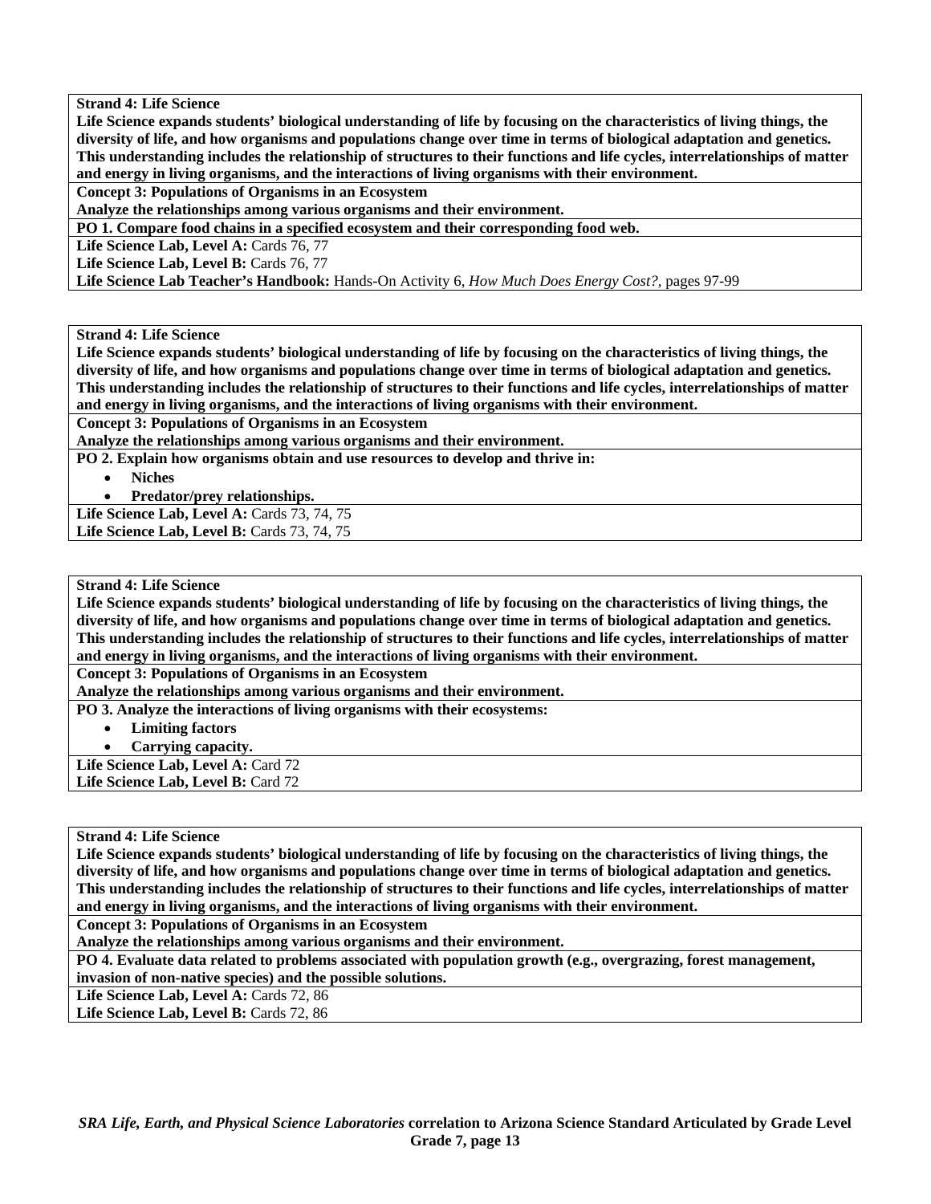**Strand 4: Life Science**

**Life Science expands students' biological understanding of life by focusing on the characteristics of living things, the diversity of life, and how organisms and populations change over time in terms of biological adaptation and genetics. This understanding includes the relationship of structures to their functions and life cycles, interrelationships of matter and energy in living organisms, and the interactions of living organisms with their environment.**

**Concept 3: Populations of Organisms in an Ecosystem**

**Analyze the relationships among various organisms and their environment.**

**PO 1. Compare food chains in a specified ecosystem and their corresponding food web.**

**Life Science Lab, Level A:** Cards 76, 77

**Life Science Lab, Level B:** Cards 76, 77

**Life Science Lab Teacher's Handbook:** Hands-On Activity 6, *How Much Does Energy Cost?*, pages 97-99

---

**Strand 4: Life Science**

**Life Science expands students' biological understanding of life by focusing on the characteristics of living things, the diversity of life, and how organisms and populations change over time in terms of biological adaptation and genetics. This understanding includes the relationship of structures to their functions and life cycles, interrelationships of matter and energy in living organisms, and the interactions of living organisms with their environment.**

**Concept 3: Populations of Organisms in an Ecosystem**

**Analyze the relationships among various organisms and their environment.**

**PO 2. Explain how organisms obtain and use resources to develop and thrive in:**

- **Niches**
- **Predator/prey relationships.**

**Life Science Lab, Level A:** Cards 73, 74, 75

**Life Science Lab, Level B:** Cards 73, 74, 75

---

**Strand 4: Life Science**

**Life Science expands students' biological understanding of life by focusing on the characteristics of living things, the diversity of life, and how organisms and populations change over time in terms of biological adaptation and genetics. This understanding includes the relationship of structures to their functions and life cycles, interrelationships of matter and energy in living organisms, and the interactions of living organisms with their environment.**

**Concept 3: Populations of Organisms in an Ecosystem**

**Analyze the relationships among various organisms and their environment.**

**PO 3. Analyze the interactions of living organisms with their ecosystems:**

- **Limiting factors**
- **Carrying capacity.**

**Life Science Lab, Level A:** Card 72

**Life Science Lab, Level B:** Card 72

---

**Strand 4: Life Science**

**Life Science expands students' biological understanding of life by focusing on the characteristics of living things, the diversity of life, and how organisms and populations change over time in terms of biological adaptation and genetics. This understanding includes the relationship of structures to their functions and life cycles, interrelationships of matter and energy in living organisms, and the interactions of living organisms with their environment.**

**Concept 3: Populations of Organisms in an Ecosystem**

**Analyze the relationships among various organisms and their environment.**

**PO 4. Evaluate data related to problems associated with population growth (e.g., overgrazing, forest management, invasion of non-native species) and the possible solutions.**

**Life Science Lab, Level A:** Cards 72, 86

**Life Science Lab, Level B:** Cards 72, 86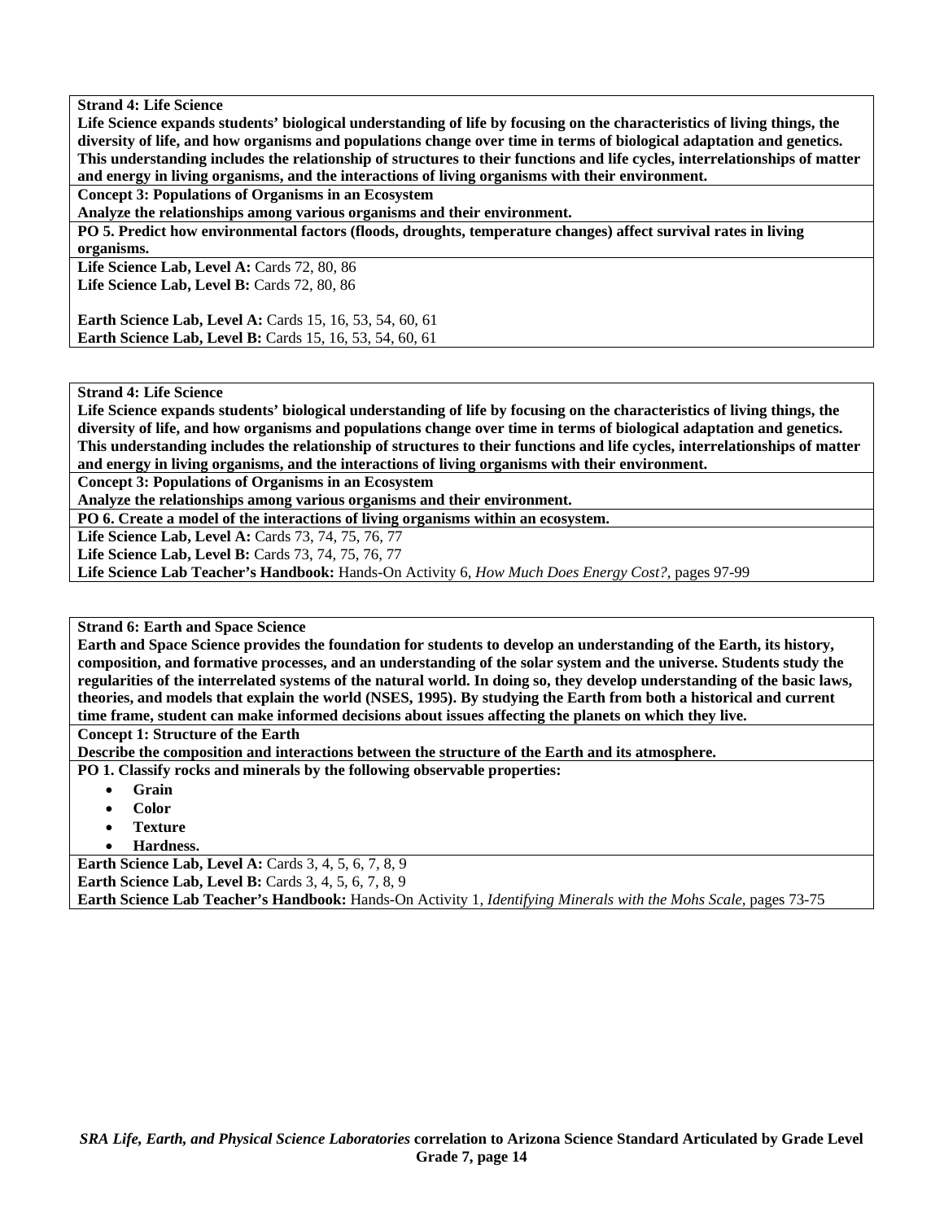**Strand 4: Life Science**
**Life Science expands students' biological understanding of life by focusing on the characteristics of living things, the diversity of life, and how organisms and populations change over time in terms of biological adaptation and genetics. This understanding includes the relationship of structures to their functions and life cycles, interrelationships of matter and energy in living organisms, and the interactions of living organisms with their environment.**

**Concept 3: Populations of Organisms in an Ecosystem**
**Analyze the relationships among various organisms and their environment.**

**PO 5. Predict how environmental factors (floods, droughts, temperature changes) affect survival rates in living organisms.**

**Life Science Lab, Level A:** Cards 72, 80, 86
**Life Science Lab, Level B:** Cards 72, 80, 86

**Earth Science Lab, Level A:** Cards 15, 16, 53, 54, 60, 61
**Earth Science Lab, Level B:** Cards 15, 16, 53, 54, 60, 61

---

**Strand 4: Life Science**
**Life Science expands students' biological understanding of life by focusing on the characteristics of living things, the diversity of life, and how organisms and populations change over time in terms of biological adaptation and genetics. This understanding includes the relationship of structures to their functions and life cycles, interrelationships of matter and energy in living organisms, and the interactions of living organisms with their environment.**

**Concept 3: Populations of Organisms in an Ecosystem**
**Analyze the relationships among various organisms and their environment.**

**PO 6. Create a model of the interactions of living organisms within an ecosystem.**

**Life Science Lab, Level A:** Cards 73, 74, 75, 76, 77
**Life Science Lab, Level B:** Cards 73, 74, 75, 76, 77
**Life Science Lab Teacher's Handbook:** Hands-On Activity 6, *How Much Does Energy Cost?,* pages 97-99

---

**Strand 6: Earth and Space Science**
**Earth and Space Science provides the foundation for students to develop an understanding of the Earth, its history, composition, and formative processes, and an understanding of the solar system and the universe. Students study the regularities of the interrelated systems of the natural world. In doing so, they develop understanding of the basic laws, theories, and models that explain the world (NSES, 1995). By studying the Earth from both a historical and current time frame, student can make informed decisions about issues affecting the planets on which they live.**

**Concept 1: Structure of the Earth**
**Describe the composition and interactions between the structure of the Earth and its atmosphere.**

**PO 1. Classify rocks and minerals by the following observable properties:**

- **Grain**
- **Color**
- **Texture**
- **Hardness.**

**Earth Science Lab, Level A:** Cards 3, 4, 5, 6, 7, 8, 9
**Earth Science Lab, Level B:** Cards 3, 4, 5, 6, 7, 8, 9
**Earth Science Lab Teacher's Handbook:** Hands-On Activity 1, *Identifying Minerals with the Mohs Scale,* pages 73-75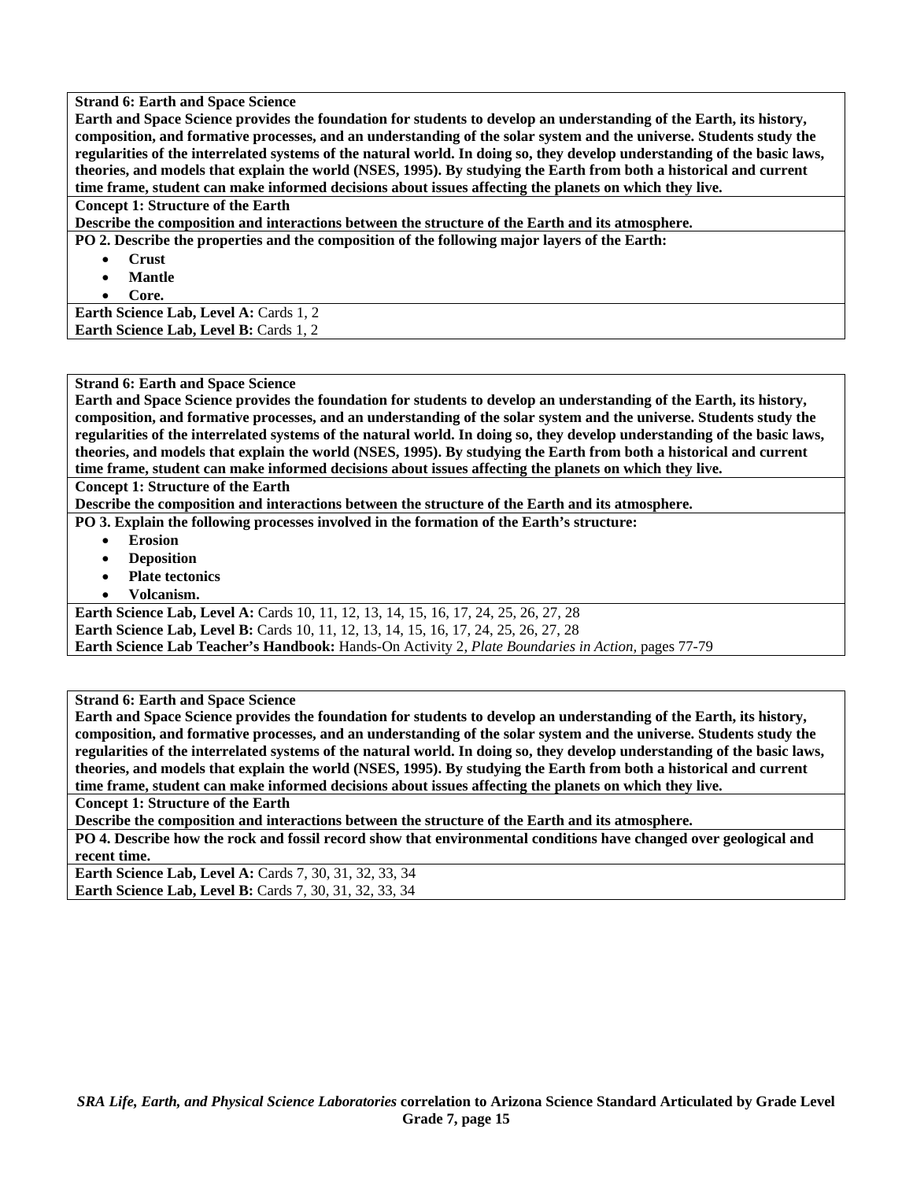**Strand 6: Earth and Space Science**

**Earth and Space Science provides the foundation for students to develop an understanding of the Earth, its history, composition, and formative processes, and an understanding of the solar system and the universe. Students study the regularities of the interrelated systems of the natural world. In doing so, they develop understanding of the basic laws, theories, and models that explain the world (NSES, 1995). By studying the Earth from both a historical and current time frame, student can make informed decisions about issues affecting the planets on which they live.**

**Concept 1: Structure of the Earth**

**Describe the composition and interactions between the structure of the Earth and its atmosphere.**

**PO 2. Describe the properties and the composition of the following major layers of the Earth:**

- **Crust**
- **Mantle**
- **Core.**

**Earth Science Lab, Level A:** Cards 1, 2

**Earth Science Lab, Level B:** Cards 1, 2

---

**Strand 6: Earth and Space Science**

**Earth and Space Science provides the foundation for students to develop an understanding of the Earth, its history, composition, and formative processes, and an understanding of the solar system and the universe. Students study the regularities of the interrelated systems of the natural world. In doing so, they develop understanding of the basic laws, theories, and models that explain the world (NSES, 1995). By studying the Earth from both a historical and current time frame, student can make informed decisions about issues affecting the planets on which they live.**

**Concept 1: Structure of the Earth**

**Describe the composition and interactions between the structure of the Earth and its atmosphere.**

**PO 3. Explain the following processes involved in the formation of the Earth's structure:**

- **Erosion**
- **Deposition**
- **Plate tectonics**
- **Volcanism.**

**Earth Science Lab, Level A:** Cards 10, 11, 12, 13, 14, 15, 16, 17, 24, 25, 26, 27, 28

**Earth Science Lab, Level B:** Cards 10, 11, 12, 13, 14, 15, 16, 17, 24, 25, 26, 27, 28

**Earth Science Lab Teacher's Handbook:** Hands-On Activity 2, *Plate Boundaries in Action,* pages 77-79

---

**Strand 6: Earth and Space Science**

**Earth and Space Science provides the foundation for students to develop an understanding of the Earth, its history, composition, and formative processes, and an understanding of the solar system and the universe. Students study the regularities of the interrelated systems of the natural world. In doing so, they develop understanding of the basic laws, theories, and models that explain the world (NSES, 1995). By studying the Earth from both a historical and current time frame, student can make informed decisions about issues affecting the planets on which they live.**

**Concept 1: Structure of the Earth**

**Describe the composition and interactions between the structure of the Earth and its atmosphere.**

**PO 4. Describe how the rock and fossil record show that environmental conditions have changed over geological and recent time.**

**Earth Science Lab, Level A:** Cards 7, 30, 31, 32, 33, 34

**Earth Science Lab, Level B:** Cards 7, 30, 31, 32, 33, 34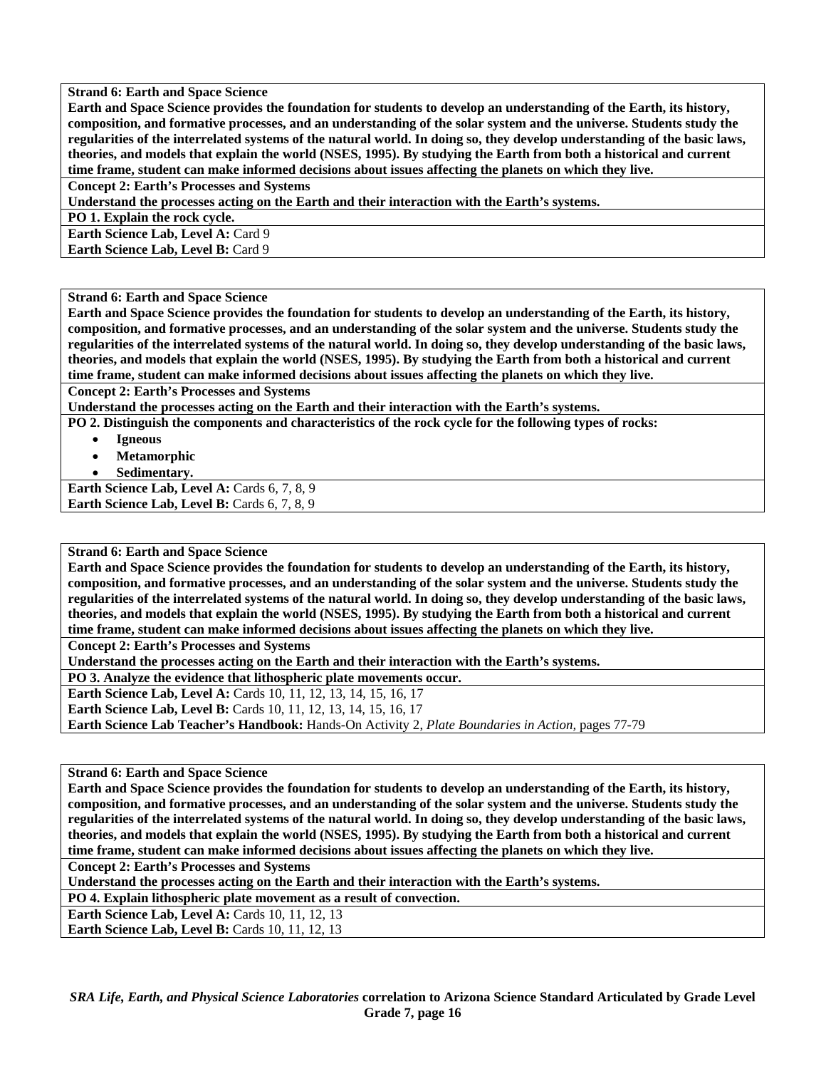**Strand 6: Earth and Space Science**

**Earth and Space Science provides the foundation for students to develop an understanding of the Earth, its history, composition, and formative processes, and an understanding of the solar system and the universe. Students study the regularities of the interrelated systems of the natural world. In doing so, they develop understanding of the basic laws, theories, and models that explain the world (NSES, 1995). By studying the Earth from both a historical and current time frame, student can make informed decisions about issues affecting the planets on which they live.**

**Concept 2: Earth's Processes and Systems**

**Understand the processes acting on the Earth and their interaction with the Earth's systems.**

**PO 1. Explain the rock cycle.**

**Earth Science Lab, Level A:** Card 9
**Earth Science Lab, Level B:** Card 9

---

**Strand 6: Earth and Space Science**

**Earth and Space Science provides the foundation for students to develop an understanding of the Earth, its history, composition, and formative processes, and an understanding of the solar system and the universe. Students study the regularities of the interrelated systems of the natural world. In doing so, they develop understanding of the basic laws, theories, and models that explain the world (NSES, 1995). By studying the Earth from both a historical and current time frame, student can make informed decisions about issues affecting the planets on which they live.**

**Concept 2: Earth's Processes and Systems**

**Understand the processes acting on the Earth and their interaction with the Earth's systems.**

**PO 2. Distinguish the components and characteristics of the rock cycle for the following types of rocks:**

- **Igneous**
- **Metamorphic**
- **Sedimentary.**

**Earth Science Lab, Level A:** Cards 6, 7, 8, 9
**Earth Science Lab, Level B:** Cards 6, 7, 8, 9

---

**Strand 6: Earth and Space Science**

**Earth and Space Science provides the foundation for students to develop an understanding of the Earth, its history, composition, and formative processes, and an understanding of the solar system and the universe. Students study the regularities of the interrelated systems of the natural world. In doing so, they develop understanding of the basic laws, theories, and models that explain the world (NSES, 1995). By studying the Earth from both a historical and current time frame, student can make informed decisions about issues affecting the planets on which they live.**

**Concept 2: Earth's Processes and Systems**

**Understand the processes acting on the Earth and their interaction with the Earth's systems.**

**PO 3. Analyze the evidence that lithospheric plate movements occur.**

**Earth Science Lab, Level A:** Cards 10, 11, 12, 13, 14, 15, 16, 17
**Earth Science Lab, Level B:** Cards 10, 11, 12, 13, 14, 15, 16, 17
**Earth Science Lab Teacher's Handbook:** Hands-On Activity 2, *Plate Boundaries in Action,* pages 77-79

---

**Strand 6: Earth and Space Science**

**Earth and Space Science provides the foundation for students to develop an understanding of the Earth, its history, composition, and formative processes, and an understanding of the solar system and the universe. Students study the regularities of the interrelated systems of the natural world. In doing so, they develop understanding of the basic laws, theories, and models that explain the world (NSES, 1995). By studying the Earth from both a historical and current time frame, student can make informed decisions about issues affecting the planets on which they live.**

**Concept 2: Earth's Processes and Systems**

**Understand the processes acting on the Earth and their interaction with the Earth's systems.**

**PO 4. Explain lithospheric plate movement as a result of convection.**

**Earth Science Lab, Level A:** Cards 10, 11, 12, 13
**Earth Science Lab, Level B:** Cards 10, 11, 12, 13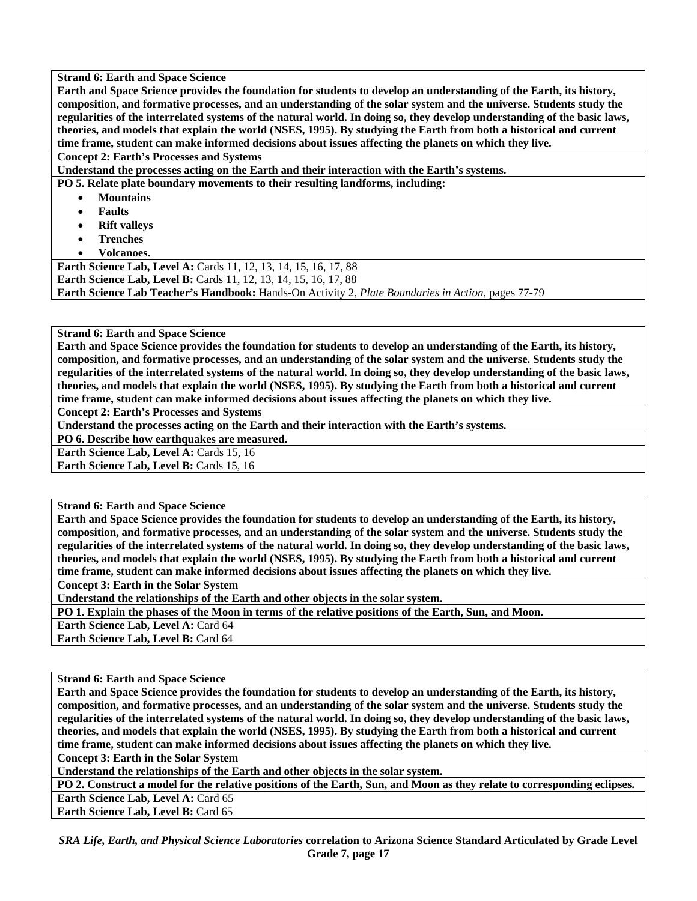**Strand 6: Earth and Space Science**

**Earth and Space Science provides the foundation for students to develop an understanding of the Earth, its history, composition, and formative processes, and an understanding of the solar system and the universe. Students study the regularities of the interrelated systems of the natural world. In doing so, they develop understanding of the basic laws, theories, and models that explain the world (NSES, 1995). By studying the Earth from both a historical and current time frame, student can make informed decisions about issues affecting the planets on which they live.**

**Concept 2: Earth's Processes and Systems**

**Understand the processes acting on the Earth and their interaction with the Earth's systems.**

**PO 5. Relate plate boundary movements to their resulting landforms, including:**

- **Mountains**
- **Faults**
- **Rift valleys**
- **Trenches**
- **Volcanoes.**

**Earth Science Lab, Level A:** Cards 11, 12, 13, 14, 15, 16, 17, 88
**Earth Science Lab, Level B:** Cards 11, 12, 13, 14, 15, 16, 17, 88
**Earth Science Lab Teacher's Handbook:** Hands-On Activity 2, *Plate Boundaries in Action,* pages 77-79

---

**Strand 6: Earth and Space Science**

**Earth and Space Science provides the foundation for students to develop an understanding of the Earth, its history, composition, and formative processes, and an understanding of the solar system and the universe. Students study the regularities of the interrelated systems of the natural world. In doing so, they develop understanding of the basic laws, theories, and models that explain the world (NSES, 1995). By studying the Earth from both a historical and current time frame, student can make informed decisions about issues affecting the planets on which they live.**

**Concept 2: Earth's Processes and Systems**

**Understand the processes acting on the Earth and their interaction with the Earth's systems.**

**PO 6. Describe how earthquakes are measured.**

**Earth Science Lab, Level A:** Cards 15, 16
**Earth Science Lab, Level B:** Cards 15, 16

---

**Strand 6: Earth and Space Science**

**Earth and Space Science provides the foundation for students to develop an understanding of the Earth, its history, composition, and formative processes, and an understanding of the solar system and the universe. Students study the regularities of the interrelated systems of the natural world. In doing so, they develop understanding of the basic laws, theories, and models that explain the world (NSES, 1995). By studying the Earth from both a historical and current time frame, student can make informed decisions about issues affecting the planets on which they live.**

**Concept 3: Earth in the Solar System**

**Understand the relationships of the Earth and other objects in the solar system.**

**PO 1. Explain the phases of the Moon in terms of the relative positions of the Earth, Sun, and Moon.**

**Earth Science Lab, Level A:** Card 64
**Earth Science Lab, Level B:** Card 64

---

**Strand 6: Earth and Space Science**

**Earth and Space Science provides the foundation for students to develop an understanding of the Earth, its history, composition, and formative processes, and an understanding of the solar system and the universe. Students study the regularities of the interrelated systems of the natural world. In doing so, they develop understanding of the basic laws, theories, and models that explain the world (NSES, 1995). By studying the Earth from both a historical and current time frame, student can make informed decisions about issues affecting the planets on which they live.**

**Concept 3: Earth in the Solar System**

**Understand the relationships of the Earth and other objects in the solar system.**

**PO 2. Construct a model for the relative positions of the Earth, Sun, and Moon as they relate to corresponding eclipses.**

**Earth Science Lab, Level A:** Card 65
**Earth Science Lab, Level B:** Card 65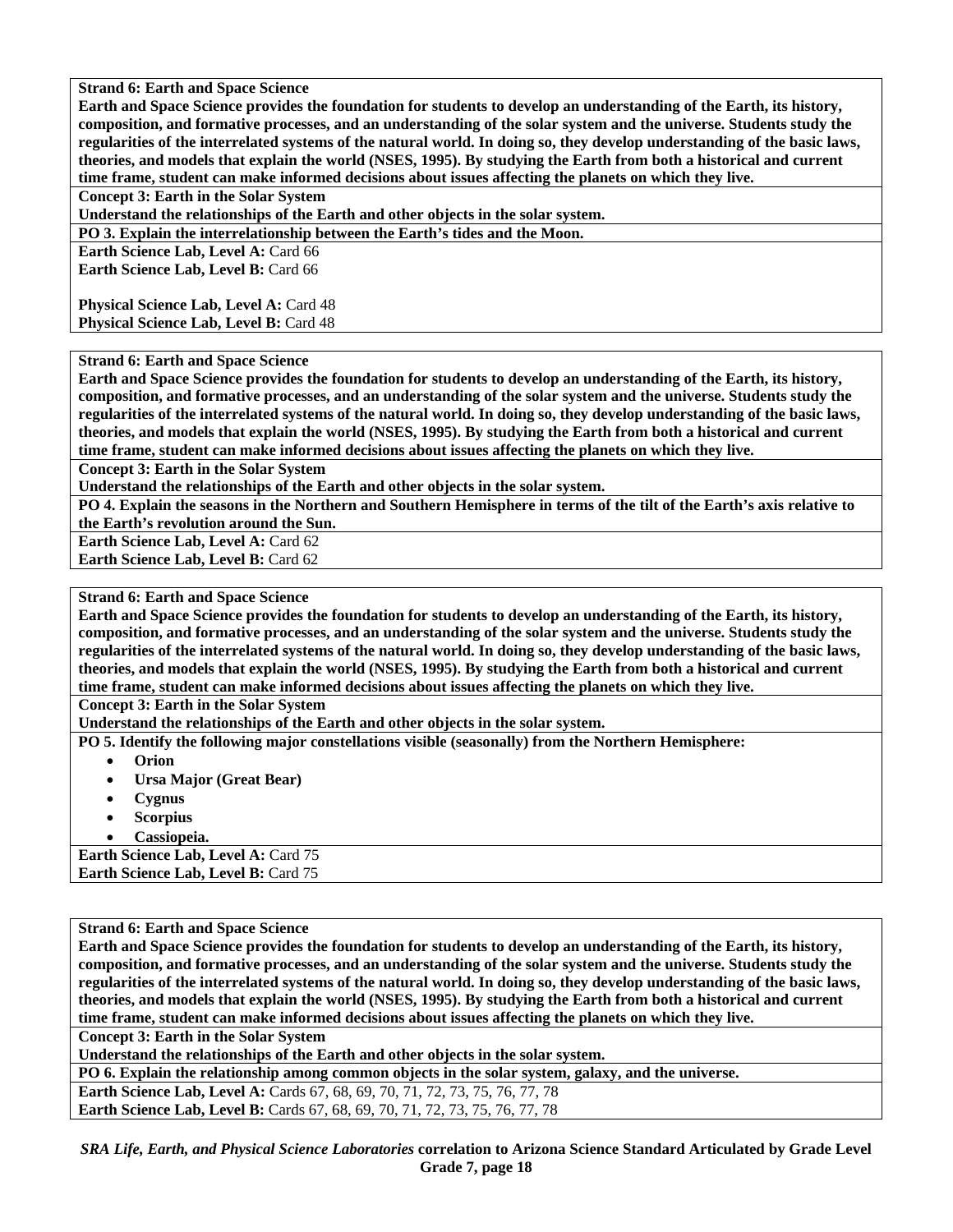**Strand 6: Earth and Space Science**

**Earth and Space Science provides the foundation for students to develop an understanding of the Earth, its history, composition, and formative processes, and an understanding of the solar system and the universe. Students study the regularities of the interrelated systems of the natural world. In doing so, they develop understanding of the basic laws, theories, and models that explain the world (NSES, 1995). By studying the Earth from both a historical and current time frame, student can make informed decisions about issues affecting the planets on which they live.**

**Concept 3: Earth in the Solar System**

**Understand the relationships of the Earth and other objects in the solar system.**

**PO 3. Explain the interrelationship between the Earth's tides and the Moon.**

**Earth Science Lab, Level A:** Card 66
**Earth Science Lab, Level B:** Card 66

**Physical Science Lab, Level A:** Card 48
**Physical Science Lab, Level B:** Card 48

---

**Strand 6: Earth and Space Science**

**Earth and Space Science provides the foundation for students to develop an understanding of the Earth, its history, composition, and formative processes, and an understanding of the solar system and the universe. Students study the regularities of the interrelated systems of the natural world. In doing so, they develop understanding of the basic laws, theories, and models that explain the world (NSES, 1995). By studying the Earth from both a historical and current time frame, student can make informed decisions about issues affecting the planets on which they live.**

**Concept 3: Earth in the Solar System**

**Understand the relationships of the Earth and other objects in the solar system.**

**PO 4. Explain the seasons in the Northern and Southern Hemisphere in terms of the tilt of the Earth's axis relative to the Earth's revolution around the Sun.**

**Earth Science Lab, Level A:** Card 62
**Earth Science Lab, Level B:** Card 62

---

**Strand 6: Earth and Space Science**

**Earth and Space Science provides the foundation for students to develop an understanding of the Earth, its history, composition, and formative processes, and an understanding of the solar system and the universe. Students study the regularities of the interrelated systems of the natural world. In doing so, they develop understanding of the basic laws, theories, and models that explain the world (NSES, 1995). By studying the Earth from both a historical and current time frame, student can make informed decisions about issues affecting the planets on which they live.**

**Concept 3: Earth in the Solar System**

**Understand the relationships of the Earth and other objects in the solar system.**

**PO 5. Identify the following major constellations visible (seasonally) from the Northern Hemisphere:**

- **Orion**
- **Ursa Major (Great Bear)**
- **Cygnus**
- **Scorpius**
- **Cassiopeia.**

**Earth Science Lab, Level A:** Card 75
**Earth Science Lab, Level B:** Card 75

---

**Strand 6: Earth and Space Science**

**Earth and Space Science provides the foundation for students to develop an understanding of the Earth, its history, composition, and formative processes, and an understanding of the solar system and the universe. Students study the regularities of the interrelated systems of the natural world. In doing so, they develop understanding of the basic laws, theories, and models that explain the world (NSES, 1995). By studying the Earth from both a historical and current time frame, student can make informed decisions about issues affecting the planets on which they live.**

**Concept 3: Earth in the Solar System**

**Understand the relationships of the Earth and other objects in the solar system.**

**PO 6. Explain the relationship among common objects in the solar system, galaxy, and the universe.**

**Earth Science Lab, Level A:** Cards 67, 68, 69, 70, 71, 72, 73, 75, 76, 77, 78
**Earth Science Lab, Level B:** Cards 67, 68, 69, 70, 71, 72, 73, 75, 76, 77, 78

***SRA Life, Earth, and Physical Science Laboratories*** **correlation to Arizona Science Standard Articulated by Grade Level Grade 7, page 18**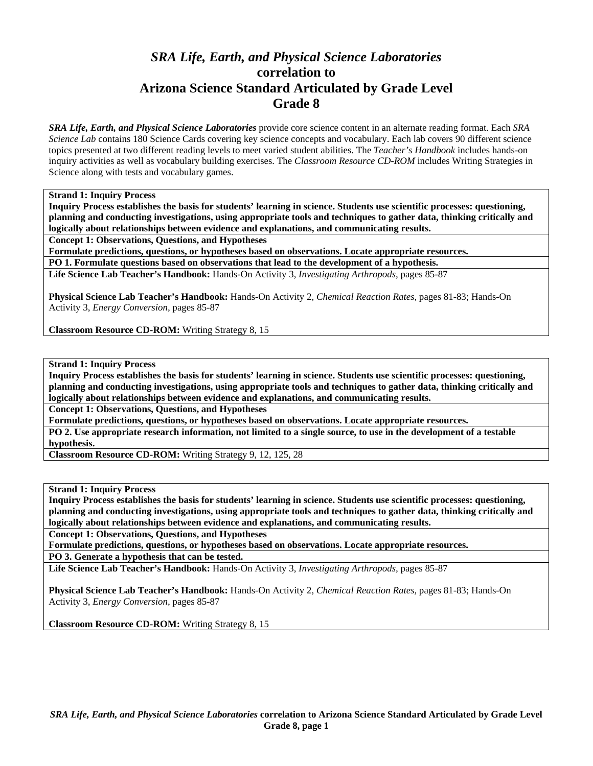# *SRA Life, Earth, and Physical Science Laboratories*
# correlation to
# Arizona Science Standard Articulated by Grade Level
# Grade 8

***SRA Life, Earth, and Physical Science Laboratories*** provide core science content in an alternate reading format. Each *SRA Science Lab* contains 180 Science Cards covering key science concepts and vocabulary. Each lab covers 90 different science topics presented at two different reading levels to meet varied student abilities. The *Teacher's Handbook* includes hands-on inquiry activities as well as vocabulary building exercises. The *Classroom Resource CD-ROM* includes Writing Strategies in Science along with tests and vocabulary games.

---

**Strand 1: Inquiry Process**
**Inquiry Process establishes the basis for students' learning in science. Students use scientific processes: questioning, planning and conducting investigations, using appropriate tools and techniques to gather data, thinking critically and logically about relationships between evidence and explanations, and communicating results.**

**Concept 1: Observations, Questions, and Hypotheses**
**Formulate predictions, questions, or hypotheses based on observations. Locate appropriate resources.**

**PO 1. Formulate questions based on observations that lead to the development of a hypothesis.**

**Life Science Lab Teacher's Handbook:** Hands-On Activity 3, *Investigating Arthropods,* pages 85-87

**Physical Science Lab Teacher's Handbook:** Hands-On Activity 2, *Chemical Reaction Rates,* pages 81-83; Hands-On Activity 3, *Energy Conversion,* pages 85-87

**Classroom Resource CD-ROM:** Writing Strategy 8, 15

---

**Strand 1: Inquiry Process**
**Inquiry Process establishes the basis for students' learning in science. Students use scientific processes: questioning, planning and conducting investigations, using appropriate tools and techniques to gather data, thinking critically and logically about relationships between evidence and explanations, and communicating results.**

**Concept 1: Observations, Questions, and Hypotheses**
**Formulate predictions, questions, or hypotheses based on observations. Locate appropriate resources.**

**PO 2. Use appropriate research information, not limited to a single source, to use in the development of a testable hypothesis.**

**Classroom Resource CD-ROM:** Writing Strategy 9, 12, 125, 28

---

**Strand 1: Inquiry Process**
**Inquiry Process establishes the basis for students' learning in science. Students use scientific processes: questioning, planning and conducting investigations, using appropriate tools and techniques to gather data, thinking critically and logically about relationships between evidence and explanations, and communicating results.**

**Concept 1: Observations, Questions, and Hypotheses**
**Formulate predictions, questions, or hypotheses based on observations. Locate appropriate resources.**

**PO 3. Generate a hypothesis that can be tested.**

**Life Science Lab Teacher's Handbook:** Hands-On Activity 3, *Investigating Arthropods,* pages 85-87

**Physical Science Lab Teacher's Handbook:** Hands-On Activity 2, *Chemical Reaction Rates,* pages 81-83; Hands-On Activity 3, *Energy Conversion,* pages 85-87

**Classroom Resource CD-ROM:** Writing Strategy 8, 15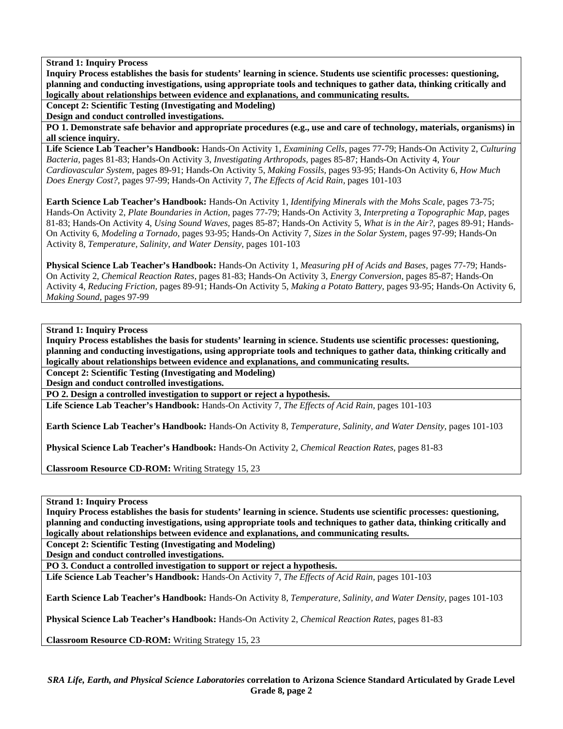**Strand 1: Inquiry Process**

**Inquiry Process establishes the basis for students' learning in science. Students use scientific processes: questioning, planning and conducting investigations, using appropriate tools and techniques to gather data, thinking critically and logically about relationships between evidence and explanations, and communicating results.**

**Concept 2: Scientific Testing (Investigating and Modeling)**

**Design and conduct controlled investigations.**

**PO 1. Demonstrate safe behavior and appropriate procedures (e.g., use and care of technology, materials, organisms) in all science inquiry.**

**Life Science Lab Teacher's Handbook:** Hands-On Activity 1, *Examining Cells,* pages 77-79; Hands-On Activity 2, *Culturing Bacteria,* pages 81-83; Hands-On Activity 3, *Investigating Arthropods,* pages 85-87; Hands-On Activity 4, *Your Cardiovascular System,* pages 89-91; Hands-On Activity 5, *Making Fossils,* pages 93-95; Hands-On Activity 6, *How Much Does Energy Cost?,* pages 97-99; Hands-On Activity 7, *The Effects of Acid Rain,* pages 101-103

**Earth Science Lab Teacher's Handbook:** Hands-On Activity 1, *Identifying Minerals with the Mohs Scale,* pages 73-75; Hands-On Activity 2, *Plate Boundaries in Action,* pages 77-79; Hands-On Activity 3, *Interpreting a Topographic Map,* pages 81-83; Hands-On Activity 4, *Using Sound Waves,* pages 85-87; Hands-On Activity 5, *What is in the Air?,* pages 89-91; Hands-On Activity 6, *Modeling a Tornado,* pages 93-95; Hands-On Activity 7, *Sizes in the Solar System,* pages 97-99; Hands-On Activity 8, *Temperature, Salinity, and Water Density,* pages 101-103

**Physical Science Lab Teacher's Handbook:** Hands-On Activity 1, *Measuring pH of Acids and Bases,* pages 77-79; Hands-On Activity 2, *Chemical Reaction Rates,* pages 81-83; Hands-On Activity 3, *Energy Conversion,* pages 85-87; Hands-On Activity 4, *Reducing Friction,* pages 89-91; Hands-On Activity 5, *Making a Potato Battery,* pages 93-95; Hands-On Activity 6, *Making Sound,* pages 97-99

**Strand 1: Inquiry Process**

**Inquiry Process establishes the basis for students' learning in science. Students use scientific processes: questioning, planning and conducting investigations, using appropriate tools and techniques to gather data, thinking critically and logically about relationships between evidence and explanations, and communicating results.**

**Concept 2: Scientific Testing (Investigating and Modeling)**

**Design and conduct controlled investigations.**

**PO 2. Design a controlled investigation to support or reject a hypothesis.**

**Life Science Lab Teacher's Handbook:** Hands-On Activity 7, *The Effects of Acid Rain,* pages 101-103

**Earth Science Lab Teacher's Handbook:** Hands-On Activity 8, *Temperature, Salinity, and Water Density,* pages 101-103

**Physical Science Lab Teacher's Handbook:** Hands-On Activity 2, *Chemical Reaction Rates,* pages 81-83

**Classroom Resource CD-ROM:** Writing Strategy 15, 23

**Strand 1: Inquiry Process**

**Inquiry Process establishes the basis for students' learning in science. Students use scientific processes: questioning, planning and conducting investigations, using appropriate tools and techniques to gather data, thinking critically and logically about relationships between evidence and explanations, and communicating results.**

**Concept 2: Scientific Testing (Investigating and Modeling)**

**Design and conduct controlled investigations.**

**PO 3. Conduct a controlled investigation to support or reject a hypothesis.**

**Life Science Lab Teacher's Handbook:** Hands-On Activity 7, *The Effects of Acid Rain,* pages 101-103

**Earth Science Lab Teacher's Handbook:** Hands-On Activity 8, *Temperature, Salinity, and Water Density,* pages 101-103

**Physical Science Lab Teacher's Handbook:** Hands-On Activity 2, *Chemical Reaction Rates,* pages 81-83

**Classroom Resource CD-ROM:** Writing Strategy 15, 23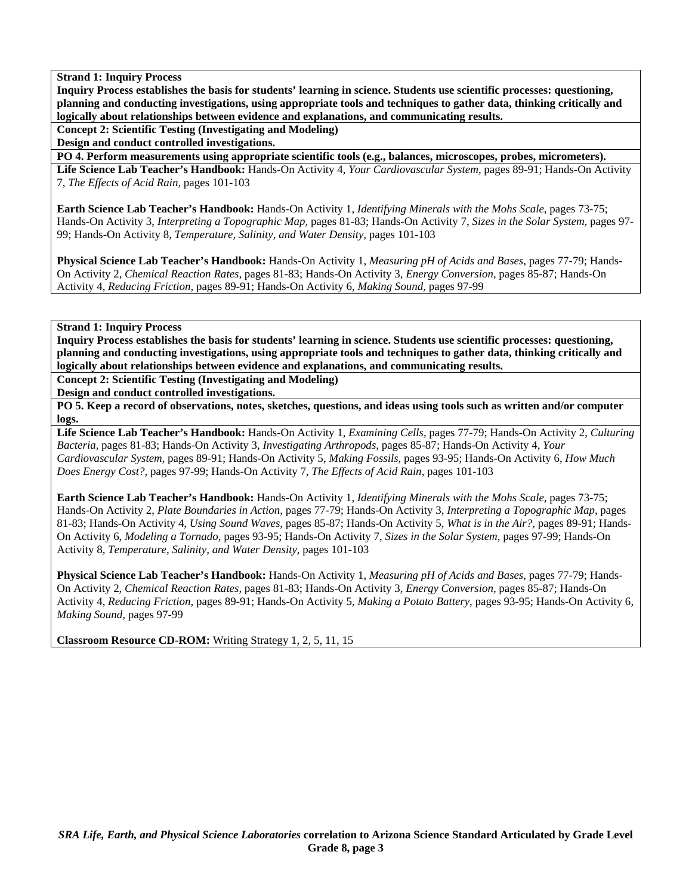**Strand 1: Inquiry Process**

**Inquiry Process establishes the basis for students' learning in science. Students use scientific processes: questioning, planning and conducting investigations, using appropriate tools and techniques to gather data, thinking critically and logically about relationships between evidence and explanations, and communicating results.**

**Concept 2: Scientific Testing (Investigating and Modeling)**

**Design and conduct controlled investigations.**

**PO 4. Perform measurements using appropriate scientific tools (e.g., balances, microscopes, probes, micrometers).**

**Life Science Lab Teacher's Handbook:** Hands-On Activity 4, *Your Cardiovascular System,* pages 89-91; Hands-On Activity 7, *The Effects of Acid Rain,* pages 101-103

**Earth Science Lab Teacher's Handbook:** Hands-On Activity 1, *Identifying Minerals with the Mohs Scale*, pages 73-75; Hands-On Activity 3, *Interpreting a Topographic Map,* pages 81-83; Hands-On Activity 7, *Sizes in the Solar System,* pages 97-99; Hands-On Activity 8, *Temperature, Salinity, and Water Density,* pages 101-103

**Physical Science Lab Teacher's Handbook:** Hands-On Activity 1, *Measuring pH of Acids and Bases,* pages 77-79; Hands-On Activity 2, *Chemical Reaction Rates,* pages 81-83; Hands-On Activity 3, *Energy Conversion,* pages 85-87; Hands-On Activity 4, *Reducing Friction,* pages 89-91; Hands-On Activity 6, *Making Sound,* pages 97-99

**Strand 1: Inquiry Process**

**Inquiry Process establishes the basis for students' learning in science. Students use scientific processes: questioning, planning and conducting investigations, using appropriate tools and techniques to gather data, thinking critically and logically about relationships between evidence and explanations, and communicating results.**

**Concept 2: Scientific Testing (Investigating and Modeling)**

**Design and conduct controlled investigations.**

**PO 5. Keep a record of observations, notes, sketches, questions, and ideas using tools such as written and/or computer logs.**

**Life Science Lab Teacher's Handbook:** Hands-On Activity 1, *Examining Cells,* pages 77-79; Hands-On Activity 2, *Culturing Bacteria,* pages 81-83; Hands-On Activity 3, *Investigating Arthropods,* pages 85-87; Hands-On Activity 4, *Your Cardiovascular System,* pages 89-91; Hands-On Activity 5, *Making Fossils,* pages 93-95; Hands-On Activity 6, *How Much Does Energy Cost?,* pages 97-99; Hands-On Activity 7, *The Effects of Acid Rain,* pages 101-103

**Earth Science Lab Teacher's Handbook:** Hands-On Activity 1, *Identifying Minerals with the Mohs Scale*, pages 73-75; Hands-On Activity 2, *Plate Boundaries in Action*, pages 77-79; Hands-On Activity 3, *Interpreting a Topographic Map*, pages 81-83; Hands-On Activity 4, *Using Sound Waves,* pages 85-87; Hands-On Activity 5, *What is in the Air?,* pages 89-91; Hands-On Activity 6, *Modeling a Tornado,* pages 93-95; Hands-On Activity 7, *Sizes in the Solar System,* pages 97-99; Hands-On Activity 8, *Temperature, Salinity, and Water Density,* pages 101-103

**Physical Science Lab Teacher's Handbook:** Hands-On Activity 1, *Measuring pH of Acids and Bases,* pages 77-79; Hands-On Activity 2, *Chemical Reaction Rates,* pages 81-83; Hands-On Activity 3, *Energy Conversion,* pages 85-87; Hands-On Activity 4, *Reducing Friction,* pages 89-91; Hands-On Activity 5, *Making a Potato Battery,* pages 93-95; Hands-On Activity 6, *Making Sound,* pages 97-99

**Classroom Resource CD-ROM:** Writing Strategy 1, 2, 5, 11, 15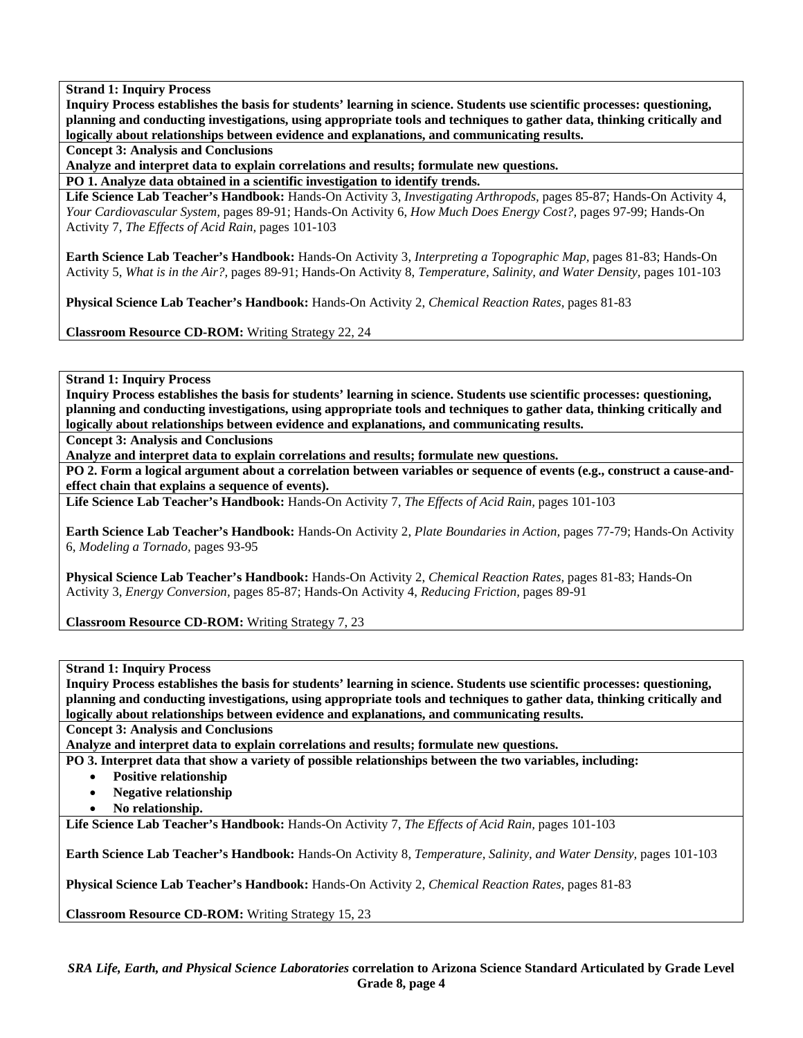**Strand 1: Inquiry Process**

**Inquiry Process establishes the basis for students' learning in science. Students use scientific processes: questioning, planning and conducting investigations, using appropriate tools and techniques to gather data, thinking critically and logically about relationships between evidence and explanations, and communicating results.**

**Concept 3: Analysis and Conclusions**

**Analyze and interpret data to explain correlations and results; formulate new questions.**

**PO 1. Analyze data obtained in a scientific investigation to identify trends.**

**Life Science Lab Teacher's Handbook:** Hands-On Activity 3, *Investigating Arthropods,* pages 85-87; Hands-On Activity 4, *Your Cardiovascular System,* pages 89-91; Hands-On Activity 6, *How Much Does Energy Cost?,* pages 97-99; Hands-On Activity 7, *The Effects of Acid Rain,* pages 101-103

**Earth Science Lab Teacher's Handbook:** Hands-On Activity 3, *Interpreting a Topographic Map,* pages 81-83; Hands-On Activity 5, *What is in the Air?,* pages 89-91; Hands-On Activity 8, *Temperature, Salinity, and Water Density,* pages 101-103

**Physical Science Lab Teacher's Handbook:** Hands-On Activity 2, *Chemical Reaction Rates,* pages 81-83

**Classroom Resource CD-ROM:** Writing Strategy 22, 24

---

**Strand 1: Inquiry Process**

**Inquiry Process establishes the basis for students' learning in science. Students use scientific processes: questioning, planning and conducting investigations, using appropriate tools and techniques to gather data, thinking critically and logically about relationships between evidence and explanations, and communicating results.**

**Concept 3: Analysis and Conclusions**

**Analyze and interpret data to explain correlations and results; formulate new questions.**

**PO 2. Form a logical argument about a correlation between variables or sequence of events (e.g., construct a cause-and-effect chain that explains a sequence of events).**

**Life Science Lab Teacher's Handbook:** Hands-On Activity 7, *The Effects of Acid Rain,* pages 101-103

**Earth Science Lab Teacher's Handbook:** Hands-On Activity 2, *Plate Boundaries in Action,* pages 77-79; Hands-On Activity 6, *Modeling a Tornado,* pages 93-95

**Physical Science Lab Teacher's Handbook:** Hands-On Activity 2, *Chemical Reaction Rates,* pages 81-83; Hands-On Activity 3, *Energy Conversion,* pages 85-87; Hands-On Activity 4, *Reducing Friction,* pages 89-91

**Classroom Resource CD-ROM:** Writing Strategy 7, 23

---

**Strand 1: Inquiry Process**

**Inquiry Process establishes the basis for students' learning in science. Students use scientific processes: questioning, planning and conducting investigations, using appropriate tools and techniques to gather data, thinking critically and logically about relationships between evidence and explanations, and communicating results.**

**Concept 3: Analysis and Conclusions**

**Analyze and interpret data to explain correlations and results; formulate new questions.**

**PO 3. Interpret data that show a variety of possible relationships between the two variables, including:**

- **Positive relationship**
- **Negative relationship**
- **No relationship.**

**Life Science Lab Teacher's Handbook:** Hands-On Activity 7, *The Effects of Acid Rain,* pages 101-103

**Earth Science Lab Teacher's Handbook:** Hands-On Activity 8, *Temperature, Salinity, and Water Density,* pages 101-103

**Physical Science Lab Teacher's Handbook:** Hands-On Activity 2, *Chemical Reaction Rates,* pages 81-83

**Classroom Resource CD-ROM:** Writing Strategy 15, 23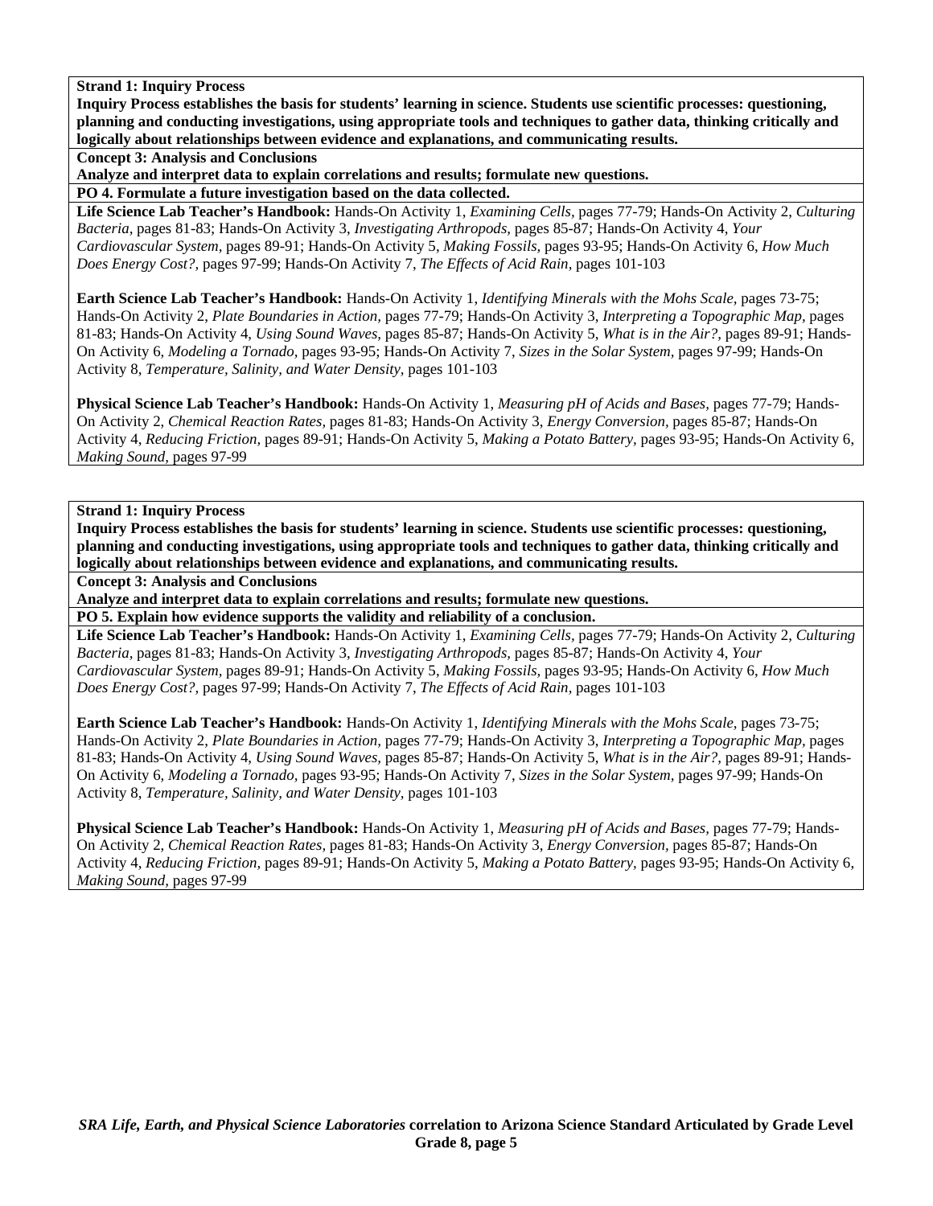**Strand 1: Inquiry Process**

**Inquiry Process establishes the basis for students' learning in science. Students use scientific processes: questioning, planning and conducting investigations, using appropriate tools and techniques to gather data, thinking critically and logically about relationships between evidence and explanations, and communicating results.**

**Concept 3: Analysis and Conclusions**

**Analyze and interpret data to explain correlations and results; formulate new questions.**

**PO 4. Formulate a future investigation based on the data collected.**

**Life Science Lab Teacher's Handbook:** Hands-On Activity 1, *Examining Cells,* pages 77-79; Hands-On Activity 2, *Culturing Bacteria,* pages 81-83; Hands-On Activity 3, *Investigating Arthropods,* pages 85-87; Hands-On Activity 4, *Your Cardiovascular System,* pages 89-91; Hands-On Activity 5, *Making Fossils,* pages 93-95; Hands-On Activity 6, *How Much Does Energy Cost?,* pages 97-99; Hands-On Activity 7, *The Effects of Acid Rain,* pages 101-103

**Earth Science Lab Teacher's Handbook:** Hands-On Activity 1, *Identifying Minerals with the Mohs Scale,* pages 73-75; Hands-On Activity 2, *Plate Boundaries in Action,* pages 77-79; Hands-On Activity 3, *Interpreting a Topographic Map,* pages 81-83; Hands-On Activity 4, *Using Sound Waves,* pages 85-87; Hands-On Activity 5, *What is in the Air?,* pages 89-91; Hands-On Activity 6, *Modeling a Tornado,* pages 93-95; Hands-On Activity 7, *Sizes in the Solar System,* pages 97-99; Hands-On Activity 8, *Temperature, Salinity, and Water Density,* pages 101-103

**Physical Science Lab Teacher's Handbook:** Hands-On Activity 1, *Measuring pH of Acids and Bases,* pages 77-79; Hands-On Activity 2, *Chemical Reaction Rates,* pages 81-83; Hands-On Activity 3, *Energy Conversion,* pages 85-87; Hands-On Activity 4, *Reducing Friction,* pages 89-91; Hands-On Activity 5, *Making a Potato Battery,* pages 93-95; Hands-On Activity 6, *Making Sound,* pages 97-99

**Strand 1: Inquiry Process**

**Inquiry Process establishes the basis for students' learning in science. Students use scientific processes: questioning, planning and conducting investigations, using appropriate tools and techniques to gather data, thinking critically and logically about relationships between evidence and explanations, and communicating results.**

**Concept 3: Analysis and Conclusions**

**Analyze and interpret data to explain correlations and results; formulate new questions.**

**PO 5. Explain how evidence supports the validity and reliability of a conclusion.**

**Life Science Lab Teacher's Handbook:** Hands-On Activity 1, *Examining Cells,* pages 77-79; Hands-On Activity 2, *Culturing Bacteria,* pages 81-83; Hands-On Activity 3, *Investigating Arthropods,* pages 85-87; Hands-On Activity 4, *Your Cardiovascular System,* pages 89-91; Hands-On Activity 5, *Making Fossils,* pages 93-95; Hands-On Activity 6, *How Much Does Energy Cost?,* pages 97-99; Hands-On Activity 7, *The Effects of Acid Rain,* pages 101-103

**Earth Science Lab Teacher's Handbook:** Hands-On Activity 1, *Identifying Minerals with the Mohs Scale,* pages 73-75; Hands-On Activity 2, *Plate Boundaries in Action,* pages 77-79; Hands-On Activity 3, *Interpreting a Topographic Map,* pages 81-83; Hands-On Activity 4, *Using Sound Waves,* pages 85-87; Hands-On Activity 5, *What is in the Air?,* pages 89-91; Hands-On Activity 6, *Modeling a Tornado,* pages 93-95; Hands-On Activity 7, *Sizes in the Solar System,* pages 97-99; Hands-On Activity 8, *Temperature, Salinity, and Water Density,* pages 101-103

**Physical Science Lab Teacher's Handbook:** Hands-On Activity 1, *Measuring pH of Acids and Bases,* pages 77-79; Hands-On Activity 2, *Chemical Reaction Rates,* pages 81-83; Hands-On Activity 3, *Energy Conversion,* pages 85-87; Hands-On Activity 4, *Reducing Friction,* pages 89-91; Hands-On Activity 5, *Making a Potato Battery,* pages 93-95; Hands-On Activity 6, *Making Sound,* pages 97-99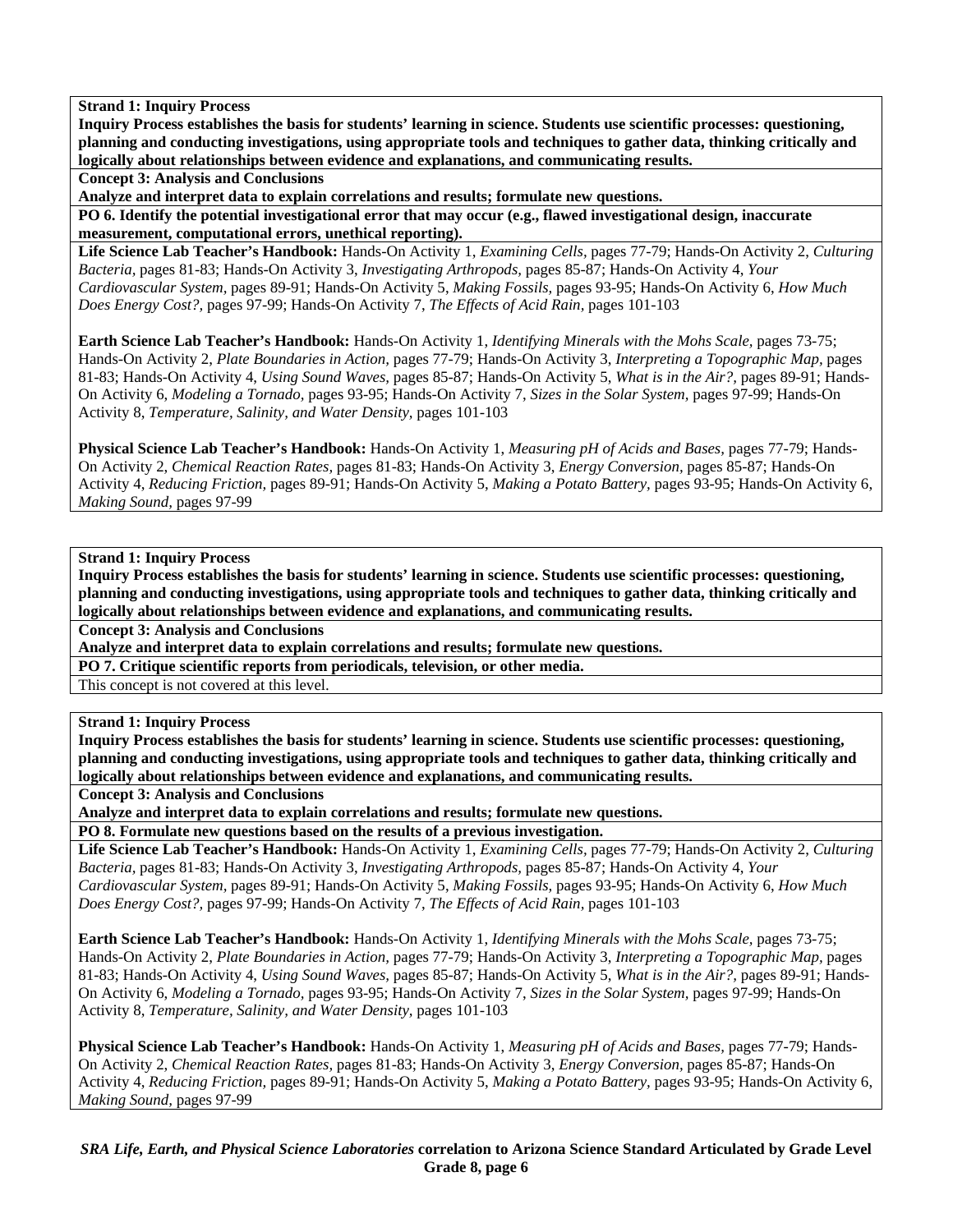**Strand 1: Inquiry Process**

**Inquiry Process establishes the basis for students' learning in science. Students use scientific processes: questioning, planning and conducting investigations, using appropriate tools and techniques to gather data, thinking critically and logically about relationships between evidence and explanations, and communicating results.**

**Concept 3: Analysis and Conclusions**

**Analyze and interpret data to explain correlations and results; formulate new questions.**

**PO 6. Identify the potential investigational error that may occur (e.g., flawed investigational design, inaccurate measurement, computational errors, unethical reporting).**

**Life Science Lab Teacher's Handbook:** Hands-On Activity 1, *Examining Cells,* pages 77-79; Hands-On Activity 2, *Culturing Bacteria,* pages 81-83; Hands-On Activity 3, *Investigating Arthropods,* pages 85-87; Hands-On Activity 4, *Your Cardiovascular System,* pages 89-91; Hands-On Activity 5, *Making Fossils,* pages 93-95; Hands-On Activity 6, *How Much Does Energy Cost?,* pages 97-99; Hands-On Activity 7, *The Effects of Acid Rain,* pages 101-103

**Earth Science Lab Teacher's Handbook:** Hands-On Activity 1, *Identifying Minerals with the Mohs Scale,* pages 73-75; Hands-On Activity 2, *Plate Boundaries in Action,* pages 77-79; Hands-On Activity 3, *Interpreting a Topographic Map,* pages 81-83; Hands-On Activity 4, *Using Sound Waves,* pages 85-87; Hands-On Activity 5, *What is in the Air?,* pages 89-91; Hands-On Activity 6, *Modeling a Tornado,* pages 93-95; Hands-On Activity 7, *Sizes in the Solar System,* pages 97-99; Hands-On Activity 8, *Temperature, Salinity, and Water Density,* pages 101-103

**Physical Science Lab Teacher's Handbook:** Hands-On Activity 1, *Measuring pH of Acids and Bases,* pages 77-79; Hands-On Activity 2, *Chemical Reaction Rates,* pages 81-83; Hands-On Activity 3, *Energy Conversion,* pages 85-87; Hands-On Activity 4, *Reducing Friction,* pages 89-91; Hands-On Activity 5, *Making a Potato Battery,* pages 93-95; Hands-On Activity 6, *Making Sound,* pages 97-99

**Strand 1: Inquiry Process**

**Inquiry Process establishes the basis for students' learning in science. Students use scientific processes: questioning, planning and conducting investigations, using appropriate tools and techniques to gather data, thinking critically and logically about relationships between evidence and explanations, and communicating results.**

**Concept 3: Analysis and Conclusions**

**Analyze and interpret data to explain correlations and results; formulate new questions.**

**PO 7. Critique scientific reports from periodicals, television, or other media.**

This concept is not covered at this level.

**Strand 1: Inquiry Process**

**Inquiry Process establishes the basis for students' learning in science. Students use scientific processes: questioning, planning and conducting investigations, using appropriate tools and techniques to gather data, thinking critically and logically about relationships between evidence and explanations, and communicating results.**

**Concept 3: Analysis and Conclusions**

**Analyze and interpret data to explain correlations and results; formulate new questions.**

**PO 8. Formulate new questions based on the results of a previous investigation.**

**Life Science Lab Teacher's Handbook:** Hands-On Activity 1, *Examining Cells,* pages 77-79; Hands-On Activity 2, *Culturing Bacteria,* pages 81-83; Hands-On Activity 3, *Investigating Arthropods,* pages 85-87; Hands-On Activity 4, *Your Cardiovascular System,* pages 89-91; Hands-On Activity 5, *Making Fossils,* pages 93-95; Hands-On Activity 6, *How Much Does Energy Cost?,* pages 97-99; Hands-On Activity 7, *The Effects of Acid Rain,* pages 101-103

**Earth Science Lab Teacher's Handbook:** Hands-On Activity 1, *Identifying Minerals with the Mohs Scale,* pages 73-75; Hands-On Activity 2, *Plate Boundaries in Action,* pages 77-79; Hands-On Activity 3, *Interpreting a Topographic Map,* pages 81-83; Hands-On Activity 4, *Using Sound Waves,* pages 85-87; Hands-On Activity 5, *What is in the Air?,* pages 89-91; Hands-On Activity 6, *Modeling a Tornado,* pages 93-95; Hands-On Activity 7, *Sizes in the Solar System,* pages 97-99; Hands-On Activity 8, *Temperature, Salinity, and Water Density,* pages 101-103

**Physical Science Lab Teacher's Handbook:** Hands-On Activity 1, *Measuring pH of Acids and Bases,* pages 77-79; Hands-On Activity 2, *Chemical Reaction Rates,* pages 81-83; Hands-On Activity 3, *Energy Conversion,* pages 85-87; Hands-On Activity 4, *Reducing Friction,* pages 89-91; Hands-On Activity 5, *Making a Potato Battery,* pages 93-95; Hands-On Activity 6, *Making Sound,* pages 97-99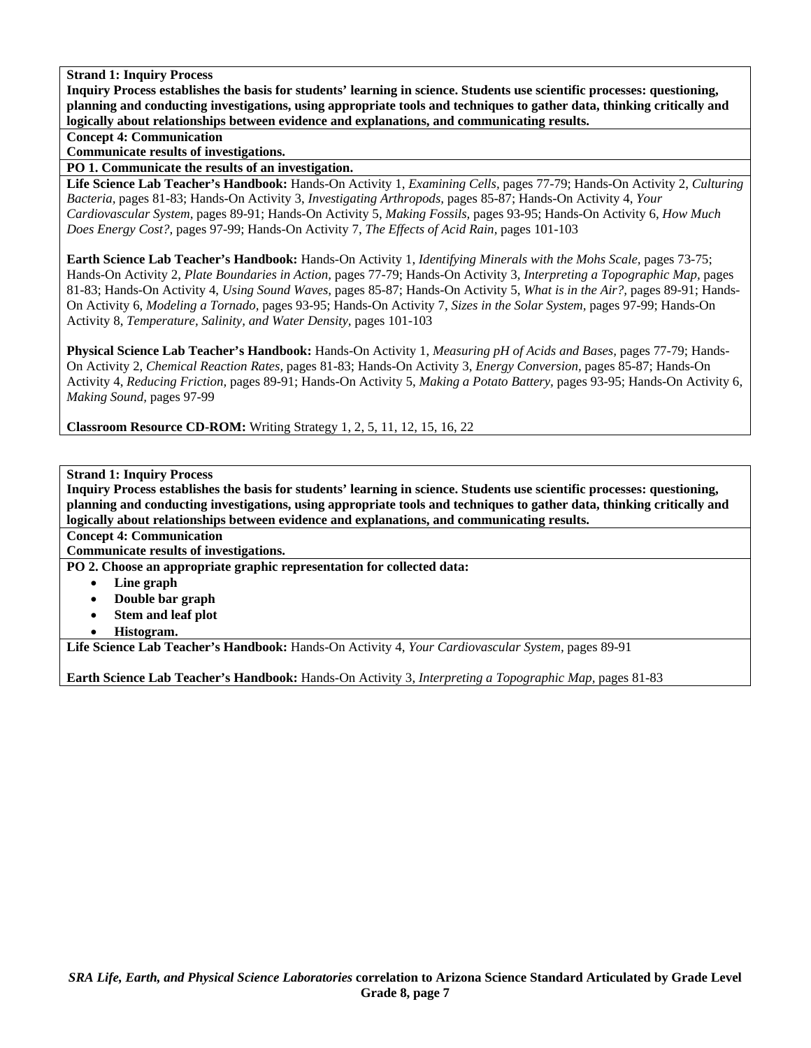**Strand 1: Inquiry Process**

**Inquiry Process establishes the basis for students' learning in science. Students use scientific processes: questioning, planning and conducting investigations, using appropriate tools and techniques to gather data, thinking critically and logically about relationships between evidence and explanations, and communicating results.**

**Concept 4: Communication**

**Communicate results of investigations.**

**PO 1. Communicate the results of an investigation.**

**Life Science Lab Teacher's Handbook:** Hands-On Activity 1, *Examining Cells,* pages 77-79; Hands-On Activity 2, *Culturing Bacteria,* pages 81-83; Hands-On Activity 3, *Investigating Arthropods,* pages 85-87; Hands-On Activity 4, *Your Cardiovascular System,* pages 89-91; Hands-On Activity 5, *Making Fossils,* pages 93-95; Hands-On Activity 6, *How Much Does Energy Cost?,* pages 97-99; Hands-On Activity 7, *The Effects of Acid Rain,* pages 101-103

**Earth Science Lab Teacher's Handbook:** Hands-On Activity 1, *Identifying Minerals with the Mohs Scale,* pages 73-75; Hands-On Activity 2, *Plate Boundaries in Action,* pages 77-79; Hands-On Activity 3, *Interpreting a Topographic Map,* pages 81-83; Hands-On Activity 4, *Using Sound Waves,* pages 85-87; Hands-On Activity 5, *What is in the Air?,* pages 89-91; Hands-On Activity 6, *Modeling a Tornado,* pages 93-95; Hands-On Activity 7, *Sizes in the Solar System,* pages 97-99; Hands-On Activity 8, *Temperature, Salinity, and Water Density,* pages 101-103

**Physical Science Lab Teacher's Handbook:** Hands-On Activity 1, *Measuring pH of Acids and Bases,* pages 77-79; Hands-On Activity 2, *Chemical Reaction Rates,* pages 81-83; Hands-On Activity 3, *Energy Conversion,* pages 85-87; Hands-On Activity 4, *Reducing Friction,* pages 89-91; Hands-On Activity 5, *Making a Potato Battery,* pages 93-95; Hands-On Activity 6, *Making Sound,* pages 97-99

**Classroom Resource CD-ROM:** Writing Strategy 1, 2, 5, 11, 12, 15, 16, 22

---

**Strand 1: Inquiry Process**

**Inquiry Process establishes the basis for students' learning in science. Students use scientific processes: questioning, planning and conducting investigations, using appropriate tools and techniques to gather data, thinking critically and logically about relationships between evidence and explanations, and communicating results.**

**Concept 4: Communication**

**Communicate results of investigations.**

**PO 2. Choose an appropriate graphic representation for collected data:**

- **Line graph**
- **Double bar graph**
- **Stem and leaf plot**
- **Histogram.**

**Life Science Lab Teacher's Handbook:** Hands-On Activity 4, *Your Cardiovascular System,* pages 89-91

**Earth Science Lab Teacher's Handbook:** Hands-On Activity 3, *Interpreting a Topographic Map,* pages 81-83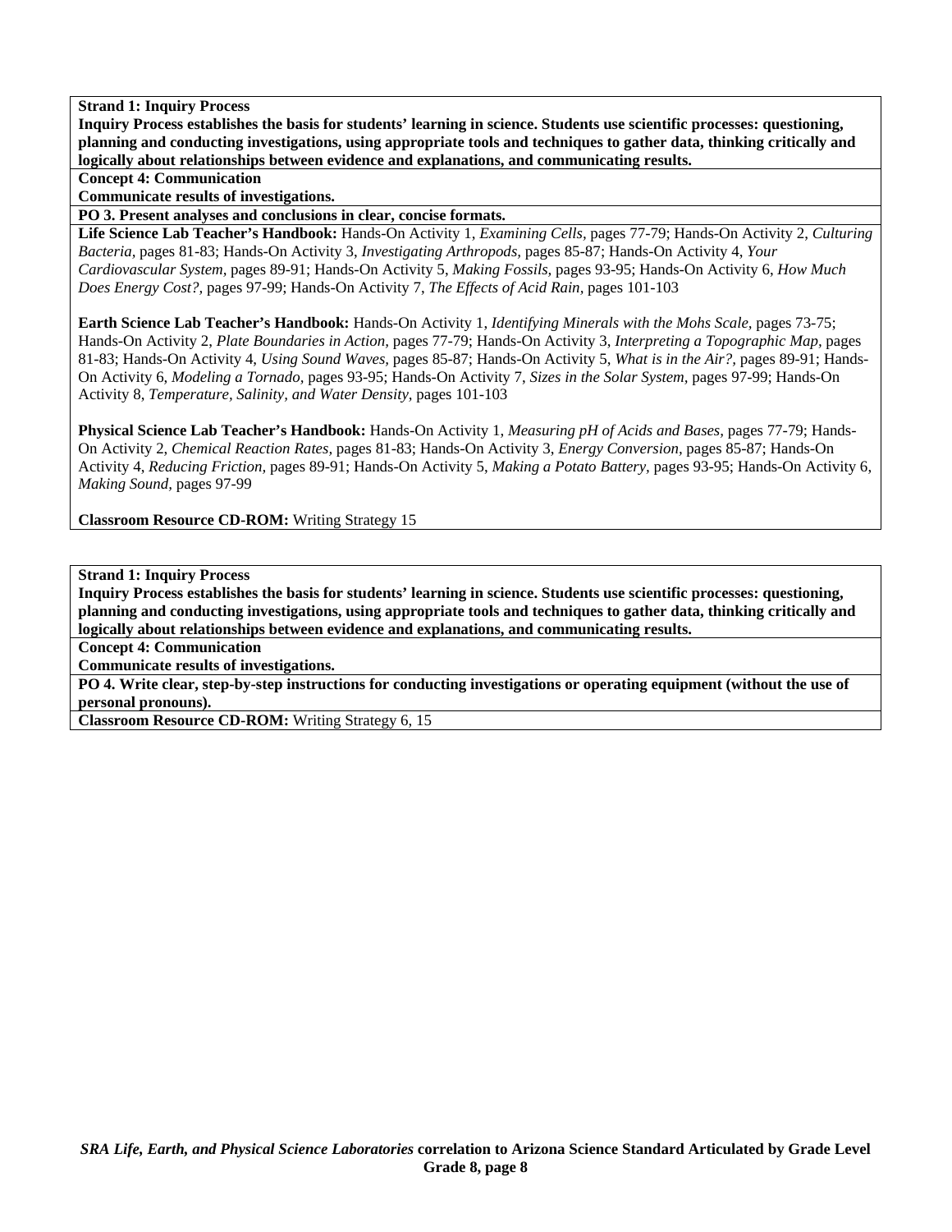**Strand 1: Inquiry Process**

**Inquiry Process establishes the basis for students' learning in science. Students use scientific processes: questioning, planning and conducting investigations, using appropriate tools and techniques to gather data, thinking critically and logically about relationships between evidence and explanations, and communicating results.**

**Concept 4: Communication**

**Communicate results of investigations.**

**PO 3. Present analyses and conclusions in clear, concise formats.**

**Life Science Lab Teacher's Handbook:** Hands-On Activity 1, *Examining Cells,* pages 77-79; Hands-On Activity 2, *Culturing Bacteria,* pages 81-83; Hands-On Activity 3, *Investigating Arthropods,* pages 85-87; Hands-On Activity 4, *Your Cardiovascular System,* pages 89-91; Hands-On Activity 5, *Making Fossils,* pages 93-95; Hands-On Activity 6, *How Much Does Energy Cost?,* pages 97-99; Hands-On Activity 7, *The Effects of Acid Rain,* pages 101-103

**Earth Science Lab Teacher's Handbook:** Hands-On Activity 1, *Identifying Minerals with the Mohs Scale,* pages 73-75; Hands-On Activity 2, *Plate Boundaries in Action,* pages 77-79; Hands-On Activity 3, *Interpreting a Topographic Map,* pages 81-83; Hands-On Activity 4, *Using Sound Waves,* pages 85-87; Hands-On Activity 5, *What is in the Air?,* pages 89-91; Hands-On Activity 6, *Modeling a Tornado,* pages 93-95; Hands-On Activity 7, *Sizes in the Solar System,* pages 97-99; Hands-On Activity 8, *Temperature, Salinity, and Water Density,* pages 101-103

**Physical Science Lab Teacher's Handbook:** Hands-On Activity 1, *Measuring pH of Acids and Bases,* pages 77-79; Hands-On Activity 2, *Chemical Reaction Rates,* pages 81-83; Hands-On Activity 3, *Energy Conversion,* pages 85-87; Hands-On Activity 4, *Reducing Friction,* pages 89-91; Hands-On Activity 5, *Making a Potato Battery,* pages 93-95; Hands-On Activity 6, *Making Sound,* pages 97-99

**Classroom Resource CD-ROM:** Writing Strategy 15

**Strand 1: Inquiry Process**

**Inquiry Process establishes the basis for students' learning in science. Students use scientific processes: questioning, planning and conducting investigations, using appropriate tools and techniques to gather data, thinking critically and logically about relationships between evidence and explanations, and communicating results.**

**Concept 4: Communication**

**Communicate results of investigations.**

**PO 4. Write clear, step-by-step instructions for conducting investigations or operating equipment (without the use of personal pronouns).**

**Classroom Resource CD-ROM:** Writing Strategy 6, 15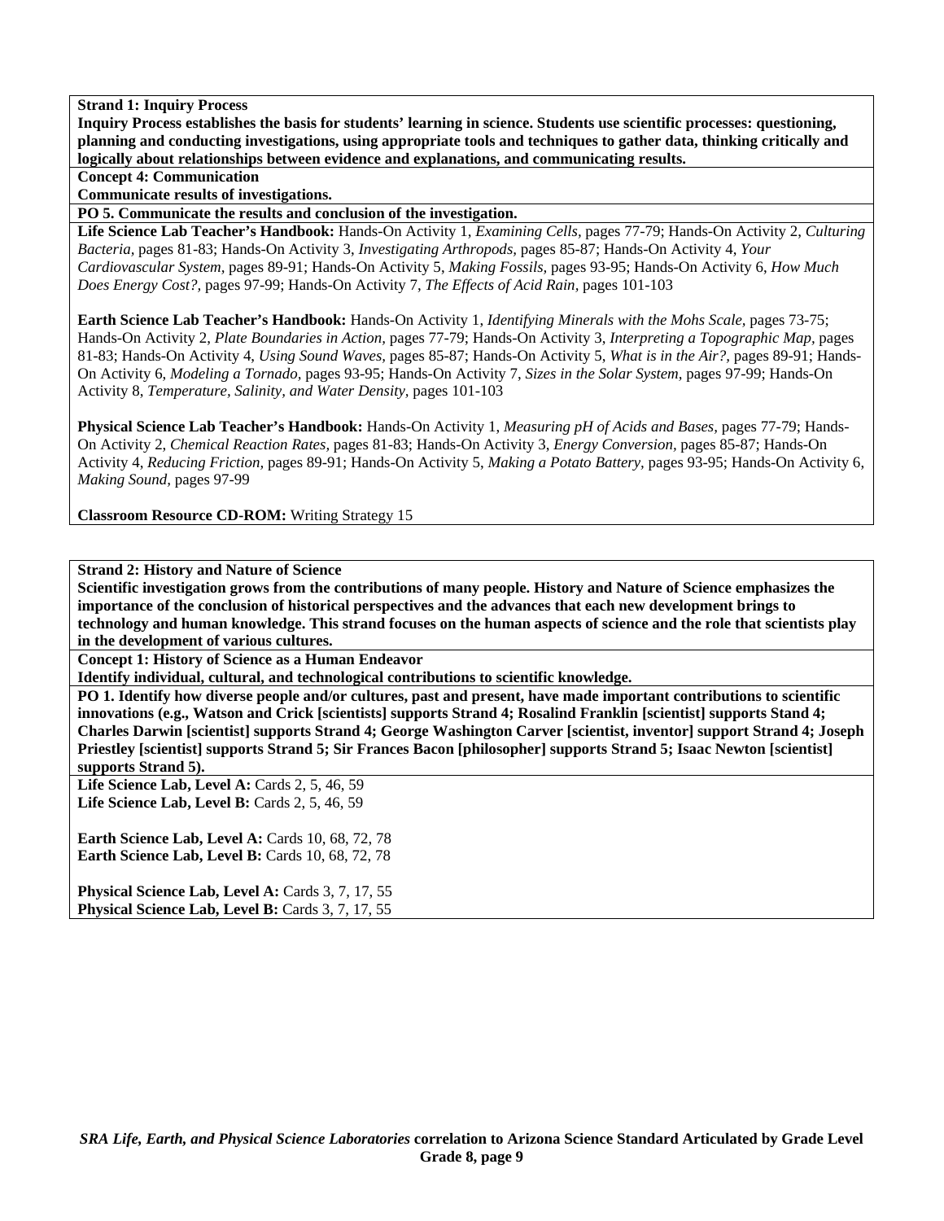**Strand 1: Inquiry Process**

**Inquiry Process establishes the basis for students' learning in science. Students use scientific processes: questioning, planning and conducting investigations, using appropriate tools and techniques to gather data, thinking critically and logically about relationships between evidence and explanations, and communicating results.**

**Concept 4: Communication**

**Communicate results of investigations.**

**PO 5. Communicate the results and conclusion of the investigation.**

**Life Science Lab Teacher's Handbook:** Hands-On Activity 1, *Examining Cells,* pages 77-79; Hands-On Activity 2, *Culturing Bacteria,* pages 81-83; Hands-On Activity 3, *Investigating Arthropods,* pages 85-87; Hands-On Activity 4, *Your Cardiovascular System,* pages 89-91; Hands-On Activity 5, *Making Fossils,* pages 93-95; Hands-On Activity 6, *How Much Does Energy Cost?,* pages 97-99; Hands-On Activity 7, *The Effects of Acid Rain,* pages 101-103

**Earth Science Lab Teacher's Handbook:** Hands-On Activity 1, *Identifying Minerals with the Mohs Scale,* pages 73-75; Hands-On Activity 2, *Plate Boundaries in Action,* pages 77-79; Hands-On Activity 3, *Interpreting a Topographic Map,* pages 81-83; Hands-On Activity 4, *Using Sound Waves,* pages 85-87; Hands-On Activity 5, *What is in the Air?,* pages 89-91; Hands-On Activity 6, *Modeling a Tornado,* pages 93-95; Hands-On Activity 7, *Sizes in the Solar System,* pages 97-99; Hands-On Activity 8, *Temperature, Salinity, and Water Density,* pages 101-103

**Physical Science Lab Teacher's Handbook:** Hands-On Activity 1, *Measuring pH of Acids and Bases,* pages 77-79; Hands-On Activity 2, *Chemical Reaction Rates,* pages 81-83; Hands-On Activity 3, *Energy Conversion,* pages 85-87; Hands-On Activity 4, *Reducing Friction,* pages 89-91; Hands-On Activity 5, *Making a Potato Battery,* pages 93-95; Hands-On Activity 6, *Making Sound,* pages 97-99

**Classroom Resource CD-ROM:** Writing Strategy 15

**Strand 2: History and Nature of Science**

**Scientific investigation grows from the contributions of many people. History and Nature of Science emphasizes the importance of the conclusion of historical perspectives and the advances that each new development brings to technology and human knowledge. This strand focuses on the human aspects of science and the role that scientists play in the development of various cultures.**

**Concept 1: History of Science as a Human Endeavor**

**Identify individual, cultural, and technological contributions to scientific knowledge.**

**PO 1. Identify how diverse people and/or cultures, past and present, have made important contributions to scientific innovations (e.g., Watson and Crick [scientists] supports Strand 4; Rosalind Franklin [scientist] supports Stand 4; Charles Darwin [scientist] supports Strand 4; George Washington Carver [scientist, inventor] support Strand 4; Joseph Priestley [scientist] supports Strand 5; Sir Frances Bacon [philosopher] supports Strand 5; Isaac Newton [scientist] supports Strand 5).**

**Life Science Lab, Level A:** Cards 2, 5, 46, 59
**Life Science Lab, Level B:** Cards 2, 5, 46, 59

**Earth Science Lab, Level A:** Cards 10, 68, 72, 78
**Earth Science Lab, Level B:** Cards 10, 68, 72, 78

**Physical Science Lab, Level A:** Cards 3, 7, 17, 55
**Physical Science Lab, Level B:** Cards 3, 7, 17, 55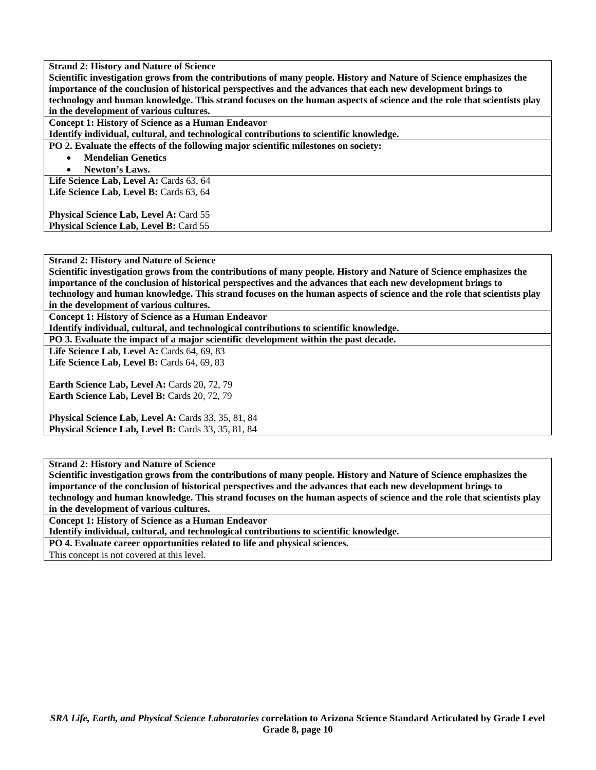**Strand 2: History and Nature of Science**
**Scientific investigation grows from the contributions of many people. History and Nature of Science emphasizes the importance of the conclusion of historical perspectives and the advances that each new development brings to technology and human knowledge. This strand focuses on the human aspects of science and the role that scientists play in the development of various cultures.**

**Concept 1: History of Science as a Human Endeavor**
**Identify individual, cultural, and technological contributions to scientific knowledge.**

**PO 2. Evaluate the effects of the following major scientific milestones on society:**

- **Mendelian Genetics**
- **Newton's Laws.**

**Life Science Lab, Level A:** Cards 63, 64
**Life Science Lab, Level B:** Cards 63, 64

**Physical Science Lab, Level A:** Card 55
**Physical Science Lab, Level B:** Card 55

---

**Strand 2: History and Nature of Science**
**Scientific investigation grows from the contributions of many people. History and Nature of Science emphasizes the importance of the conclusion of historical perspectives and the advances that each new development brings to technology and human knowledge. This strand focuses on the human aspects of science and the role that scientists play in the development of various cultures.**

**Concept 1: History of Science as a Human Endeavor**
**Identify individual, cultural, and technological contributions to scientific knowledge.**

**PO 3. Evaluate the impact of a major scientific development within the past decade.**

**Life Science Lab, Level A:** Cards 64, 69, 83
**Life Science Lab, Level B:** Cards 64, 69, 83

**Earth Science Lab, Level A:** Cards 20, 72, 79
**Earth Science Lab, Level B:** Cards 20, 72, 79

**Physical Science Lab, Level A:** Cards 33, 35, 81, 84
**Physical Science Lab, Level B:** Cards 33, 35, 81, 84

---

**Strand 2: History and Nature of Science**
**Scientific investigation grows from the contributions of many people. History and Nature of Science emphasizes the importance of the conclusion of historical perspectives and the advances that each new development brings to technology and human knowledge. This strand focuses on the human aspects of science and the role that scientists play in the development of various cultures.**

**Concept 1: History of Science as a Human Endeavor**
**Identify individual, cultural, and technological contributions to scientific knowledge.**

**PO 4. Evaluate career opportunities related to life and physical sciences.**

This concept is not covered at this level.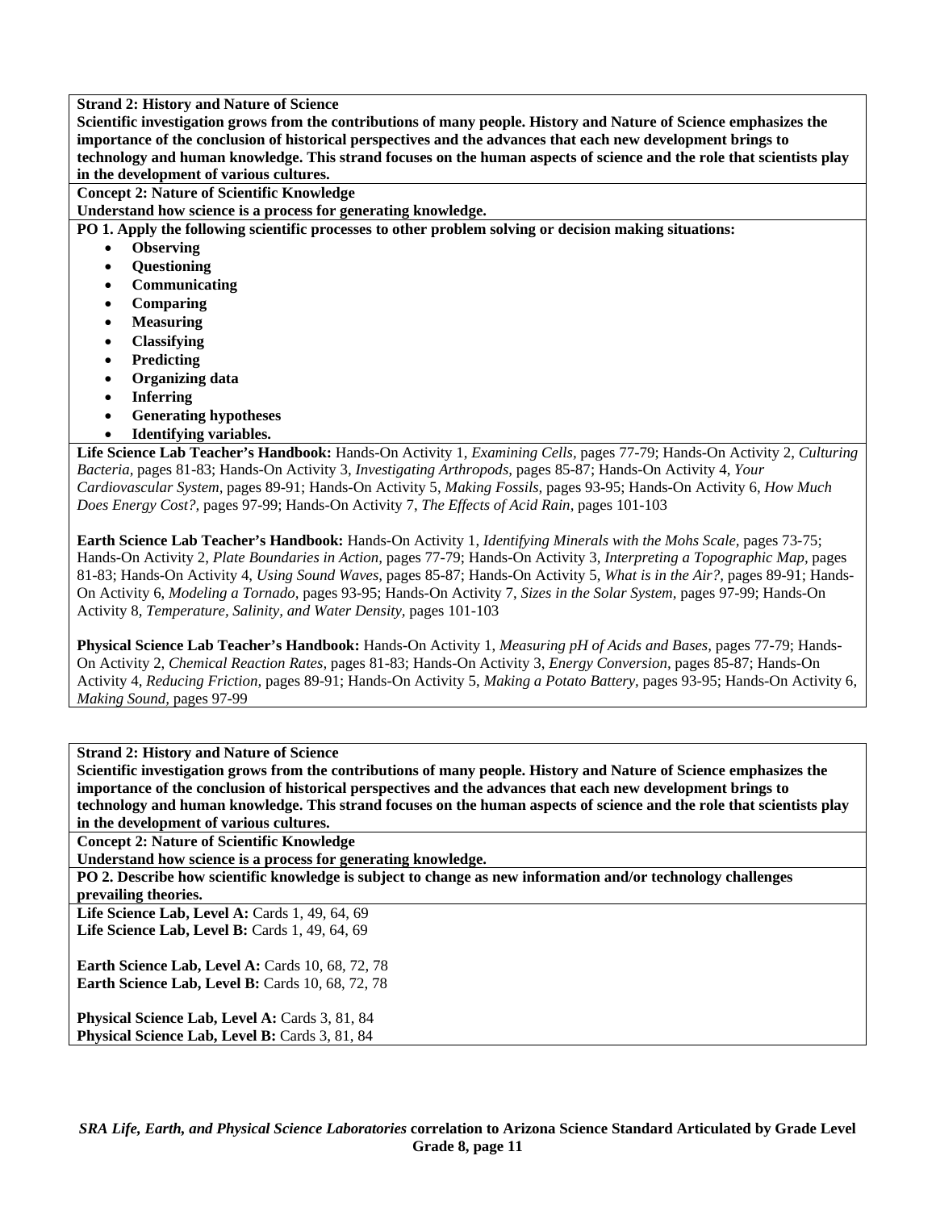**Strand 2: History and Nature of Science**

**Scientific investigation grows from the contributions of many people. History and Nature of Science emphasizes the importance of the conclusion of historical perspectives and the advances that each new development brings to technology and human knowledge. This strand focuses on the human aspects of science and the role that scientists play in the development of various cultures.**

**Concept 2: Nature of Scientific Knowledge**

**Understand how science is a process for generating knowledge.**

**PO 1. Apply the following scientific processes to other problem solving or decision making situations:**

- **Observing**
- **Questioning**
- **Communicating**
- **Comparing**
- **Measuring**
- **Classifying**
- **Predicting**
- **Organizing data**
- **Inferring**
- **Generating hypotheses**
- **Identifying variables.**

**Life Science Lab Teacher's Handbook:** Hands-On Activity 1, *Examining Cells,* pages 77-79; Hands-On Activity 2, *Culturing Bacteria,* pages 81-83; Hands-On Activity 3, *Investigating Arthropods,* pages 85-87; Hands-On Activity 4, *Your Cardiovascular System,* pages 89-91; Hands-On Activity 5, *Making Fossils,* pages 93-95; Hands-On Activity 6, *How Much Does Energy Cost?,* pages 97-99; Hands-On Activity 7, *The Effects of Acid Rain,* pages 101-103

**Earth Science Lab Teacher's Handbook:** Hands-On Activity 1, *Identifying Minerals with the Mohs Scale,* pages 73-75; Hands-On Activity 2, *Plate Boundaries in Action,* pages 77-79; Hands-On Activity 3, *Interpreting a Topographic Map,* pages 81-83; Hands-On Activity 4, *Using Sound Waves,* pages 85-87; Hands-On Activity 5, *What is in the Air?,* pages 89-91; Hands-On Activity 6, *Modeling a Tornado,* pages 93-95; Hands-On Activity 7, *Sizes in the Solar System,* pages 97-99; Hands-On Activity 8, *Temperature, Salinity, and Water Density,* pages 101-103

**Physical Science Lab Teacher's Handbook:** Hands-On Activity 1, *Measuring pH of Acids and Bases,* pages 77-79; Hands-On Activity 2, *Chemical Reaction Rates,* pages 81-83; Hands-On Activity 3, *Energy Conversion,* pages 85-87; Hands-On Activity 4, *Reducing Friction,* pages 89-91; Hands-On Activity 5, *Making a Potato Battery,* pages 93-95; Hands-On Activity 6, *Making Sound,* pages 97-99

**Strand 2: History and Nature of Science**

**Scientific investigation grows from the contributions of many people. History and Nature of Science emphasizes the importance of the conclusion of historical perspectives and the advances that each new development brings to technology and human knowledge. This strand focuses on the human aspects of science and the role that scientists play in the development of various cultures.**

**Concept 2: Nature of Scientific Knowledge**

**Understand how science is a process for generating knowledge.**

**PO 2. Describe how scientific knowledge is subject to change as new information and/or technology challenges prevailing theories.**

**Life Science Lab, Level A:** Cards 1, 49, 64, 69
**Life Science Lab, Level B:** Cards 1, 49, 64, 69

**Earth Science Lab, Level A:** Cards 10, 68, 72, 78
**Earth Science Lab, Level B:** Cards 10, 68, 72, 78

**Physical Science Lab, Level A:** Cards 3, 81, 84
**Physical Science Lab, Level B:** Cards 3, 81, 84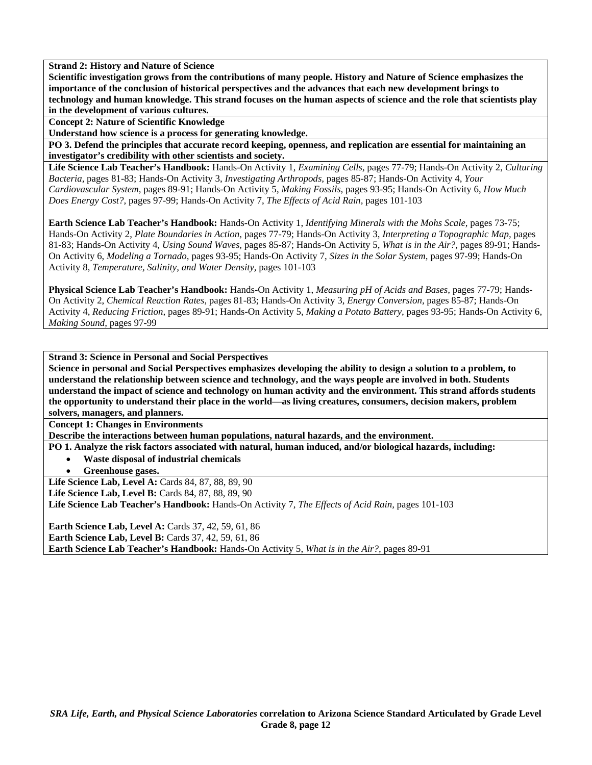**Strand 2: History and Nature of Science**
**Scientific investigation grows from the contributions of many people. History and Nature of Science emphasizes the importance of the conclusion of historical perspectives and the advances that each new development brings to technology and human knowledge. This strand focuses on the human aspects of science and the role that scientists play in the development of various cultures.**

**Concept 2: Nature of Scientific Knowledge**
**Understand how science is a process for generating knowledge.**

**PO 3. Defend the principles that accurate record keeping, openness, and replication are essential for maintaining an investigator's credibility with other scientists and society.**

**Life Science Lab Teacher's Handbook:** Hands-On Activity 1, *Examining Cells,* pages 77-79; Hands-On Activity 2, *Culturing Bacteria,* pages 81-83; Hands-On Activity 3, *Investigating Arthropods,* pages 85-87; Hands-On Activity 4, *Your Cardiovascular System,* pages 89-91; Hands-On Activity 5, *Making Fossils,* pages 93-95; Hands-On Activity 6, *How Much Does Energy Cost?,* pages 97-99; Hands-On Activity 7, *The Effects of Acid Rain,* pages 101-103

**Earth Science Lab Teacher's Handbook:** Hands-On Activity 1, *Identifying Minerals with the Mohs Scale,* pages 73-75; Hands-On Activity 2, *Plate Boundaries in Action,* pages 77-79; Hands-On Activity 3, *Interpreting a Topographic Map,* pages 81-83; Hands-On Activity 4, *Using Sound Waves,* pages 85-87; Hands-On Activity 5, *What is in the Air?,* pages 89-91; Hands-On Activity 6, *Modeling a Tornado,* pages 93-95; Hands-On Activity 7, *Sizes in the Solar System,* pages 97-99; Hands-On Activity 8, *Temperature, Salinity, and Water Density,* pages 101-103

**Physical Science Lab Teacher's Handbook:** Hands-On Activity 1, *Measuring pH of Acids and Bases,* pages 77-79; Hands-On Activity 2, *Chemical Reaction Rates,* pages 81-83; Hands-On Activity 3, *Energy Conversion,* pages 85-87; Hands-On Activity 4, *Reducing Friction,* pages 89-91; Hands-On Activity 5, *Making a Potato Battery,* pages 93-95; Hands-On Activity 6, *Making Sound,* pages 97-99

**Strand 3: Science in Personal and Social Perspectives**
**Science in personal and Social Perspectives emphasizes developing the ability to design a solution to a problem, to understand the relationship between science and technology, and the ways people are involved in both. Students understand the impact of science and technology on human activity and the environment. This strand affords students the opportunity to understand their place in the world—as living creatures, consumers, decision makers, problem solvers, managers, and planners.**

**Concept 1: Changes in Environments**
**Describe the interactions between human populations, natural hazards, and the environment.**

**PO 1. Analyze the risk factors associated with natural, human induced, and/or biological hazards, including:**

- **Waste disposal of industrial chemicals**
- **Greenhouse gases.**

**Life Science Lab, Level A:** Cards 84, 87, 88, 89, 90
**Life Science Lab, Level B:** Cards 84, 87, 88, 89, 90
**Life Science Lab Teacher's Handbook:** Hands-On Activity 7, *The Effects of Acid Rain,* pages 101-103

**Earth Science Lab, Level A:** Cards 37, 42, 59, 61, 86
**Earth Science Lab, Level B:** Cards 37, 42, 59, 61, 86
**Earth Science Lab Teacher's Handbook:** Hands-On Activity 5, *What is in the Air?,* pages 89-91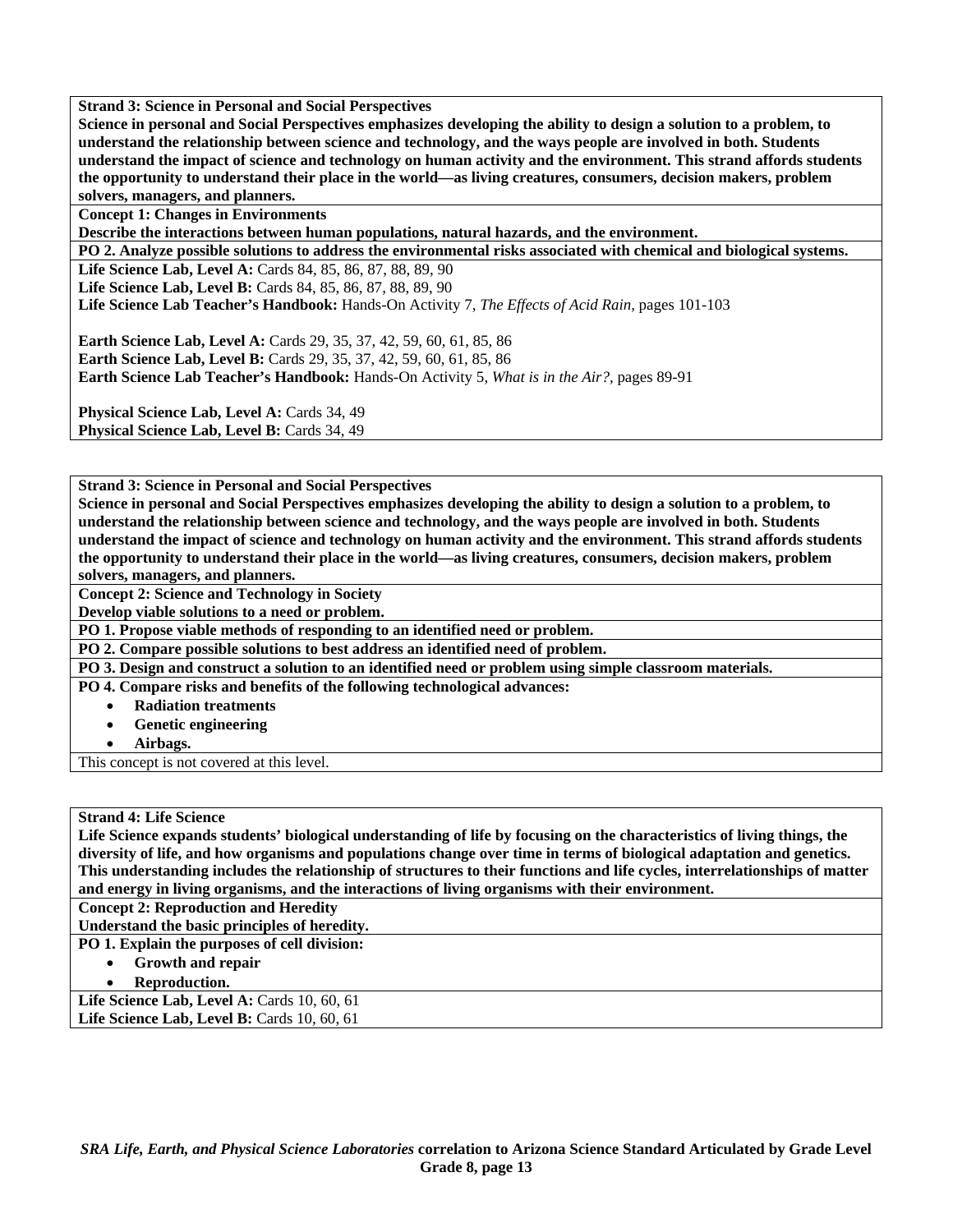**Strand 3: Science in Personal and Social Perspectives**

**Science in personal and Social Perspectives emphasizes developing the ability to design a solution to a problem, to understand the relationship between science and technology, and the ways people are involved in both. Students understand the impact of science and technology on human activity and the environment. This strand affords students the opportunity to understand their place in the world—as living creatures, consumers, decision makers, problem solvers, managers, and planners.**

**Concept 1: Changes in Environments**

**Describe the interactions between human populations, natural hazards, and the environment.**

**PO 2. Analyze possible solutions to address the environmental risks associated with chemical and biological systems.**

**Life Science Lab, Level A:** Cards 84, 85, 86, 87, 88, 89, 90
**Life Science Lab, Level B:** Cards 84, 85, 86, 87, 88, 89, 90
**Life Science Lab Teacher's Handbook:** Hands-On Activity 7, *The Effects of Acid Rain,* pages 101-103

**Earth Science Lab, Level A:** Cards 29, 35, 37, 42, 59, 60, 61, 85, 86
**Earth Science Lab, Level B:** Cards 29, 35, 37, 42, 59, 60, 61, 85, 86
**Earth Science Lab Teacher's Handbook:** Hands-On Activity 5, *What is in the Air?,* pages 89-91

**Physical Science Lab, Level A:** Cards 34, 49
**Physical Science Lab, Level B:** Cards 34, 49

---

**Strand 3: Science in Personal and Social Perspectives**

**Science in personal and Social Perspectives emphasizes developing the ability to design a solution to a problem, to understand the relationship between science and technology, and the ways people are involved in both. Students understand the impact of science and technology on human activity and the environment. This strand affords students the opportunity to understand their place in the world—as living creatures, consumers, decision makers, problem solvers, managers, and planners.**

**Concept 2: Science and Technology in Society**

**Develop viable solutions to a need or problem.**

**PO 1. Propose viable methods of responding to an identified need or problem.**

**PO 2. Compare possible solutions to best address an identified need of problem.**

**PO 3. Design and construct a solution to an identified need or problem using simple classroom materials.**

**PO 4. Compare risks and benefits of the following technological advances:**

- **Radiation treatments**
- **Genetic engineering**
- **Airbags.**

This concept is not covered at this level.

---

**Strand 4: Life Science**

**Life Science expands students' biological understanding of life by focusing on the characteristics of living things, the diversity of life, and how organisms and populations change over time in terms of biological adaptation and genetics. This understanding includes the relationship of structures to their functions and life cycles, interrelationships of matter and energy in living organisms, and the interactions of living organisms with their environment.**

**Concept 2: Reproduction and Heredity**

**Understand the basic principles of heredity.**

**PO 1. Explain the purposes of cell division:**

- **Growth and repair**
- **Reproduction.**

**Life Science Lab, Level A:** Cards 10, 60, 61
**Life Science Lab, Level B:** Cards 10, 60, 61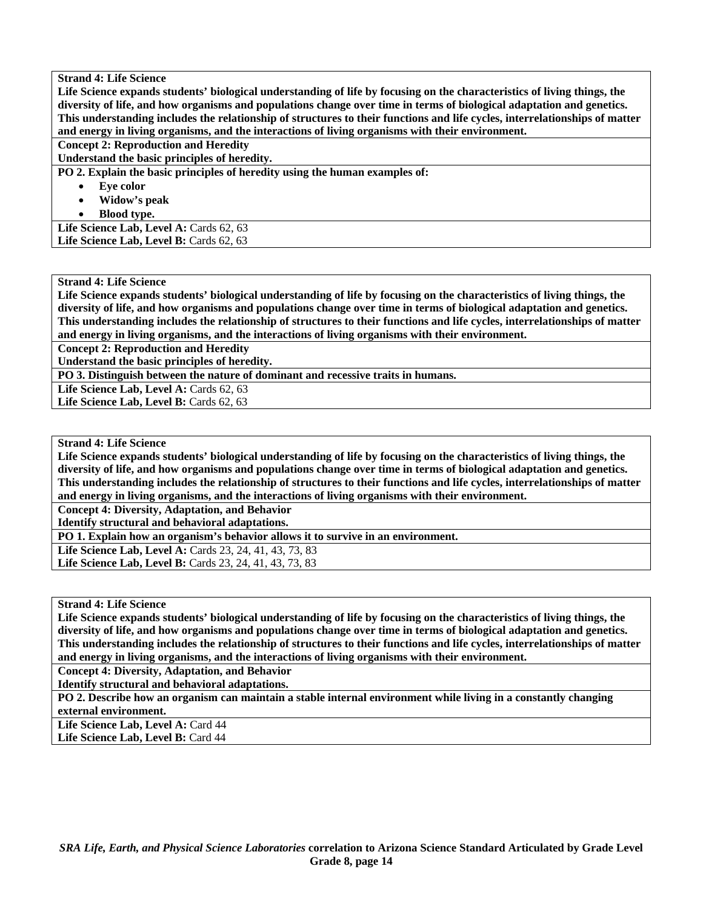**Strand 4: Life Science**
**Life Science expands students' biological understanding of life by focusing on the characteristics of living things, the diversity of life, and how organisms and populations change over time in terms of biological adaptation and genetics. This understanding includes the relationship of structures to their functions and life cycles, interrelationships of matter and energy in living organisms, and the interactions of living organisms with their environment.**

**Concept 2: Reproduction and Heredity**
**Understand the basic principles of heredity.**

**PO 2. Explain the basic principles of heredity using the human examples of:**

- **Eye color**
- **Widow's peak**
- **Blood type.**

**Life Science Lab, Level A:** Cards 62, 63
**Life Science Lab, Level B:** Cards 62, 63

---

**Strand 4: Life Science**
**Life Science expands students' biological understanding of life by focusing on the characteristics of living things, the diversity of life, and how organisms and populations change over time in terms of biological adaptation and genetics. This understanding includes the relationship of structures to their functions and life cycles, interrelationships of matter and energy in living organisms, and the interactions of living organisms with their environment.**

**Concept 2: Reproduction and Heredity**
**Understand the basic principles of heredity.**

**PO 3. Distinguish between the nature of dominant and recessive traits in humans.**

**Life Science Lab, Level A:** Cards 62, 63
**Life Science Lab, Level B:** Cards 62, 63

---

**Strand 4: Life Science**
**Life Science expands students' biological understanding of life by focusing on the characteristics of living things, the diversity of life, and how organisms and populations change over time in terms of biological adaptation and genetics. This understanding includes the relationship of structures to their functions and life cycles, interrelationships of matter and energy in living organisms, and the interactions of living organisms with their environment.**

**Concept 4: Diversity, Adaptation, and Behavior**
**Identify structural and behavioral adaptations.**

**PO 1. Explain how an organism's behavior allows it to survive in an environment.**

**Life Science Lab, Level A:** Cards 23, 24, 41, 43, 73, 83
**Life Science Lab, Level B:** Cards 23, 24, 41, 43, 73, 83

---

**Strand 4: Life Science**
**Life Science expands students' biological understanding of life by focusing on the characteristics of living things, the diversity of life, and how organisms and populations change over time in terms of biological adaptation and genetics. This understanding includes the relationship of structures to their functions and life cycles, interrelationships of matter and energy in living organisms, and the interactions of living organisms with their environment.**

**Concept 4: Diversity, Adaptation, and Behavior**
**Identify structural and behavioral adaptations.**

**PO 2. Describe how an organism can maintain a stable internal environment while living in a constantly changing external environment.**

**Life Science Lab, Level A:** Card 44
**Life Science Lab, Level B:** Card 44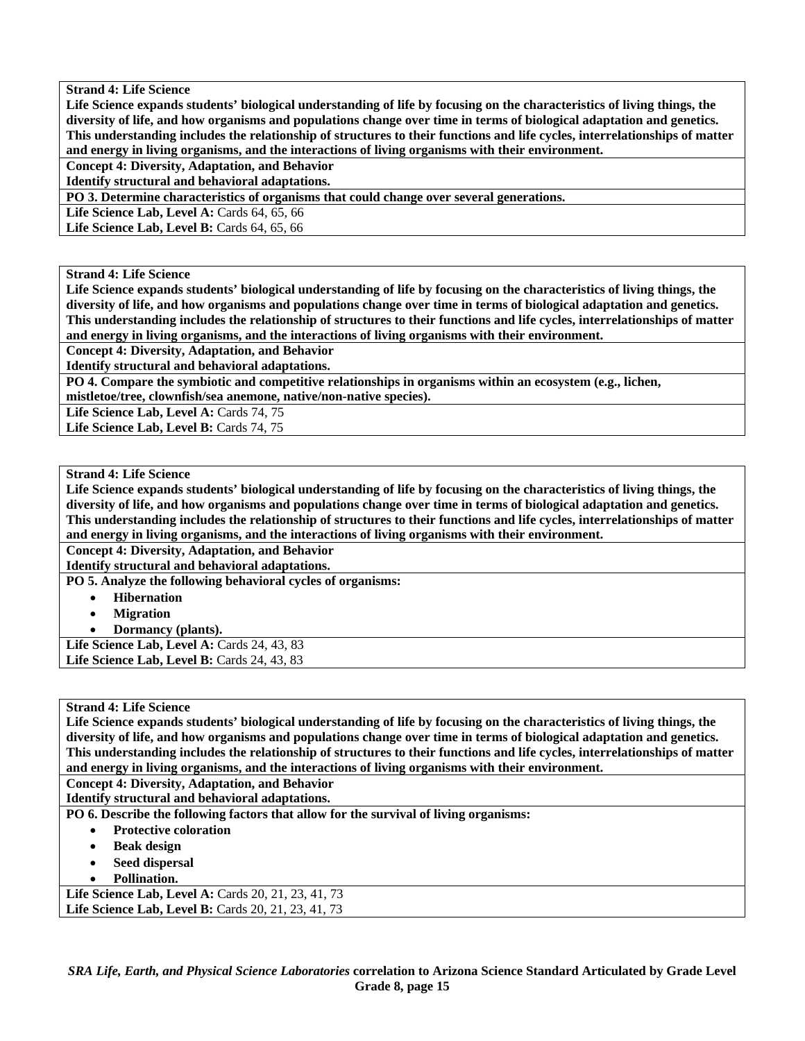**Strand 4: Life Science**
**Life Science expands students' biological understanding of life by focusing on the characteristics of living things, the diversity of life, and how organisms and populations change over time in terms of biological adaptation and genetics. This understanding includes the relationship of structures to their functions and life cycles, interrelationships of matter and energy in living organisms, and the interactions of living organisms with their environment.**

**Concept 4: Diversity, Adaptation, and Behavior**
**Identify structural and behavioral adaptations.**

**PO 3. Determine characteristics of organisms that could change over several generations.**

**Life Science Lab, Level A:** Cards 64, 65, 66
**Life Science Lab, Level B:** Cards 64, 65, 66

---

**Strand 4: Life Science**
**Life Science expands students' biological understanding of life by focusing on the characteristics of living things, the diversity of life, and how organisms and populations change over time in terms of biological adaptation and genetics. This understanding includes the relationship of structures to their functions and life cycles, interrelationships of matter and energy in living organisms, and the interactions of living organisms with their environment.**

**Concept 4: Diversity, Adaptation, and Behavior**
**Identify structural and behavioral adaptations.**

**PO 4. Compare the symbiotic and competitive relationships in organisms within an ecosystem (e.g., lichen, mistletoe/tree, clownfish/sea anemone, native/non-native species).**

**Life Science Lab, Level A:** Cards 74, 75
**Life Science Lab, Level B:** Cards 74, 75

---

**Strand 4: Life Science**
**Life Science expands students' biological understanding of life by focusing on the characteristics of living things, the diversity of life, and how organisms and populations change over time in terms of biological adaptation and genetics. This understanding includes the relationship of structures to their functions and life cycles, interrelationships of matter and energy in living organisms, and the interactions of living organisms with their environment.**

**Concept 4: Diversity, Adaptation, and Behavior**
**Identify structural and behavioral adaptations.**

**PO 5. Analyze the following behavioral cycles of organisms:**

- **Hibernation**
- **Migration**
- **Dormancy (plants).**

**Life Science Lab, Level A:** Cards 24, 43, 83
**Life Science Lab, Level B:** Cards 24, 43, 83

---

**Strand 4: Life Science**
**Life Science expands students' biological understanding of life by focusing on the characteristics of living things, the diversity of life, and how organisms and populations change over time in terms of biological adaptation and genetics. This understanding includes the relationship of structures to their functions and life cycles, interrelationships of matter and energy in living organisms, and the interactions of living organisms with their environment.**

**Concept 4: Diversity, Adaptation, and Behavior**
**Identify structural and behavioral adaptations.**

**PO 6. Describe the following factors that allow for the survival of living organisms:**

- **Protective coloration**
- **Beak design**
- **Seed dispersal**
- **Pollination.**

**Life Science Lab, Level A:** Cards 20, 21, 23, 41, 73
**Life Science Lab, Level B:** Cards 20, 21, 23, 41, 73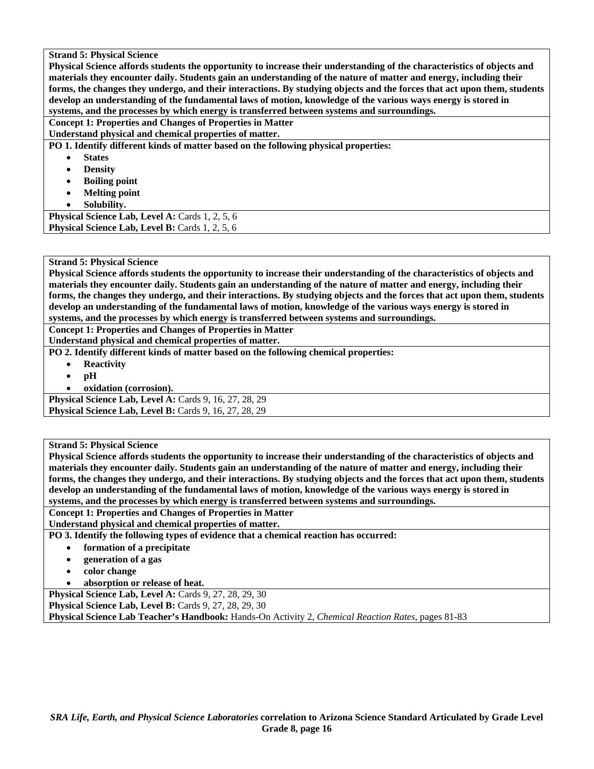**Strand 5: Physical Science**

**Physical Science affords students the opportunity to increase their understanding of the characteristics of objects and materials they encounter daily. Students gain an understanding of the nature of matter and energy, including their forms, the changes they undergo, and their interactions. By studying objects and the forces that act upon them, students develop an understanding of the fundamental laws of motion, knowledge of the various ways energy is stored in systems, and the processes by which energy is transferred between systems and surroundings.**

**Concept 1: Properties and Changes of Properties in Matter**

**Understand physical and chemical properties of matter.**

**PO 1. Identify different kinds of matter based on the following physical properties:**

- **States**
- **Density**
- **Boiling point**
- **Melting point**
- **Solubility.**

**Physical Science Lab, Level A:** Cards 1, 2, 5, 6

**Physical Science Lab, Level B:** Cards 1, 2, 5, 6

**Strand 5: Physical Science**

**Physical Science affords students the opportunity to increase their understanding of the characteristics of objects and materials they encounter daily. Students gain an understanding of the nature of matter and energy, including their forms, the changes they undergo, and their interactions. By studying objects and the forces that act upon them, students develop an understanding of the fundamental laws of motion, knowledge of the various ways energy is stored in systems, and the processes by which energy is transferred between systems and surroundings.**

**Concept 1: Properties and Changes of Properties in Matter**

**Understand physical and chemical properties of matter.**

**PO 2. Identify different kinds of matter based on the following chemical properties:**

- **Reactivity**
- **pH**
- **oxidation (corrosion).**

**Physical Science Lab, Level A:** Cards 9, 16, 27, 28, 29

**Physical Science Lab, Level B:** Cards 9, 16, 27, 28, 29

**Strand 5: Physical Science**

**Physical Science affords students the opportunity to increase their understanding of the characteristics of objects and materials they encounter daily. Students gain an understanding of the nature of matter and energy, including their forms, the changes they undergo, and their interactions. By studying objects and the forces that act upon them, students develop an understanding of the fundamental laws of motion, knowledge of the various ways energy is stored in systems, and the processes by which energy is transferred between systems and surroundings.**

**Concept 1: Properties and Changes of Properties in Matter**

**Understand physical and chemical properties of matter.**

**PO 3. Identify the following types of evidence that a chemical reaction has occurred:**

- **formation of a precipitate**
- **generation of a gas**
- **color change**
- **absorption or release of heat.**

**Physical Science Lab, Level A:** Cards 9, 27, 28, 29, 30

**Physical Science Lab, Level B:** Cards 9, 27, 28, 29, 30

**Physical Science Lab Teacher's Handbook:** Hands-On Activity 2, *Chemical Reaction Rates,* pages 81-83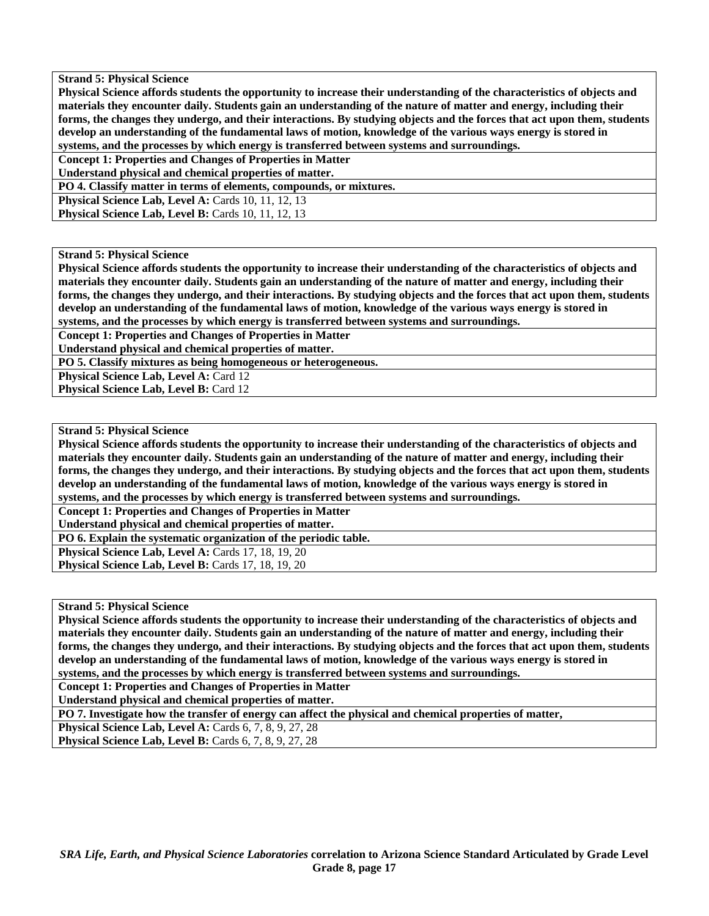**Strand 5: Physical Science**

**Physical Science affords students the opportunity to increase their understanding of the characteristics of objects and materials they encounter daily. Students gain an understanding of the nature of matter and energy, including their forms, the changes they undergo, and their interactions. By studying objects and the forces that act upon them, students develop an understanding of the fundamental laws of motion, knowledge of the various ways energy is stored in systems, and the processes by which energy is transferred between systems and surroundings.**

**Concept 1: Properties and Changes of Properties in Matter**

**Understand physical and chemical properties of matter.**

**PO 4. Classify matter in terms of elements, compounds, or mixtures.**

**Physical Science Lab, Level A:** Cards 10, 11, 12, 13

**Physical Science Lab, Level B:** Cards 10, 11, 12, 13

---

**Strand 5: Physical Science**

**Physical Science affords students the opportunity to increase their understanding of the characteristics of objects and materials they encounter daily. Students gain an understanding of the nature of matter and energy, including their forms, the changes they undergo, and their interactions. By studying objects and the forces that act upon them, students develop an understanding of the fundamental laws of motion, knowledge of the various ways energy is stored in systems, and the processes by which energy is transferred between systems and surroundings.**

**Concept 1: Properties and Changes of Properties in Matter**

**Understand physical and chemical properties of matter.**

**PO 5. Classify mixtures as being homogeneous or heterogeneous.**

**Physical Science Lab, Level A:** Card 12

**Physical Science Lab, Level B:** Card 12

---

**Strand 5: Physical Science**

**Physical Science affords students the opportunity to increase their understanding of the characteristics of objects and materials they encounter daily. Students gain an understanding of the nature of matter and energy, including their forms, the changes they undergo, and their interactions. By studying objects and the forces that act upon them, students develop an understanding of the fundamental laws of motion, knowledge of the various ways energy is stored in systems, and the processes by which energy is transferred between systems and surroundings.**

**Concept 1: Properties and Changes of Properties in Matter**

**Understand physical and chemical properties of matter.**

**PO 6. Explain the systematic organization of the periodic table.**

**Physical Science Lab, Level A:** Cards 17, 18, 19, 20

**Physical Science Lab, Level B:** Cards 17, 18, 19, 20

---

**Strand 5: Physical Science**

**Physical Science affords students the opportunity to increase their understanding of the characteristics of objects and materials they encounter daily. Students gain an understanding of the nature of matter and energy, including their forms, the changes they undergo, and their interactions. By studying objects and the forces that act upon them, students develop an understanding of the fundamental laws of motion, knowledge of the various ways energy is stored in systems, and the processes by which energy is transferred between systems and surroundings.**

**Concept 1: Properties and Changes of Properties in Matter**

**Understand physical and chemical properties of matter.**

**PO 7. Investigate how the transfer of energy can affect the physical and chemical properties of matter,**

**Physical Science Lab, Level A:** Cards 6, 7, 8, 9, 27, 28

**Physical Science Lab, Level B:** Cards 6, 7, 8, 9, 27, 28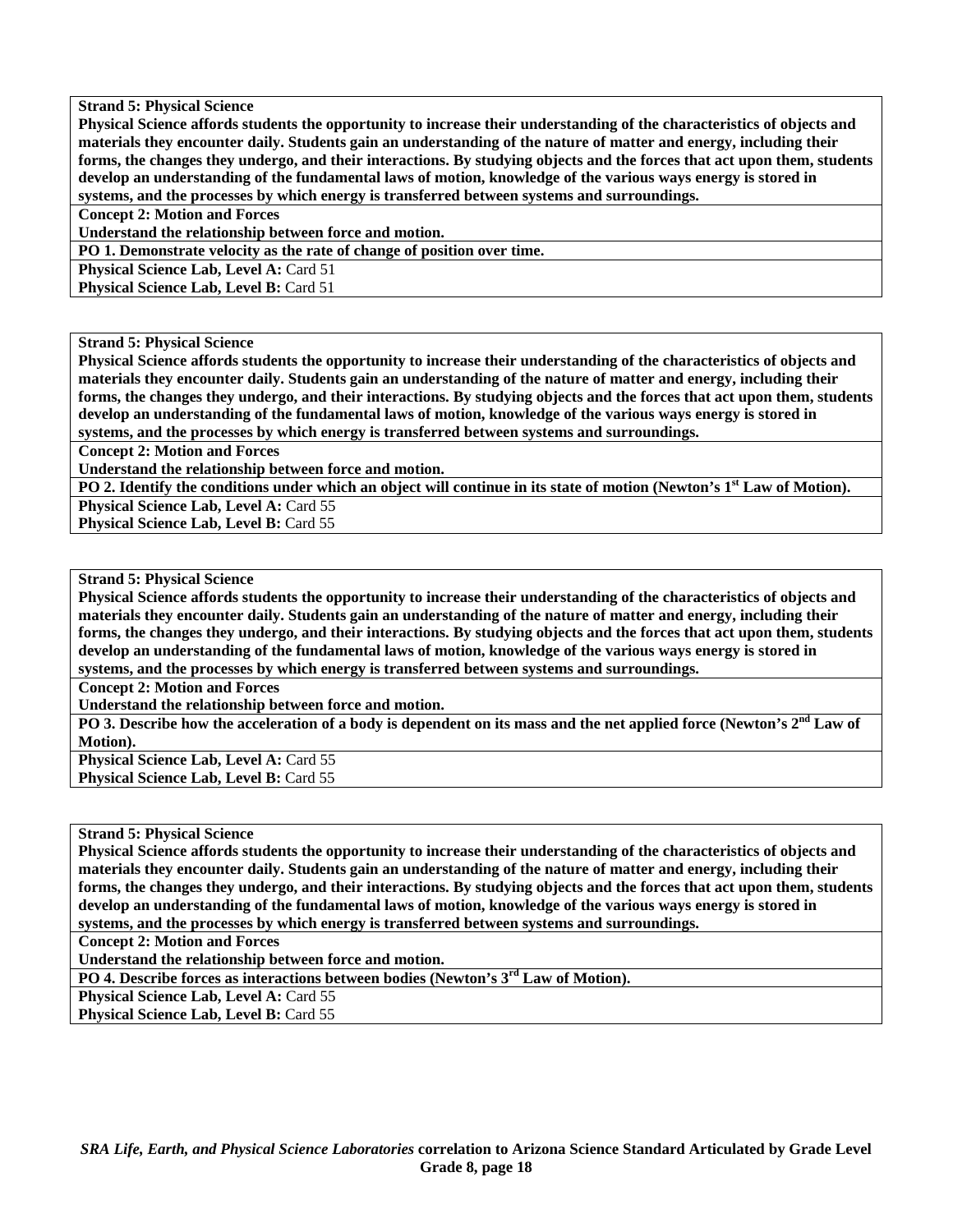**Strand 5: Physical Science**

**Physical Science affords students the opportunity to increase their understanding of the characteristics of objects and materials they encounter daily. Students gain an understanding of the nature of matter and energy, including their forms, the changes they undergo, and their interactions. By studying objects and the forces that act upon them, students develop an understanding of the fundamental laws of motion, knowledge of the various ways energy is stored in systems, and the processes by which energy is transferred between systems and surroundings.**

**Concept 2: Motion and Forces**

**Understand the relationship between force and motion.**

**PO 1. Demonstrate velocity as the rate of change of position over time.**

**Physical Science Lab, Level A:** Card 51

**Physical Science Lab, Level B:** Card 51

---

**Strand 5: Physical Science**

**Physical Science affords students the opportunity to increase their understanding of the characteristics of objects and materials they encounter daily. Students gain an understanding of the nature of matter and energy, including their forms, the changes they undergo, and their interactions. By studying objects and the forces that act upon them, students develop an understanding of the fundamental laws of motion, knowledge of the various ways energy is stored in systems, and the processes by which energy is transferred between systems and surroundings.**

**Concept 2: Motion and Forces**

**Understand the relationship between force and motion.**

**PO 2. Identify the conditions under which an object will continue in its state of motion (Newton's 1st Law of Motion).**

**Physical Science Lab, Level A:** Card 55

**Physical Science Lab, Level B:** Card 55

---

**Strand 5: Physical Science**

**Physical Science affords students the opportunity to increase their understanding of the characteristics of objects and materials they encounter daily. Students gain an understanding of the nature of matter and energy, including their forms, the changes they undergo, and their interactions. By studying objects and the forces that act upon them, students develop an understanding of the fundamental laws of motion, knowledge of the various ways energy is stored in systems, and the processes by which energy is transferred between systems and surroundings.**

**Concept 2: Motion and Forces**

**Understand the relationship between force and motion.**

**PO 3. Describe how the acceleration of a body is dependent on its mass and the net applied force (Newton's 2nd Law of Motion).**

**Physical Science Lab, Level A:** Card 55

**Physical Science Lab, Level B:** Card 55

---

**Strand 5: Physical Science**

**Physical Science affords students the opportunity to increase their understanding of the characteristics of objects and materials they encounter daily. Students gain an understanding of the nature of matter and energy, including their forms, the changes they undergo, and their interactions. By studying objects and the forces that act upon them, students develop an understanding of the fundamental laws of motion, knowledge of the various ways energy is stored in systems, and the processes by which energy is transferred between systems and surroundings.**

**Concept 2: Motion and Forces**

**Understand the relationship between force and motion.**

**PO 4. Describe forces as interactions between bodies (Newton's 3rd Law of Motion).**

**Physical Science Lab, Level A:** Card 55

**Physical Science Lab, Level B:** Card 55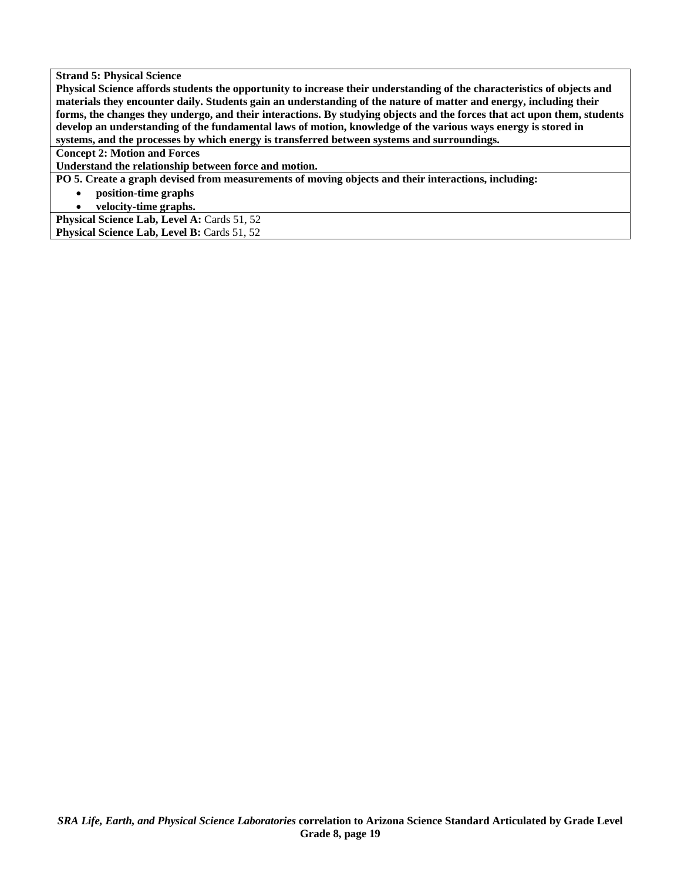**Strand 5: Physical Science**

**Physical Science affords students the opportunity to increase their understanding of the characteristics of objects and materials they encounter daily. Students gain an understanding of the nature of matter and energy, including their forms, the changes they undergo, and their interactions. By studying objects and the forces that act upon them, students develop an understanding of the fundamental laws of motion, knowledge of the various ways energy is stored in systems, and the processes by which energy is transferred between systems and surroundings.**

**Concept 2: Motion and Forces**

**Understand the relationship between force and motion.**

**PO 5. Create a graph devised from measurements of moving objects and their interactions, including:**

- **position-time graphs**
- **velocity-time graphs.**

**Physical Science Lab, Level A:** Cards 51, 52

**Physical Science Lab, Level B:** Cards 51, 52